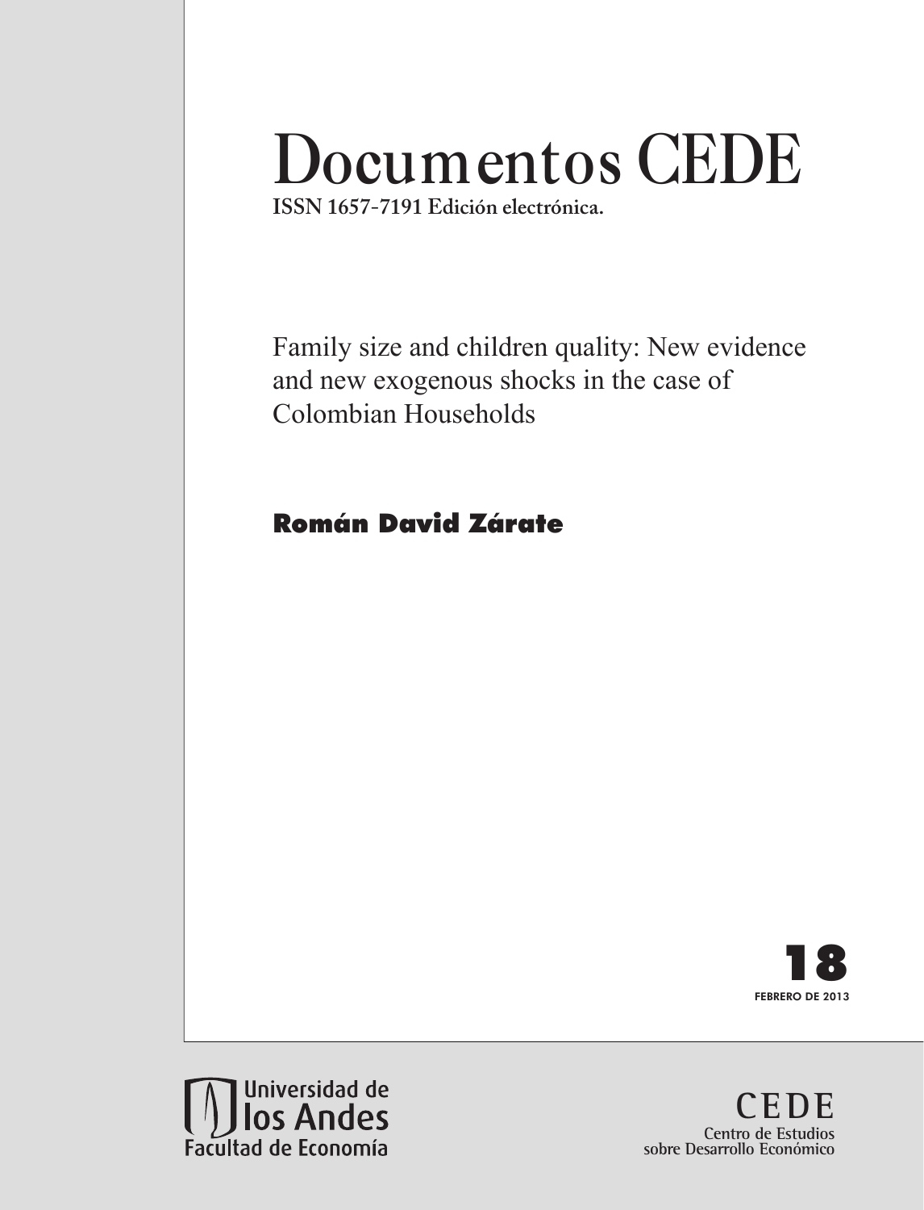# Documentos CEDE

**ISSN 1657-7191 Edición electrónica.**

## Family size and children quality: New evidence and new exogenous shocks in the case of Colombian Households

**Román David Zárate**

**18**

**FEBRERO DE 2013**

Universidad de los Andes
Facultad de Economía

CEDE
Centro de Estudios sobre Desarrollo Económico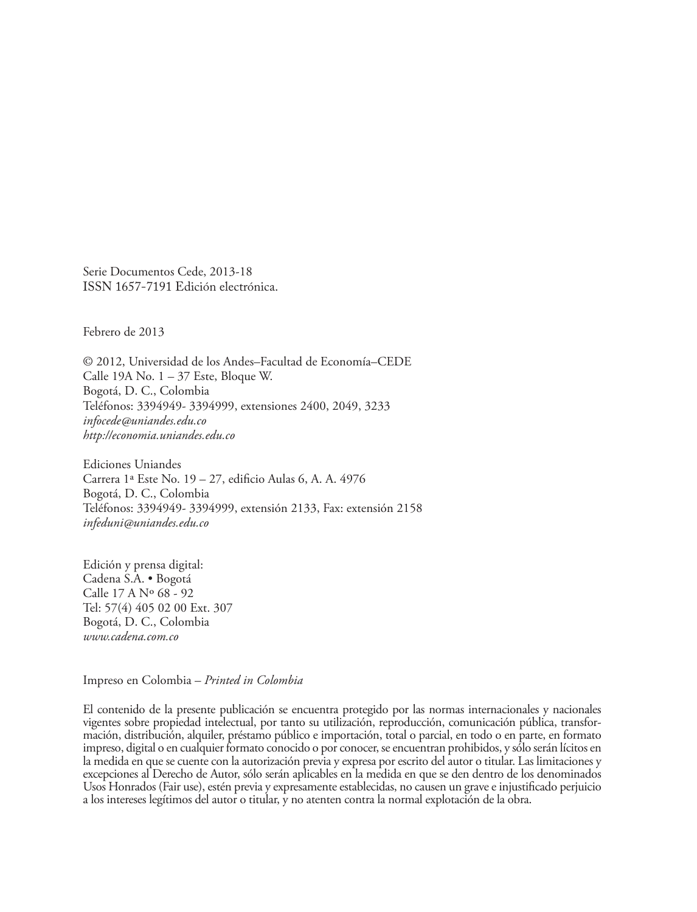Serie Documentos Cede, 2013-18
ISSN 1657-7191 Edición electrónica.

Febrero de 2013

© 2012, Universidad de los Andes–Facultad de Economía–CEDE
Calle 19A No. 1 – 37 Este, Bloque W.
Bogotá, D. C., Colombia
Teléfonos: 3394949- 3394999, extensiones 2400, 2049, 3233
*infocede@uniandes.edu.co*
*http://economia.uniandes.edu.co*

Ediciones Uniandes
Carrera 1ª Este No. 19 – 27, edificio Aulas 6, A. A. 4976
Bogotá, D. C., Colombia
Teléfonos: 3394949- 3394999, extensión 2133, Fax: extensión 2158
*infeduni@uniandes.edu.co*

Edición y prensa digital:
Cadena S.A. • Bogotá
Calle 17 A Nº 68 - 92
Tel: 57(4) 405 02 00 Ext. 307
Bogotá, D. C., Colombia
*www.cadena.com.co*

Impreso en Colombia – *Printed in Colombia*

El contenido de la presente publicación se encuentra protegido por las normas internacionales y nacionales vigentes sobre propiedad intelectual, por tanto su utilización, reproducción, comunicación pública, transformación, distribución, alquiler, préstamo público e importación, total o parcial, en todo o en parte, en formato impreso, digital o en cualquier formato conocido o por conocer, se encuentran prohibidos, y sólo serán lícitos en la medida en que se cuente con la autorización previa y expresa por escrito del autor o titular. Las limitaciones y excepciones al Derecho de Autor, sólo serán aplicables en la medida en que se den dentro de los denominados Usos Honrados (Fair use), estén previa y expresamente establecidas, no causen un grave e injustificado perjuicio a los intereses legítimos del autor o titular, y no atenten contra la normal explotación de la obra.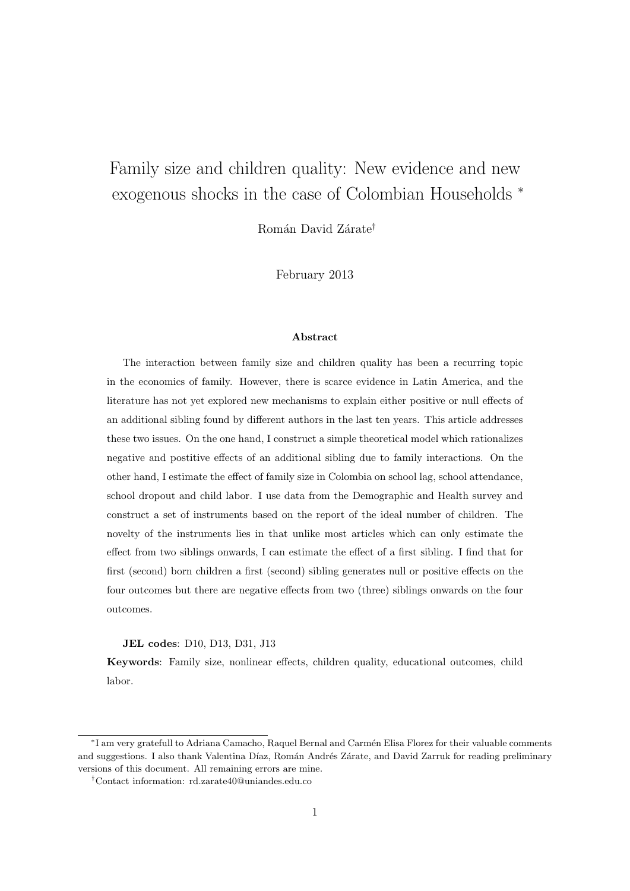# Family size and children quality: New evidence and new exogenous shocks in the case of Colombian Households *

Román David Zárate†

February 2013

**Abstract**

The interaction between family size and children quality has been a recurring topic in the economics of family. However, there is scarce evidence in Latin America, and the literature has not yet explored new mechanisms to explain either positive or null effects of an additional sibling found by different authors in the last ten years. This article addresses these two issues. On the one hand, I construct a simple theoretical model which rationalizes negative and postitive effects of an additional sibling due to family interactions. On the other hand, I estimate the effect of family size in Colombia on school lag, school attendance, school dropout and child labor. I use data from the Demographic and Health survey and construct a set of instruments based on the report of the ideal number of children. The novelty of the instruments lies in that unlike most articles which can only estimate the effect from two siblings onwards, I can estimate the effect of a first sibling. I find that for first (second) born children a first (second) sibling generates null or positive effects on the four outcomes but there are negative effects from two (three) siblings onwards on the four outcomes.

**JEL codes**: D10, D13, D31, J13

**Keywords**: Family size, nonlinear effects, children quality, educational outcomes, child labor.

---

*I am very gratefull to Adriana Camacho, Raquel Bernal and Carmén Elisa Florez for their valuable comments and suggestions. I also thank Valentina Díaz, Román Andrés Zárate, and David Zarruk for reading preliminary versions of this document. All remaining errors are mine.

†Contact information: rd.zarate40@uniandes.edu.co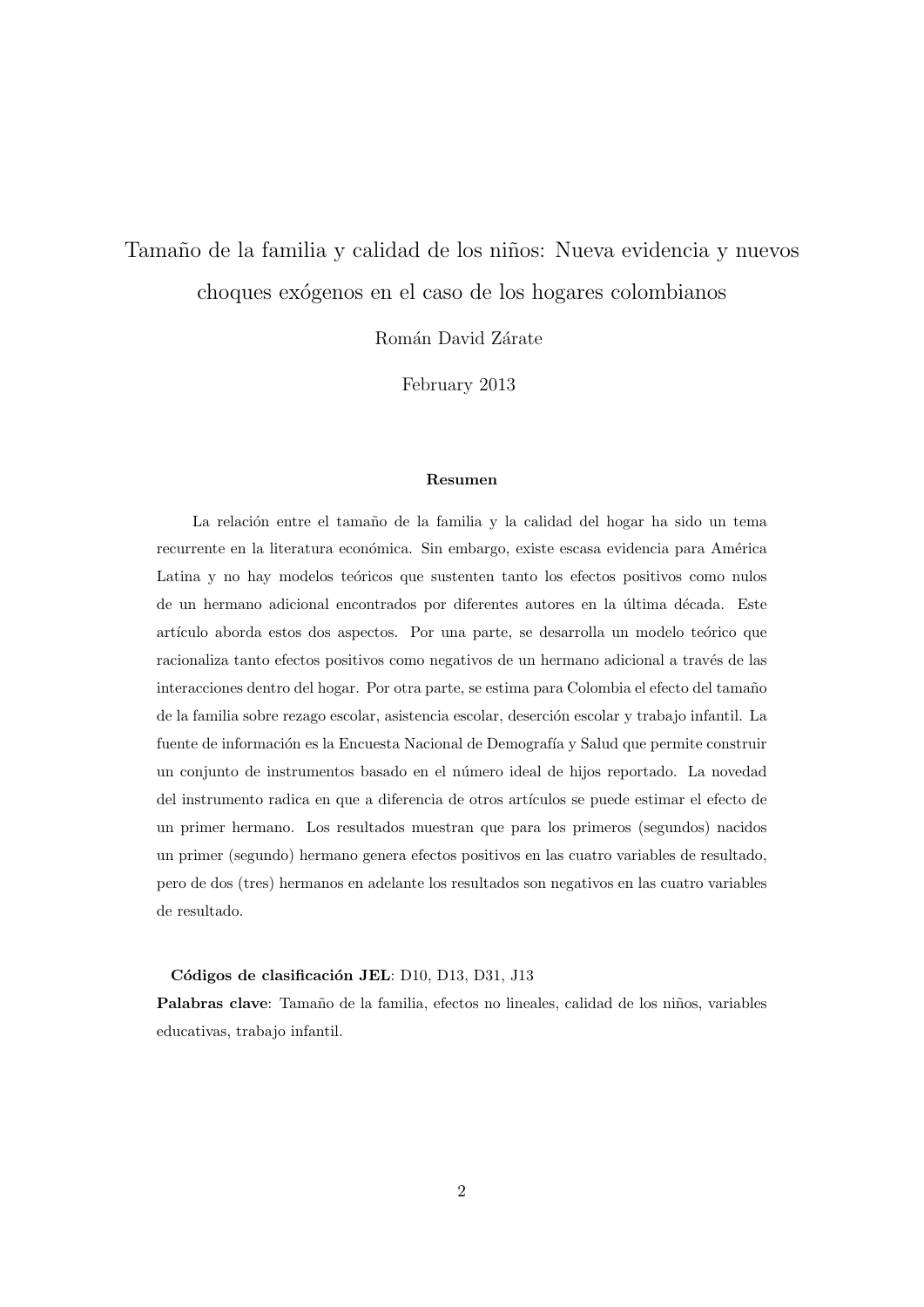# Tamaño de la familia y calidad de los niños: Nueva evidencia y nuevos choques exógenos en el caso de los hogares colombianos

Román David Zárate

February 2013

**Resumen**

La relación entre el tamaño de la familia y la calidad del hogar ha sido un tema recurrente en la literatura económica. Sin embargo, existe escasa evidencia para América Latina y no hay modelos teóricos que sustenten tanto los efectos positivos como nulos de un hermano adicional encontrados por diferentes autores en la última década. Este artículo aborda estos dos aspectos. Por una parte, se desarrolla un modelo teórico que racionaliza tanto efectos positivos como negativos de un hermano adicional a través de las interacciones dentro del hogar. Por otra parte, se estima para Colombia el efecto del tamaño de la familia sobre rezago escolar, asistencia escolar, deserción escolar y trabajo infantil. La fuente de información es la Encuesta Nacional de Demografía y Salud que permite construir un conjunto de instrumentos basado en el número ideal de hijos reportado. La novedad del instrumento radica en que a diferencia de otros artículos se puede estimar el efecto de un primer hermano. Los resultados muestran que para los primeros (segundos) nacidos un primer (segundo) hermano genera efectos positivos en las cuatro variables de resultado, pero de dos (tres) hermanos en adelante los resultados son negativos en las cuatro variables de resultado.

**Códigos de clasificación JEL**: D10, D13, D31, J13

**Palabras clave**: Tamaño de la familia, efectos no lineales, calidad de los niños, variables educativas, trabajo infantil.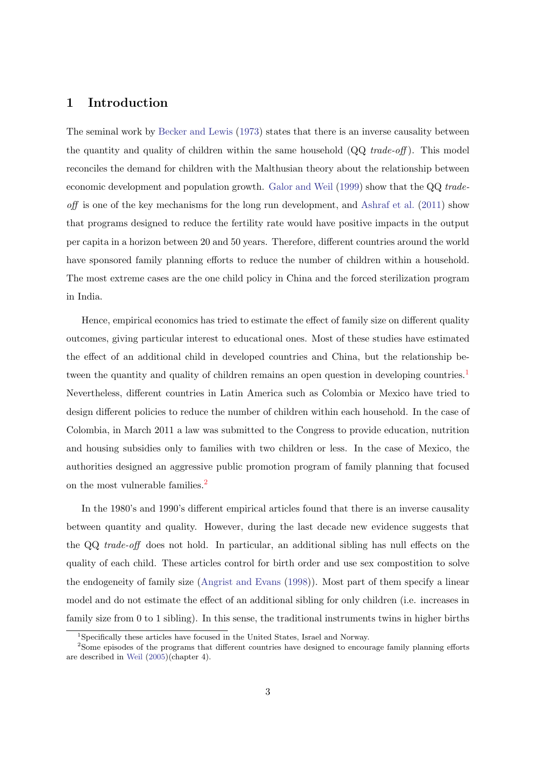# 1 Introduction

The seminal work by Becker and Lewis (1973) states that there is an inverse causality between the quantity and quality of children within the same household (QQ *trade-off*). This model reconciles the demand for children with the Malthusian theory about the relationship between economic development and population growth. Galor and Weil (1999) show that the QQ *trade-off* is one of the key mechanisms for the long run development, and Ashraf et al. (2011) show that programs designed to reduce the fertility rate would have positive impacts in the output per capita in a horizon between 20 and 50 years. Therefore, different countries around the world have sponsored family planning efforts to reduce the number of children within a household. The most extreme cases are the one child policy in China and the forced sterilization program in India.

Hence, empirical economics has tried to estimate the effect of family size on different quality outcomes, giving particular interest to educational ones. Most of these studies have estimated the effect of an additional child in developed countries and China, but the relationship between the quantity and quality of children remains an open question in developing countries.[1] Nevertheless, different countries in Latin America such as Colombia or Mexico have tried to design different policies to reduce the number of children within each household. In the case of Colombia, in March 2011 a law was submitted to the Congress to provide education, nutrition and housing subsidies only to families with two children or less. In the case of Mexico, the authorities designed an aggressive public promotion program of family planning that focused on the most vulnerable families.[2]

In the 1980's and 1990's different empirical articles found that there is an inverse causality between quantity and quality. However, during the last decade new evidence suggests that the QQ *trade-off* does not hold. In particular, an additional sibling has null effects on the quality of each child. These articles control for birth order and use sex compostition to solve the endogeneity of family size (Angrist and Evans (1998)). Most part of them specify a linear model and do not estimate the effect of an additional sibling for only children (i.e. increases in family size from 0 to 1 sibling). In this sense, the traditional instruments twins in higher births

[1] Specifically these articles have focused in the United States, Israel and Norway.

[2] Some episodes of the programs that different countries have designed to encourage family planning efforts are described in Weil (2005)(chapter 4).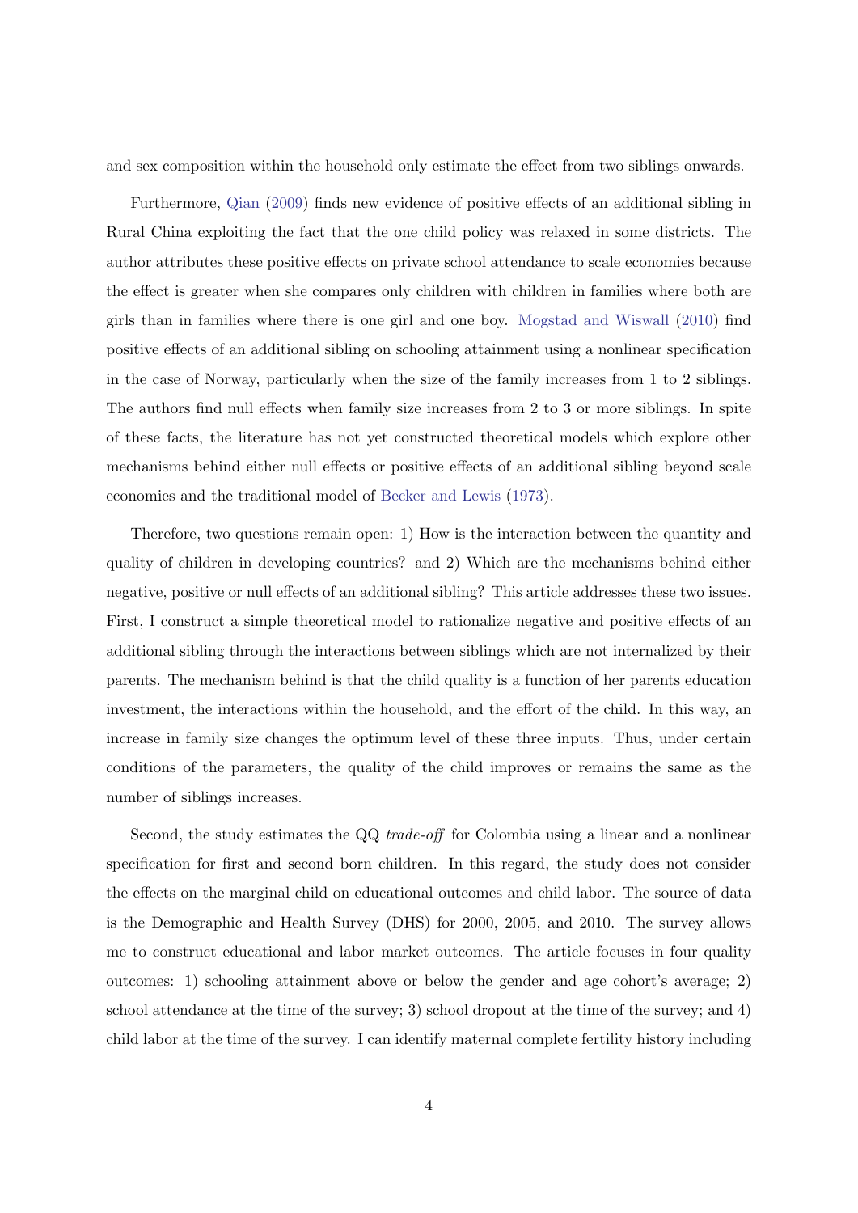and sex composition within the household only estimate the effect from two siblings onwards.

Furthermore, Qian (2009) finds new evidence of positive effects of an additional sibling in Rural China exploiting the fact that the one child policy was relaxed in some districts. The author attributes these positive effects on private school attendance to scale economies because the effect is greater when she compares only children with children in families where both are girls than in families where there is one girl and one boy. Mogstad and Wiswall (2010) find positive effects of an additional sibling on schooling attainment using a nonlinear specification in the case of Norway, particularly when the size of the family increases from 1 to 2 siblings. The authors find null effects when family size increases from 2 to 3 or more siblings. In spite of these facts, the literature has not yet constructed theoretical models which explore other mechanisms behind either null effects or positive effects of an additional sibling beyond scale economies and the traditional model of Becker and Lewis (1973).

Therefore, two questions remain open: 1) How is the interaction between the quantity and quality of children in developing countries? and 2) Which are the mechanisms behind either negative, positive or null effects of an additional sibling? This article addresses these two issues. First, I construct a simple theoretical model to rationalize negative and positive effects of an additional sibling through the interactions between siblings which are not internalized by their parents. The mechanism behind is that the child quality is a function of her parents education investment, the interactions within the household, and the effort of the child. In this way, an increase in family size changes the optimum level of these three inputs. Thus, under certain conditions of the parameters, the quality of the child improves or remains the same as the number of siblings increases.

Second, the study estimates the QQ *trade-off* for Colombia using a linear and a nonlinear specification for first and second born children. In this regard, the study does not consider the effects on the marginal child on educational outcomes and child labor. The source of data is the Demographic and Health Survey (DHS) for 2000, 2005, and 2010. The survey allows me to construct educational and labor market outcomes. The article focuses in four quality outcomes: 1) schooling attainment above or below the gender and age cohort's average; 2) school attendance at the time of the survey; 3) school dropout at the time of the survey; and 4) child labor at the time of the survey. I can identify maternal complete fertility history including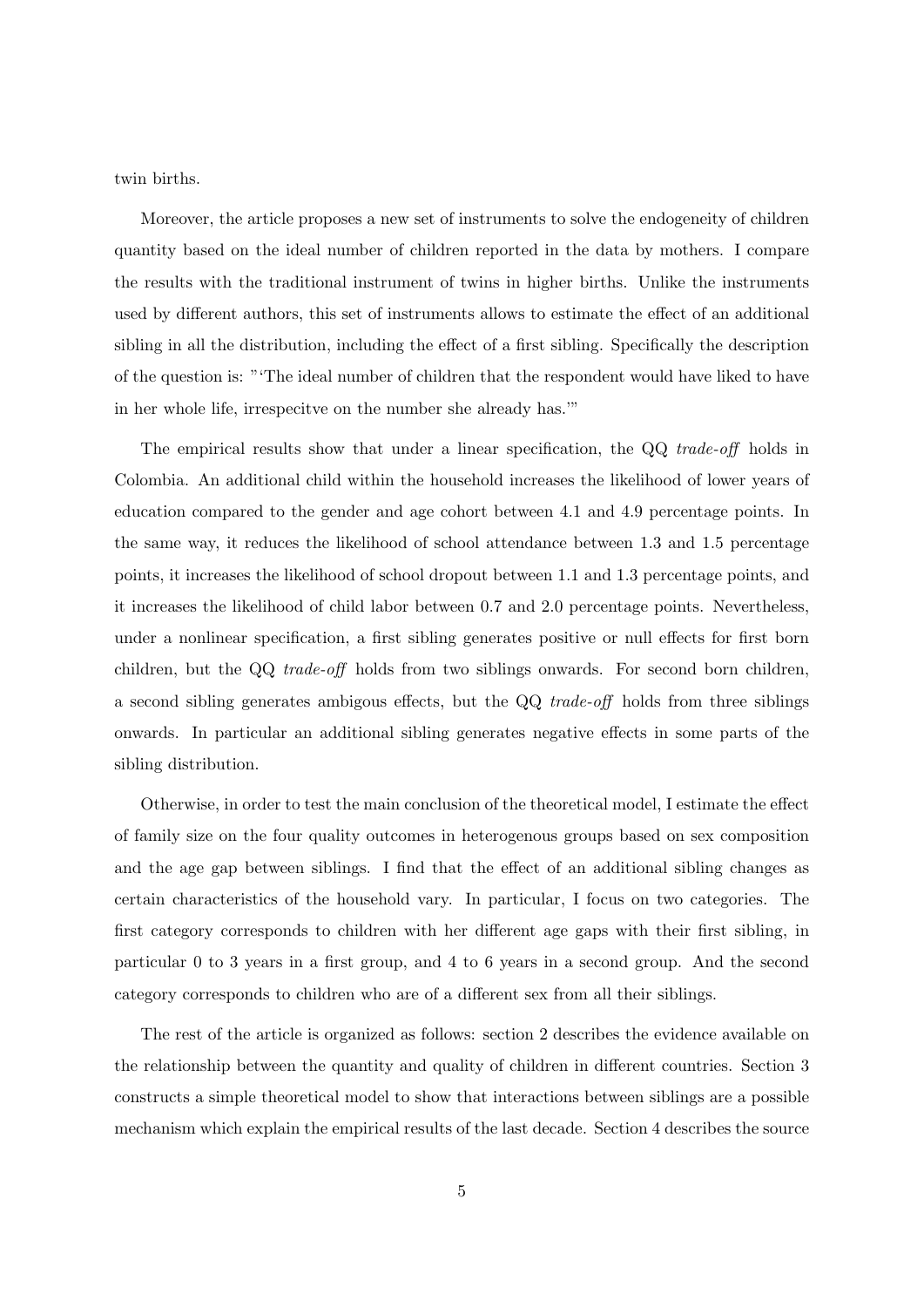twin births.

Moreover, the article proposes a new set of instruments to solve the endogeneity of children quantity based on the ideal number of children reported in the data by mothers. I compare the results with the traditional instrument of twins in higher births. Unlike the instruments used by different authors, this set of instruments allows to estimate the effect of an additional sibling in all the distribution, including the effect of a first sibling. Specifically the description of the question is: "'The ideal number of children that the respondent would have liked to have in her whole life, irrespecitve on the number she already has.'"

The empirical results show that under a linear specification, the QQ *trade-off* holds in Colombia. An additional child within the household increases the likelihood of lower years of education compared to the gender and age cohort between 4.1 and 4.9 percentage points. In the same way, it reduces the likelihood of school attendance between 1.3 and 1.5 percentage points, it increases the likelihood of school dropout between 1.1 and 1.3 percentage points, and it increases the likelihood of child labor between 0.7 and 2.0 percentage points. Nevertheless, under a nonlinear specification, a first sibling generates positive or null effects for first born children, but the QQ *trade-off* holds from two siblings onwards. For second born children, a second sibling generates ambigous effects, but the QQ *trade-off* holds from three siblings onwards. In particular an additional sibling generates negative effects in some parts of the sibling distribution.

Otherwise, in order to test the main conclusion of the theoretical model, I estimate the effect of family size on the four quality outcomes in heterogenous groups based on sex composition and the age gap between siblings. I find that the effect of an additional sibling changes as certain characteristics of the household vary. In particular, I focus on two categories. The first category corresponds to children with her different age gaps with their first sibling, in particular 0 to 3 years in a first group, and 4 to 6 years in a second group. And the second category corresponds to children who are of a different sex from all their siblings.

The rest of the article is organized as follows: section 2 describes the evidence available on the relationship between the quantity and quality of children in different countries. Section 3 constructs a simple theoretical model to show that interactions between siblings are a possible mechanism which explain the empirical results of the last decade. Section 4 describes the source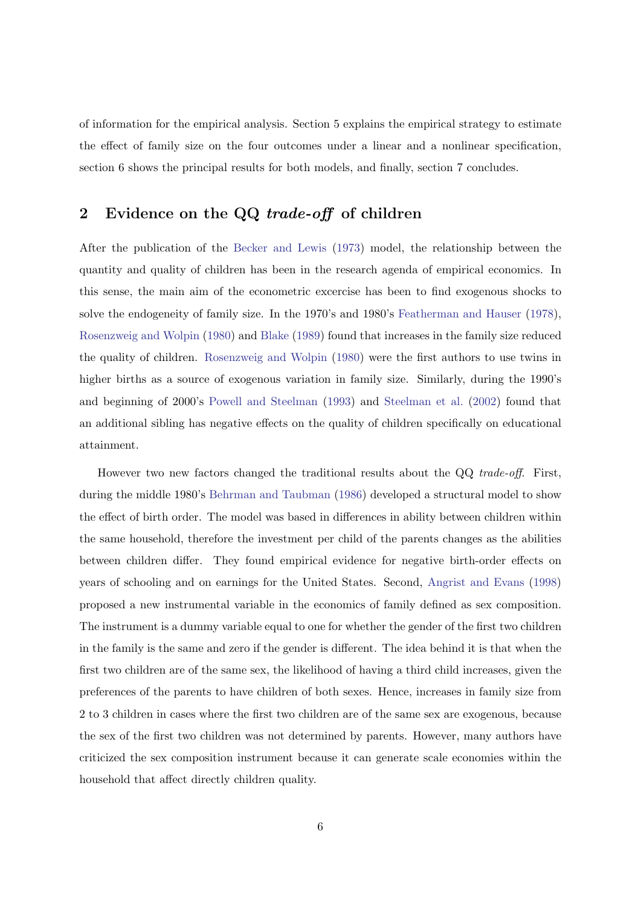of information for the empirical analysis. Section 5 explains the empirical strategy to estimate the effect of family size on the four outcomes under a linear and a nonlinear specification, section 6 shows the principal results for both models, and finally, section 7 concludes.

## 2 Evidence on the QQ *trade-off* of children

After the publication of the Becker and Lewis (1973) model, the relationship between the quantity and quality of children has been in the research agenda of empirical economics. In this sense, the main aim of the econometric excercise has been to find exogenous shocks to solve the endogeneity of family size. In the 1970's and 1980's Featherman and Hauser (1978), Rosenzweig and Wolpin (1980) and Blake (1989) found that increases in the family size reduced the quality of children. Rosenzweig and Wolpin (1980) were the first authors to use twins in higher births as a source of exogenous variation in family size. Similarly, during the 1990's and beginning of 2000's Powell and Steelman (1993) and Steelman et al. (2002) found that an additional sibling has negative effects on the quality of children specifically on educational attainment.

However two new factors changed the traditional results about the QQ *trade-off*. First, during the middle 1980's Behrman and Taubman (1986) developed a structural model to show the effect of birth order. The model was based in differences in ability between children within the same household, therefore the investment per child of the parents changes as the abilities between children differ. They found empirical evidence for negative birth-order effects on years of schooling and on earnings for the United States. Second, Angrist and Evans (1998) proposed a new instrumental variable in the economics of family defined as sex composition. The instrument is a dummy variable equal to one for whether the gender of the first two children in the family is the same and zero if the gender is different. The idea behind it is that when the first two children are of the same sex, the likelihood of having a third child increases, given the preferences of the parents to have children of both sexes. Hence, increases in family size from 2 to 3 children in cases where the first two children are of the same sex are exogenous, because the sex of the first two children was not determined by parents. However, many authors have criticized the sex composition instrument because it can generate scale economies within the household that affect directly children quality.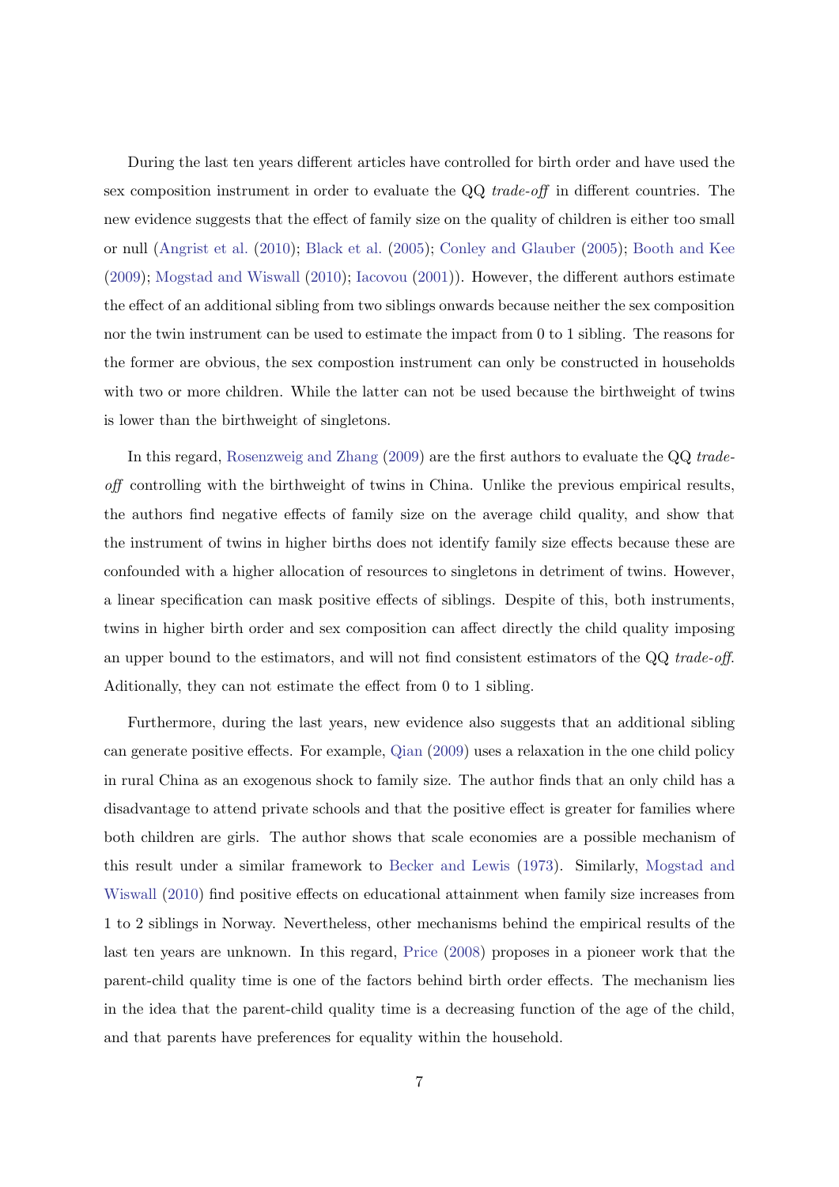During the last ten years different articles have controlled for birth order and have used the sex composition instrument in order to evaluate the QQ *trade-off* in different countries. The new evidence suggests that the effect of family size on the quality of children is either too small or null (Angrist et al. (2010); Black et al. (2005); Conley and Glauber (2005); Booth and Kee (2009); Mogstad and Wiswall (2010); Iacovou (2001)). However, the different authors estimate the effect of an additional sibling from two siblings onwards because neither the sex composition nor the twin instrument can be used to estimate the impact from 0 to 1 sibling. The reasons for the former are obvious, the sex compostion instrument can only be constructed in households with two or more children. While the latter can not be used because the birthweight of twins is lower than the birthweight of singletons.

In this regard, Rosenzweig and Zhang (2009) are the first authors to evaluate the QQ *trade-off* controlling with the birthweight of twins in China. Unlike the previous empirical results, the authors find negative effects of family size on the average child quality, and show that the instrument of twins in higher births does not identify family size effects because these are confounded with a higher allocation of resources to singletons in detriment of twins. However, a linear specification can mask positive effects of siblings. Despite of this, both instruments, twins in higher birth order and sex composition can affect directly the child quality imposing an upper bound to the estimators, and will not find consistent estimators of the QQ *trade-off*. Aditionally, they can not estimate the effect from 0 to 1 sibling.

Furthermore, during the last years, new evidence also suggests that an additional sibling can generate positive effects. For example, Qian (2009) uses a relaxation in the one child policy in rural China as an exogenous shock to family size. The author finds that an only child has a disadvantage to attend private schools and that the positive effect is greater for families where both children are girls. The author shows that scale economies are a possible mechanism of this result under a similar framework to Becker and Lewis (1973). Similarly, Mogstad and Wiswall (2010) find positive effects on educational attainment when family size increases from 1 to 2 siblings in Norway. Nevertheless, other mechanisms behind the empirical results of the last ten years are unknown. In this regard, Price (2008) proposes in a pioneer work that the parent-child quality time is one of the factors behind birth order effects. The mechanism lies in the idea that the parent-child quality time is a decreasing function of the age of the child, and that parents have preferences for equality within the household.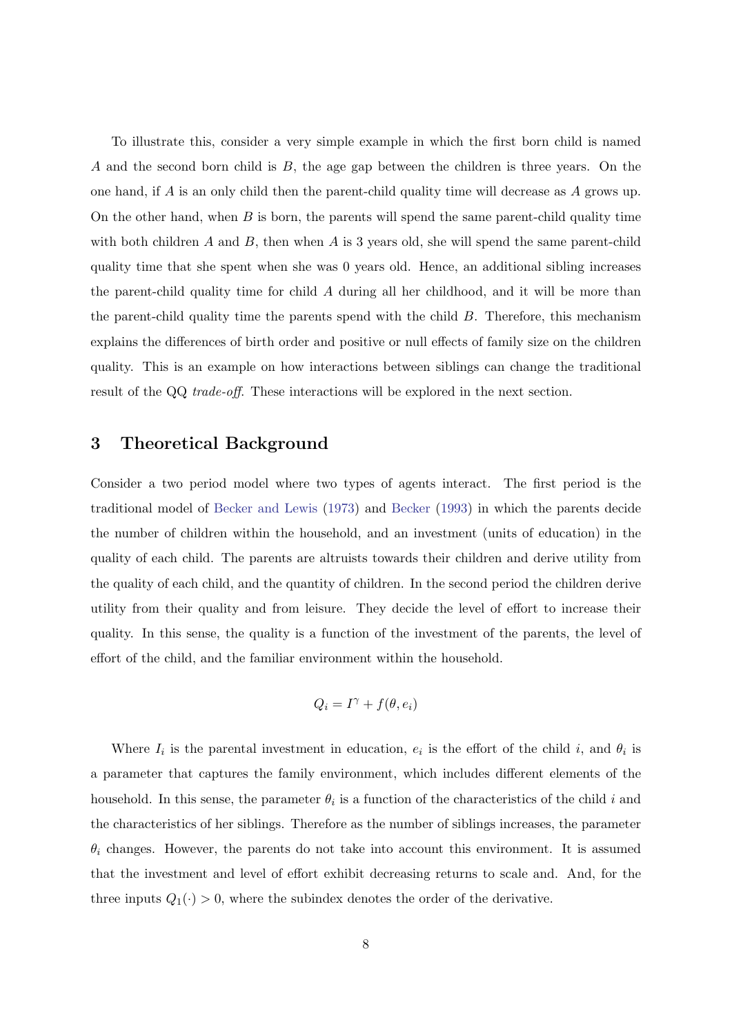To illustrate this, consider a very simple example in which the first born child is named $A$ and the second born child is $B$, the age gap between the children is three years. On the one hand, if $A$ is an only child then the parent-child quality time will decrease as $A$ grows up. On the other hand, when $B$ is born, the parents will spend the same parent-child quality time with both children $A$ and $B$, then when $A$ is 3 years old, she will spend the same parent-child quality time that she spent when she was 0 years old. Hence, an additional sibling increases the parent-child quality time for child $A$ during all her childhood, and it will be more than the parent-child quality time the parents spend with the child $B$. Therefore, this mechanism explains the differences of birth order and positive or null effects of family size on the children quality. This is an example on how interactions between siblings can change the traditional result of the QQ *trade-off*. These interactions will be explored in the next section.

## 3 Theoretical Background

Consider a two period model where two types of agents interact. The first period is the traditional model of Becker and Lewis (1973) and Becker (1993) in which the parents decide the number of children within the household, and an investment (units of education) in the quality of each child. The parents are altruists towards their children and derive utility from the quality of each child, and the quantity of children. In the second period the children derive utility from their quality and from leisure. They decide the level of effort to increase their quality. In this sense, the quality is a function of the investment of the parents, the level of effort of the child, and the familiar environment within the household.

$$Q_i = I^{\gamma} + f(\theta, e_i)$$

Where $I_i$ is the parental investment in education, $e_i$ is the effort of the child $i$, and $\theta_i$ is a parameter that captures the family environment, which includes different elements of the household. In this sense, the parameter $\theta_i$ is a function of the characteristics of the child $i$ and the characteristics of her siblings. Therefore as the number of siblings increases, the parameter $\theta_i$ changes. However, the parents do not take into account this environment. It is assumed that the investment and level of effort exhibit decreasing returns to scale and. And, for the three inputs $Q_1(\cdot) > 0$, where the subindex denotes the order of the derivative.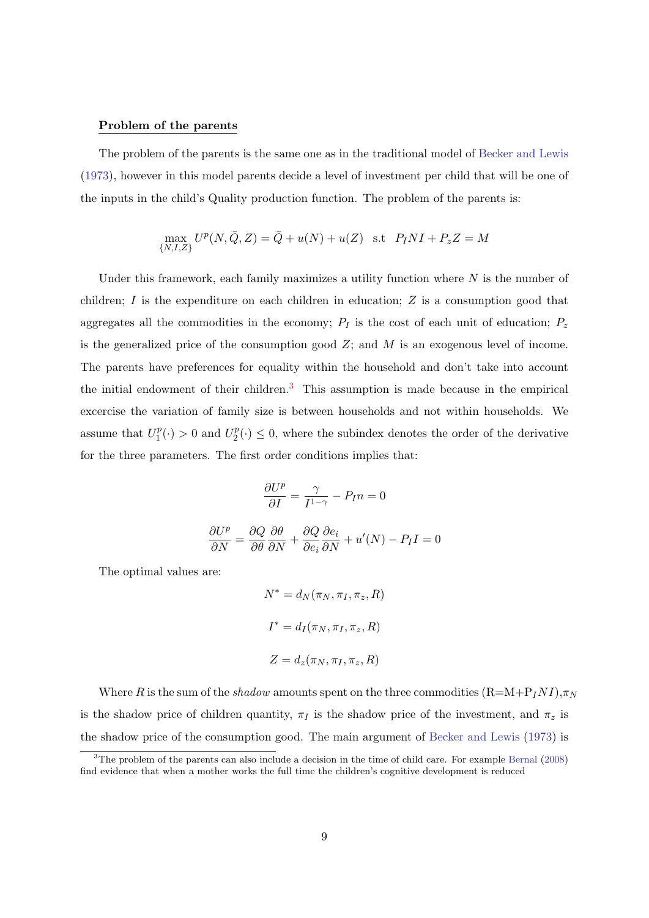**Problem of the parents**

The problem of the parents is the same one as in the traditional model of Becker and Lewis (1973), however in this model parents decide a level of investment per child that will be one of the inputs in the child's Quality production function. The problem of the parents is:

$$\max_{\{N,I,Z\}} U^p(N,\bar{Q},Z) = \bar{Q} + u(N) + u(Z) \quad \text{s.t} \quad P_I NI + P_z Z = M$$

Under this framework, each family maximizes a utility function where $N$ is the number of children; $I$ is the expenditure on each children in education; $Z$ is a consumption good that aggregates all the commodities in the economy; $P_I$ is the cost of each unit of education; $P_z$ is the generalized price of the consumption good $Z$; and $M$ is an exogenous level of income. The parents have preferences for equality within the household and don't take into account the initial endowment of their children.[3] This assumption is made because in the empirical excercise the variation of family size is between households and not within households. We assume that $U_1^p(\cdot) > 0$ and $U_2^p(\cdot) \leq 0$, where the subindex denotes the order of the derivative for the three parameters. The first order conditions implies that:

$$\frac{\partial U^p}{\partial I} = \frac{\gamma}{I^{1-\gamma}} - P_I n = 0$$

$$\frac{\partial U^p}{\partial N} = \frac{\partial Q}{\partial \theta}\frac{\partial \theta}{\partial N} + \frac{\partial Q}{\partial e_i}\frac{\partial e_i}{\partial N} + u'(N) - P_I I = 0$$

The optimal values are:

$$N^* = d_N(\pi_N, \pi_I, \pi_z, R)$$

$$I^* = d_I(\pi_N, \pi_I, \pi_z, R)$$

$$Z = d_z(\pi_N, \pi_I, \pi_z, R)$$

Where $R$ is the sum of the *shadow* amounts spent on the three commodities ($R = M + P_I NI$),$\pi_N$ is the shadow price of children quantity, $\pi_I$ is the shadow price of the investment, and $\pi_z$ is the shadow price of the consumption good. The main argument of Becker and Lewis (1973) is

[3] The problem of the parents can also include a decision in the time of child care. For example Bernal (2008) find evidence that when a mother works the full time the children's cognitive development is reduced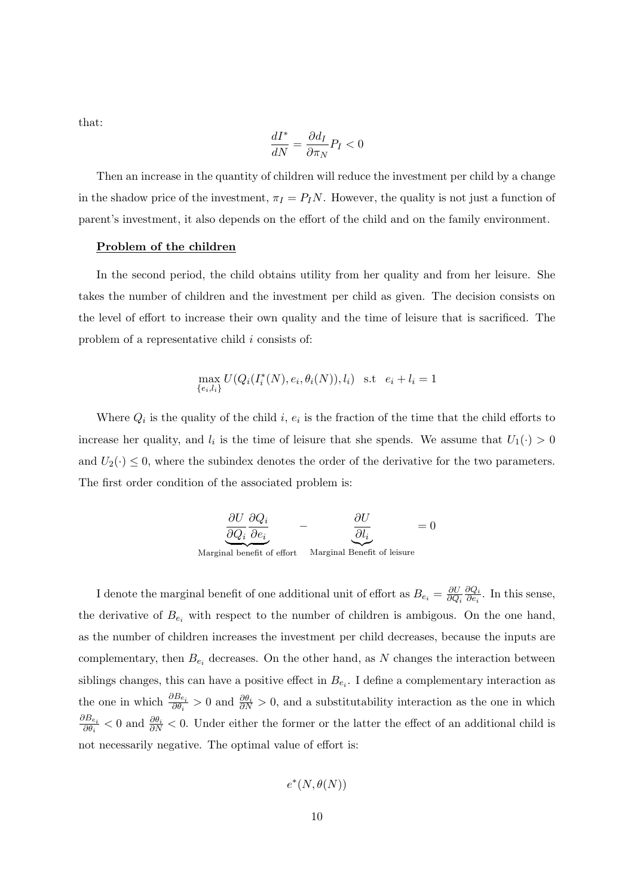that:

$$\frac{dI^*}{dN} = \frac{\partial d_I}{\partial \pi_N} P_I < 0$$

Then an increase in the quantity of children will reduce the investment per child by a change in the shadow price of the investment, $\pi_I = P_I N$. However, the quality is not just a function of parent's investment, it also depends on the effort of the child and on the family environment.

**Problem of the children**

In the second period, the child obtains utility from her quality and from her leisure. She takes the number of children and the investment per child as given. The decision consists on the level of effort to increase their own quality and the time of leisure that is sacrificed. The problem of a representative child $i$ consists of:

$$\max_{\{e_i, l_i\}} U(Q_i(I_i^*(N), e_i, \theta_i(N)), l_i) \quad \text{s.t} \quad e_i + l_i = 1$$

Where $Q_i$ is the quality of the child $i$, $e_i$ is the fraction of the time that the child efforts to increase her quality, and $l_i$ is the time of leisure that she spends. We assume that $U_1(\cdot) > 0$ and $U_2(\cdot) \leq 0$, where the subindex denotes the order of the derivative for the two parameters. The first order condition of the associated problem is:

$$\underbrace{\frac{\partial U}{\partial Q_i}\frac{\partial Q_i}{\partial e_i}}_{\text{Marginal benefit of effort}} \quad - \quad \underbrace{\frac{\partial U}{\partial l_i}}_{\text{Marginal Benefit of leisure}} \quad = 0$$

I denote the marginal benefit of one additional unit of effort as $B_{e_i} = \frac{\partial U}{\partial Q_i}\frac{\partial Q_i}{\partial e_i}$. In this sense, the derivative of $B_{e_i}$ with respect to the number of children is ambigous. On the one hand, as the number of children increases the investment per child decreases, because the inputs are complementary, then $B_{e_i}$ decreases. On the other hand, as $N$ changes the interaction between siblings changes, this can have a positive effect in $B_{e_i}$. I define a complementary interaction as the one in which $\frac{\partial B_{e_i}}{\partial \theta_i} > 0$ and $\frac{\partial \theta_i}{\partial N} > 0$, and a substitutability interaction as the one in which $\frac{\partial B_{e_i}}{\partial \theta_i} < 0$ and $\frac{\partial \theta_i}{\partial N} < 0$. Under either the former or the latter the effect of an additional child is not necessarily negative. The optimal value of effort is:

$$e^*(N, \theta(N))$$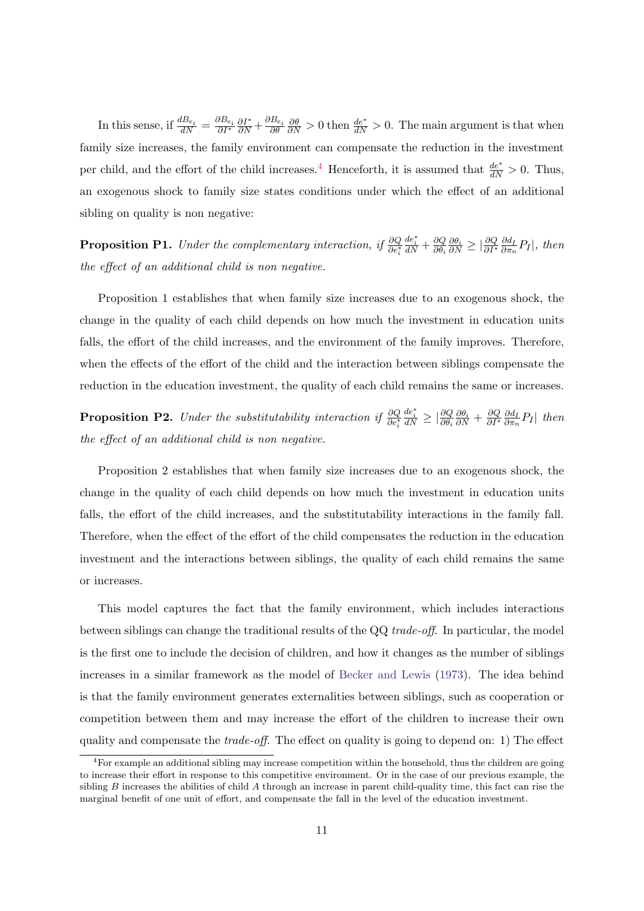In this sense, if $\frac{dB_{e_i}}{dN} = \frac{\partial B_{e_i}}{\partial I^*}\frac{\partial I^*}{\partial N} + \frac{\partial B_{e_i}}{\partial \theta}\frac{\partial \theta}{\partial N} > 0$ then $\frac{de^*}{dN} > 0$. The main argument is that when family size increases, the family environment can compensate the reduction in the investment per child, and the effort of the child increases.[4] Henceforth, it is assumed that $\frac{de^*}{dN} > 0$. Thus, an exogenous shock to family size states conditions under which the effect of an additional sibling on quality is non negative:

**Proposition P1.** *Under the complementary interaction, if* $\frac{\partial Q}{\partial e_i^*}\frac{de_i^*}{dN} + \frac{\partial Q}{\partial \theta_i}\frac{\partial \theta_i}{\partial N} \geq |\frac{\partial Q}{\partial I^*}\frac{\partial d_I}{\partial \pi_n}P_I|$, *then the effect of an additional child is non negative.*

Proposition 1 establishes that when family size increases due to an exogenous shock, the change in the quality of each child depends on how much the investment in education units falls, the effort of the child increases, and the environment of the family improves. Therefore, when the effects of the effort of the child and the interaction between siblings compensate the reduction in the education investment, the quality of each child remains the same or increases.

**Proposition P2.** *Under the substitutability interaction if* $\frac{\partial Q}{\partial e_i^*}\frac{de_i^*}{dN} \geq |\frac{\partial Q}{\partial \theta_i}\frac{\partial \theta_i}{\partial N} + \frac{\partial Q}{\partial I^*}\frac{\partial d_I}{\partial \pi_n}P_I|$ *then the effect of an additional child is non negative.*

Proposition 2 establishes that when family size increases due to an exogenous shock, the change in the quality of each child depends on how much the investment in education units falls, the effort of the child increases, and the substitutability interactions in the family fall. Therefore, when the effect of the effort of the child compensates the reduction in the education investment and the interactions between siblings, the quality of each child remains the same or increases.

This model captures the fact that the family environment, which includes interactions between siblings can change the traditional results of the QQ *trade-off*. In particular, the model is the first one to include the decision of children, and how it changes as the number of siblings increases in a similar framework as the model of Becker and Lewis (1973). The idea behind is that the family environment generates externalities between siblings, such as cooperation or competition between them and may increase the effort of the children to increase their own quality and compensate the *trade-off*. The effect on quality is going to depend on: 1) The effect

[4] For example an additional sibling may increase competition within the household, thus the children are going to increase their effort in response to this competitive environment. Or in the case of our previous example, the sibling $B$ increases the abilities of child $A$ through an increase in parent child-quality time, this fact can rise the marginal benefit of one unit of effort, and compensate the fall in the level of the education investment.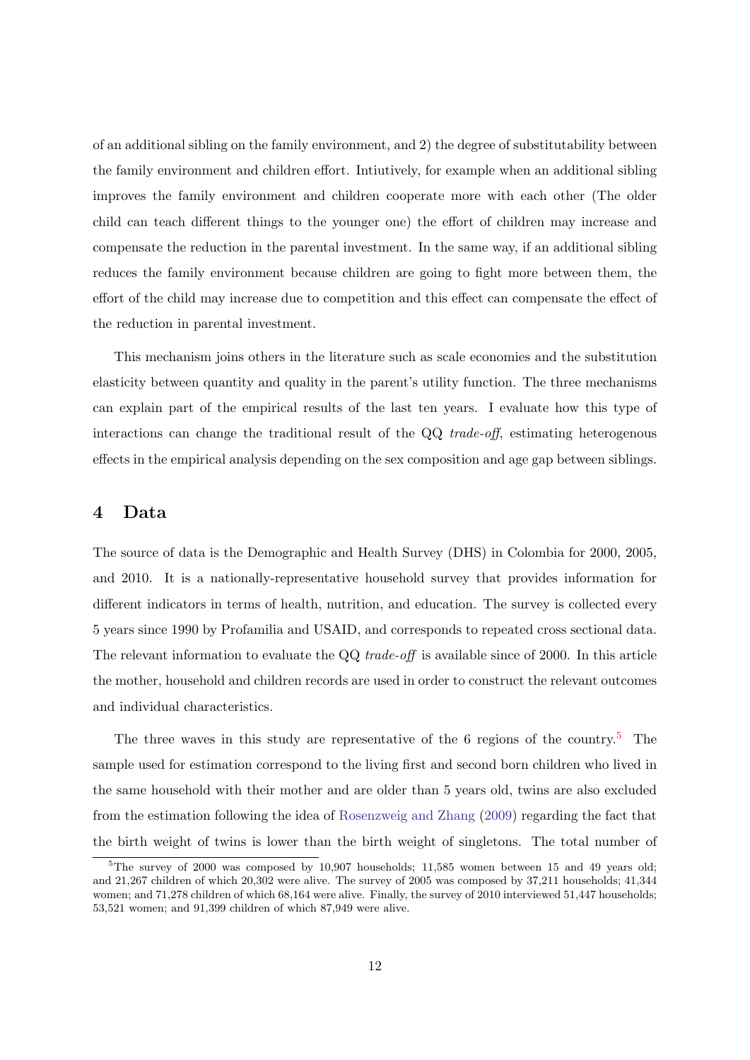of an additional sibling on the family environment, and 2) the degree of substitutability between the family environment and children effort. Intiutively, for example when an additional sibling improves the family environment and children cooperate more with each other (The older child can teach different things to the younger one) the effort of children may increase and compensate the reduction in the parental investment. In the same way, if an additional sibling reduces the family environment because children are going to fight more between them, the effort of the child may increase due to competition and this effect can compensate the effect of the reduction in parental investment.

This mechanism joins others in the literature such as scale economies and the substitution elasticity between quantity and quality in the parent's utility function. The three mechanisms can explain part of the empirical results of the last ten years. I evaluate how this type of interactions can change the traditional result of the QQ *trade-off*, estimating heterogenous effects in the empirical analysis depending on the sex composition and age gap between siblings.

## 4 Data

The source of data is the Demographic and Health Survey (DHS) in Colombia for 2000, 2005, and 2010. It is a nationally-representative household survey that provides information for different indicators in terms of health, nutrition, and education. The survey is collected every 5 years since 1990 by Profamilia and USAID, and corresponds to repeated cross sectional data. The relevant information to evaluate the QQ *trade-off* is available since of 2000. In this article the mother, household and children records are used in order to construct the relevant outcomes and individual characteristics.

The three waves in this study are representative of the 6 regions of the country.[5] The sample used for estimation correspond to the living first and second born children who lived in the same household with their mother and are older than 5 years old, twins are also excluded from the estimation following the idea of Rosenzweig and Zhang (2009) regarding the fact that the birth weight of twins is lower than the birth weight of singletons. The total number of

[5] The survey of 2000 was composed by 10,907 households; 11,585 women between 15 and 49 years old; and 21,267 children of which 20,302 were alive. The survey of 2005 was composed by 37,211 households; 41,344 women; and 71,278 children of which 68,164 were alive. Finally, the survey of 2010 interviewed 51,447 households; 53,521 women; and 91,399 children of which 87,949 were alive.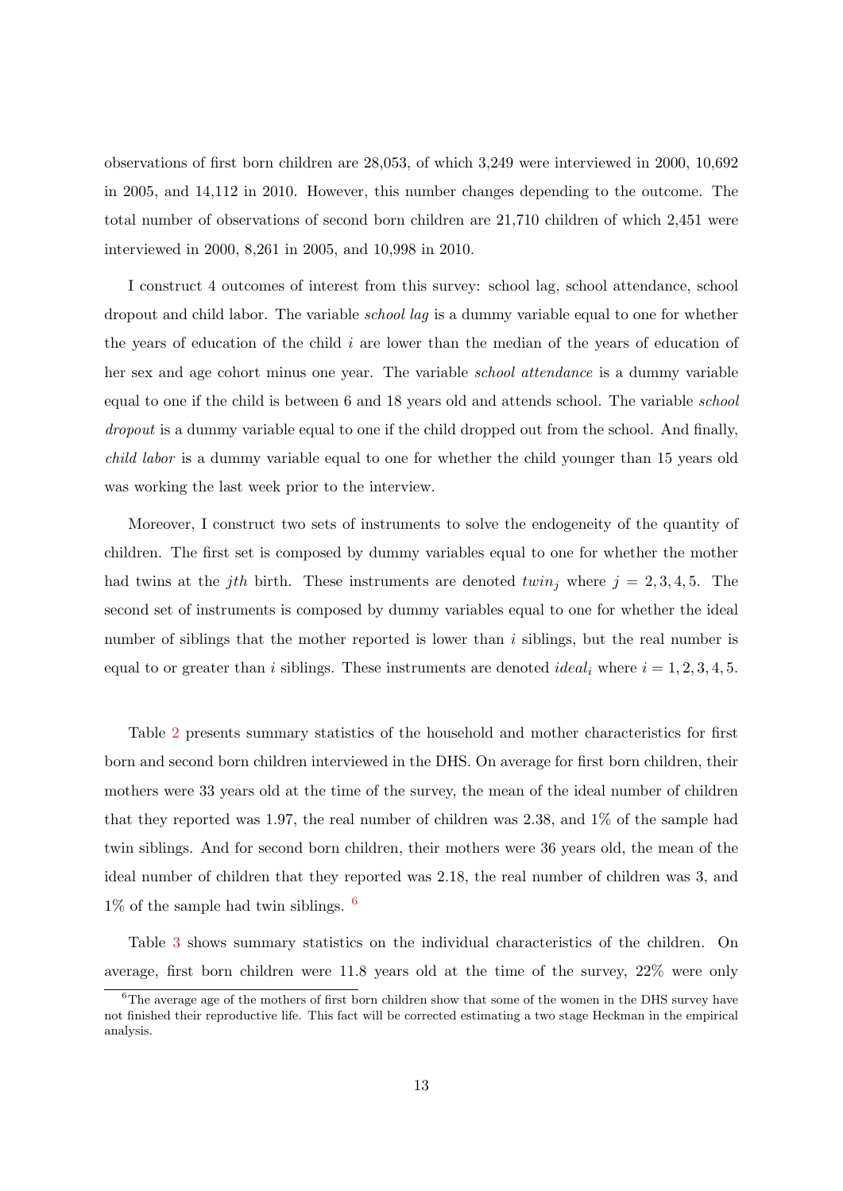observations of first born children are 28,053, of which 3,249 were interviewed in 2000, 10,692 in 2005, and 14,112 in 2010. However, this number changes depending to the outcome. The total number of observations of second born children are 21,710 children of which 2,451 were interviewed in 2000, 8,261 in 2005, and 10,998 in 2010.

I construct 4 outcomes of interest from this survey: school lag, school attendance, school dropout and child labor. The variable *school lag* is a dummy variable equal to one for whether the years of education of the child $i$ are lower than the median of the years of education of her sex and age cohort minus one year. The variable *school attendance* is a dummy variable equal to one if the child is between 6 and 18 years old and attends school. The variable *school dropout* is a dummy variable equal to one if the child dropped out from the school. And finally, *child labor* is a dummy variable equal to one for whether the child younger than 15 years old was working the last week prior to the interview.

Moreover, I construct two sets of instruments to solve the endogeneity of the quantity of children. The first set is composed by dummy variables equal to one for whether the mother had twins at the $jth$ birth. These instruments are denoted $twin_j$ where $j = 2, 3, 4, 5$. The second set of instruments is composed by dummy variables equal to one for whether the ideal number of siblings that the mother reported is lower than $i$ siblings, but the real number is equal to or greater than $i$ siblings. These instruments are denoted $ideal_i$ where $i = 1, 2, 3, 4, 5$.

Table 2 presents summary statistics of the household and mother characteristics for first born and second born children interviewed in the DHS. On average for first born children, their mothers were 33 years old at the time of the survey, the mean of the ideal number of children that they reported was 1.97, the real number of children was 2.38, and 1% of the sample had twin siblings. And for second born children, their mothers were 36 years old, the mean of the ideal number of children that they reported was 2.18, the real number of children was 3, and 1% of the sample had twin siblings. [6]

Table 3 shows summary statistics on the individual characteristics of the children. On average, first born children were 11.8 years old at the time of the survey, 22% were only

[6]The average age of the mothers of first born children show that some of the women in the DHS survey have not finished their reproductive life. This fact will be corrected estimating a two stage Heckman in the empirical analysis.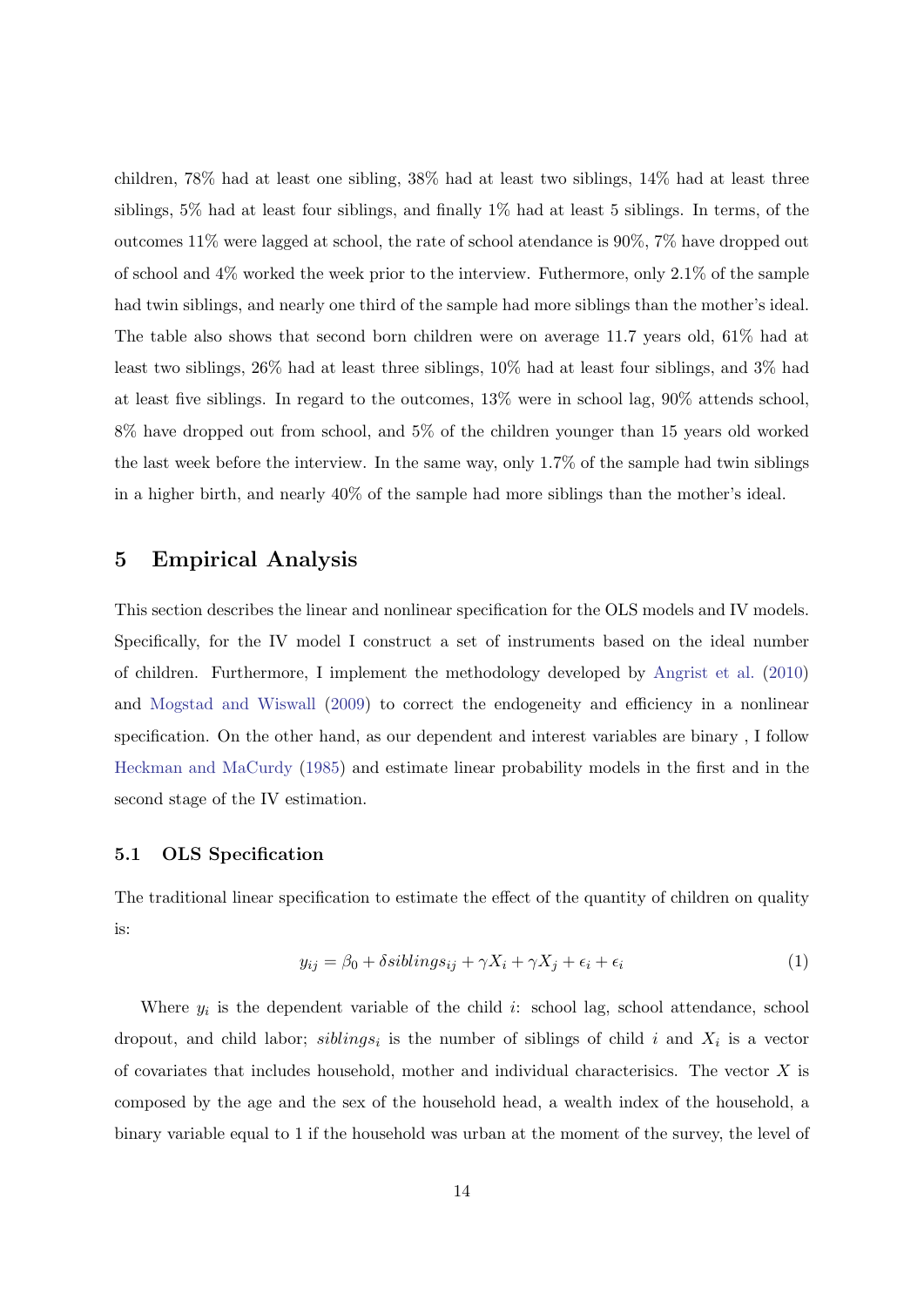children, 78% had at least one sibling, 38% had at least two siblings, 14% had at least three siblings, 5% had at least four siblings, and finally 1% had at least 5 siblings. In terms, of the outcomes 11% were lagged at school, the rate of school atendance is 90%, 7% have dropped out of school and 4% worked the week prior to the interview. Futhermore, only 2.1% of the sample had twin siblings, and nearly one third of the sample had more siblings than the mother's ideal. The table also shows that second born children were on average 11.7 years old, 61% had at least two siblings, 26% had at least three siblings, 10% had at least four siblings, and 3% had at least five siblings. In regard to the outcomes, 13% were in school lag, 90% attends school, 8% have dropped out from school, and 5% of the children younger than 15 years old worked the last week before the interview. In the same way, only 1.7% of the sample had twin siblings in a higher birth, and nearly 40% of the sample had more siblings than the mother's ideal.

## 5 Empirical Analysis

This section describes the linear and nonlinear specification for the OLS models and IV models. Specifically, for the IV model I construct a set of instruments based on the ideal number of children. Furthermore, I implement the methodology developed by Angrist et al. (2010) and Mogstad and Wiswall (2009) to correct the endogeneity and efficiency in a nonlinear specification. On the other hand, as our dependent and interest variables are binary , I follow Heckman and MaCurdy (1985) and estimate linear probability models in the first and in the second stage of the IV estimation.

### 5.1 OLS Specification

The traditional linear specification to estimate the effect of the quantity of children on quality is:

$$y_{ij} = \beta_0 + \delta siblings_{ij} + \gamma X_i + \gamma X_j + \epsilon_i + \epsilon_i \tag{1}$$

Where $y_i$ is the dependent variable of the child $i$: school lag, school attendance, school dropout, and child labor; $siblings_i$ is the number of siblings of child $i$ and $X_i$ is a vector of covariates that includes household, mother and individual characterisics. The vector $X$ is composed by the age and the sex of the household head, a wealth index of the household, a binary variable equal to 1 if the household was urban at the moment of the survey, the level of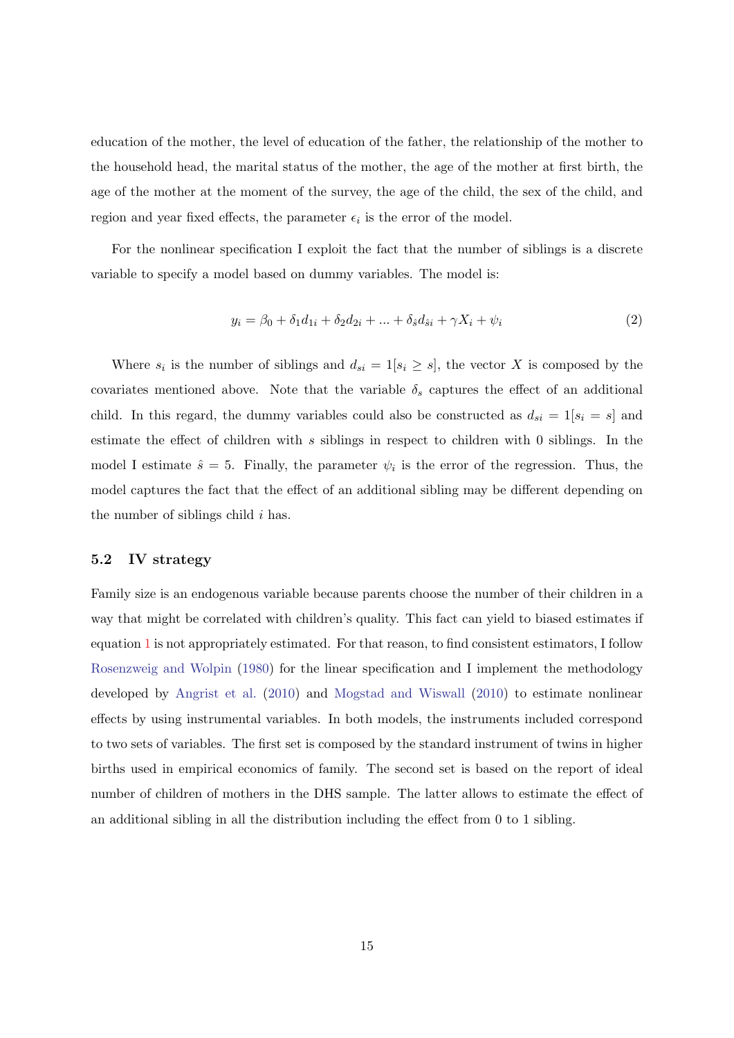education of the mother, the level of education of the father, the relationship of the mother to the household head, the marital status of the mother, the age of the mother at first birth, the age of the mother at the moment of the survey, the age of the child, the sex of the child, and region and year fixed effects, the parameter $\epsilon_i$ is the error of the model.

For the nonlinear specification I exploit the fact that the number of siblings is a discrete variable to specify a model based on dummy variables. The model is:

$$y_i = \beta_0 + \delta_1 d_{1i} + \delta_2 d_{2i} + ... + \delta_{\hat{s}} d_{\hat{s}i} + \gamma X_i + \psi_i \tag{2}$$

Where $s_i$ is the number of siblings and $d_{si} = 1[s_i \geq s]$, the vector $X$ is composed by the covariates mentioned above. Note that the variable $\delta_s$ captures the effect of an additional child. In this regard, the dummy variables could also be constructed as $d_{si} = 1[s_i = s]$ and estimate the effect of children with $s$ siblings in respect to children with 0 siblings. In the model I estimate $\hat{s} = 5$. Finally, the parameter $\psi_i$ is the error of the regression. Thus, the model captures the fact that the effect of an additional sibling may be different depending on the number of siblings child $i$ has.

### 5.2 IV strategy

Family size is an endogenous variable because parents choose the number of their children in a way that might be correlated with children's quality. This fact can yield to biased estimates if equation 1 is not appropriately estimated. For that reason, to find consistent estimators, I follow Rosenzweig and Wolpin (1980) for the linear specification and I implement the methodology developed by Angrist et al. (2010) and Mogstad and Wiswall (2010) to estimate nonlinear effects by using instrumental variables. In both models, the instruments included correspond to two sets of variables. The first set is composed by the standard instrument of twins in higher births used in empirical economics of family. The second set is based on the report of ideal number of children of mothers in the DHS sample. The latter allows to estimate the effect of an additional sibling in all the distribution including the effect from 0 to 1 sibling.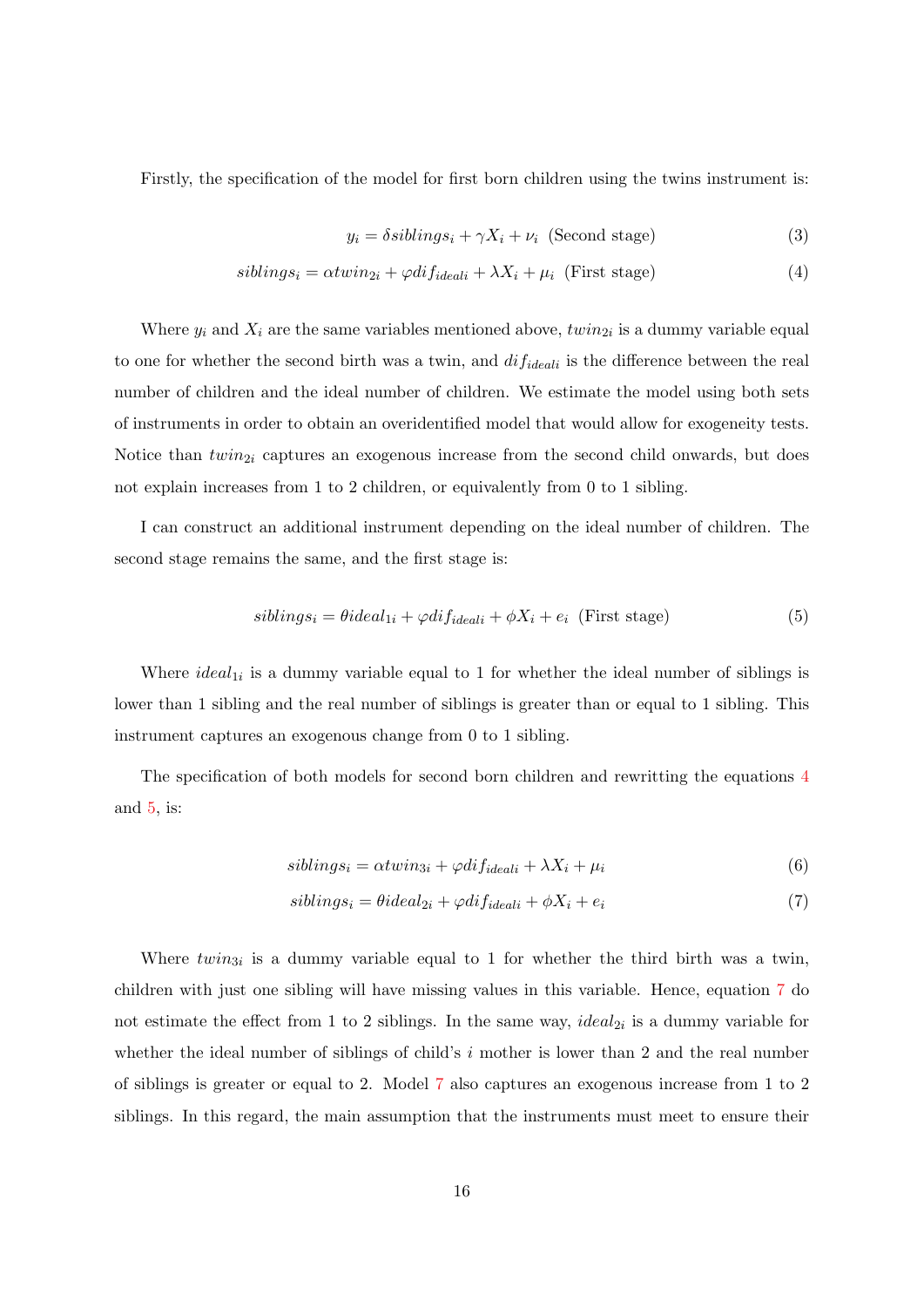Firstly, the specification of the model for first born children using the twins instrument is:

$$y_i = \delta siblings_i + \gamma X_i + \nu_i \text{ (Second stage)} \tag{3}$$

$$siblings_i = \alpha twin_{2i} + \varphi dif_{ideali} + \lambda X_i + \mu_i \text{ (First stage)} \tag{4}$$

Where $y_i$ and $X_i$ are the same variables mentioned above, $twin_{2i}$ is a dummy variable equal to one for whether the second birth was a twin, and $dif_{ideali}$ is the difference between the real number of children and the ideal number of children. We estimate the model using both sets of instruments in order to obtain an overidentified model that would allow for exogeneity tests. Notice than $twin_{2i}$ captures an exogenous increase from the second child onwards, but does not explain increases from 1 to 2 children, or equivalently from 0 to 1 sibling.

I can construct an additional instrument depending on the ideal number of children. The second stage remains the same, and the first stage is:

$$siblings_i = \theta ideal_{1i} + \varphi dif_{ideali} + \phi X_i + e_i \text{ (First stage)} \tag{5}$$

Where $ideal_{1i}$ is a dummy variable equal to 1 for whether the ideal number of siblings is lower than 1 sibling and the real number of siblings is greater than or equal to 1 sibling. This instrument captures an exogenous change from 0 to 1 sibling.

The specification of both models for second born children and rewritting the equations 4 and 5, is:

$$siblings_i = \alpha twin_{3i} + \varphi dif_{ideali} + \lambda X_i + \mu_i \tag{6}$$

$$siblings_i = \theta ideal_{2i} + \varphi dif_{ideali} + \phi X_i + e_i \tag{7}$$

Where $twin_{3i}$ is a dummy variable equal to 1 for whether the third birth was a twin, children with just one sibling will have missing values in this variable. Hence, equation 7 do not estimate the effect from 1 to 2 siblings. In the same way, $ideal_{2i}$ is a dummy variable for whether the ideal number of siblings of child's $i$ mother is lower than 2 and the real number of siblings is greater or equal to 2. Model 7 also captures an exogenous increase from 1 to 2 siblings. In this regard, the main assumption that the instruments must meet to ensure their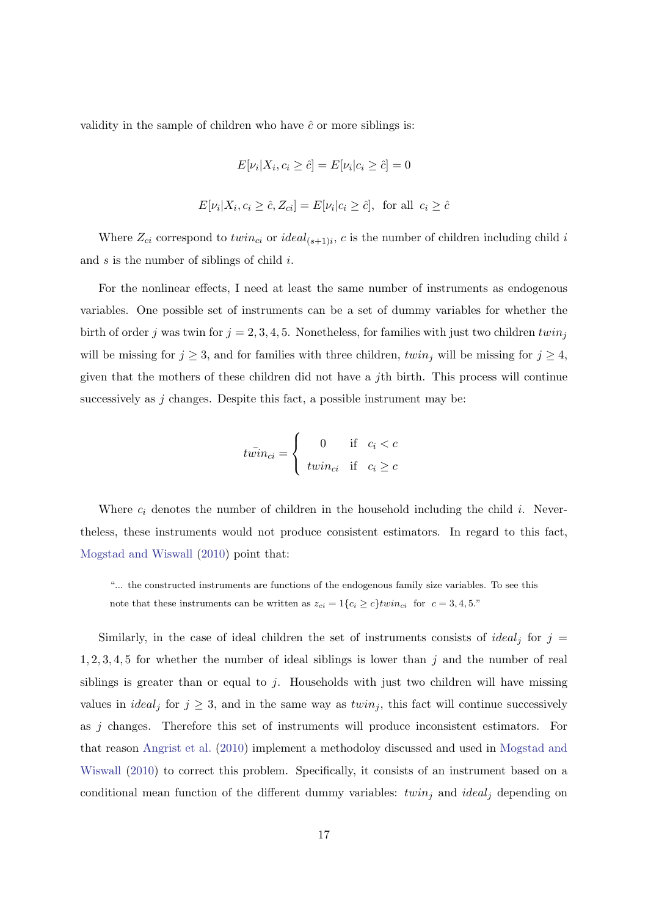validity in the sample of children who have $\hat{c}$ or more siblings is:

$$E[\nu_i|X_i, c_i \geq \hat{c}] = E[\nu_i|c_i \geq \hat{c}] = 0$$

$$E[\nu_i|X_i, c_i \geq \hat{c}, Z_{ci}] = E[\nu_i|c_i \geq \hat{c}], \text{ for all } c_i \geq \hat{c}$$

Where $Z_{ci}$ correspond to $twin_{ci}$ or $ideal_{(s+1)i}$, $c$ is the number of children including child $i$ and $s$ is the number of siblings of child $i$.

For the nonlinear effects, I need at least the same number of instruments as endogenous variables. One possible set of instruments can be a set of dummy variables for whether the birth of order $j$ was twin for $j = 2, 3, 4, 5$. Nonetheless, for families with just two children $twin_j$ will be missing for $j \geq 3$, and for families with three children, $twin_j$ will be missing for $j \geq 4$, given that the mothers of these children did not have a $j$th birth. This process will continue successively as $j$ changes. Despite this fact, a possible instrument may be:

$$\bar{twin}_{ci} = \begin{cases} 0 & \text{if } \; c_i < c \\ twin_{ci} & \text{if } \; c_i \geq c \end{cases}$$

Where $c_i$ denotes the number of children in the household including the child $i$. Nevertheless, these instruments would not produce consistent estimators. In regard to this fact, Mogstad and Wiswall (2010) point that:

> "... the constructed instruments are functions of the endogenous family size variables. To see this note that these instruments can be written as $z_{ci} = 1\{c_i \geq c\}twin_{ci}$ for $c = 3, 4, 5$."

Similarly, in the case of ideal children the set of instruments consists of $ideal_j$ for $j = 1, 2, 3, 4, 5$ for whether the number of ideal siblings is lower than $j$ and the number of real siblings is greater than or equal to $j$. Households with just two children will have missing values in $ideal_j$ for $j \geq 3$, and in the same way as $twin_j$, this fact will continue successively as $j$ changes. Therefore this set of instruments will produce inconsistent estimators. For that reason Angrist et al. (2010) implement a methodoloy discussed and used in Mogstad and Wiswall (2010) to correct this problem. Specifically, it consists of an instrument based on a conditional mean function of the different dummy variables: $twin_j$ and $ideal_j$ depending on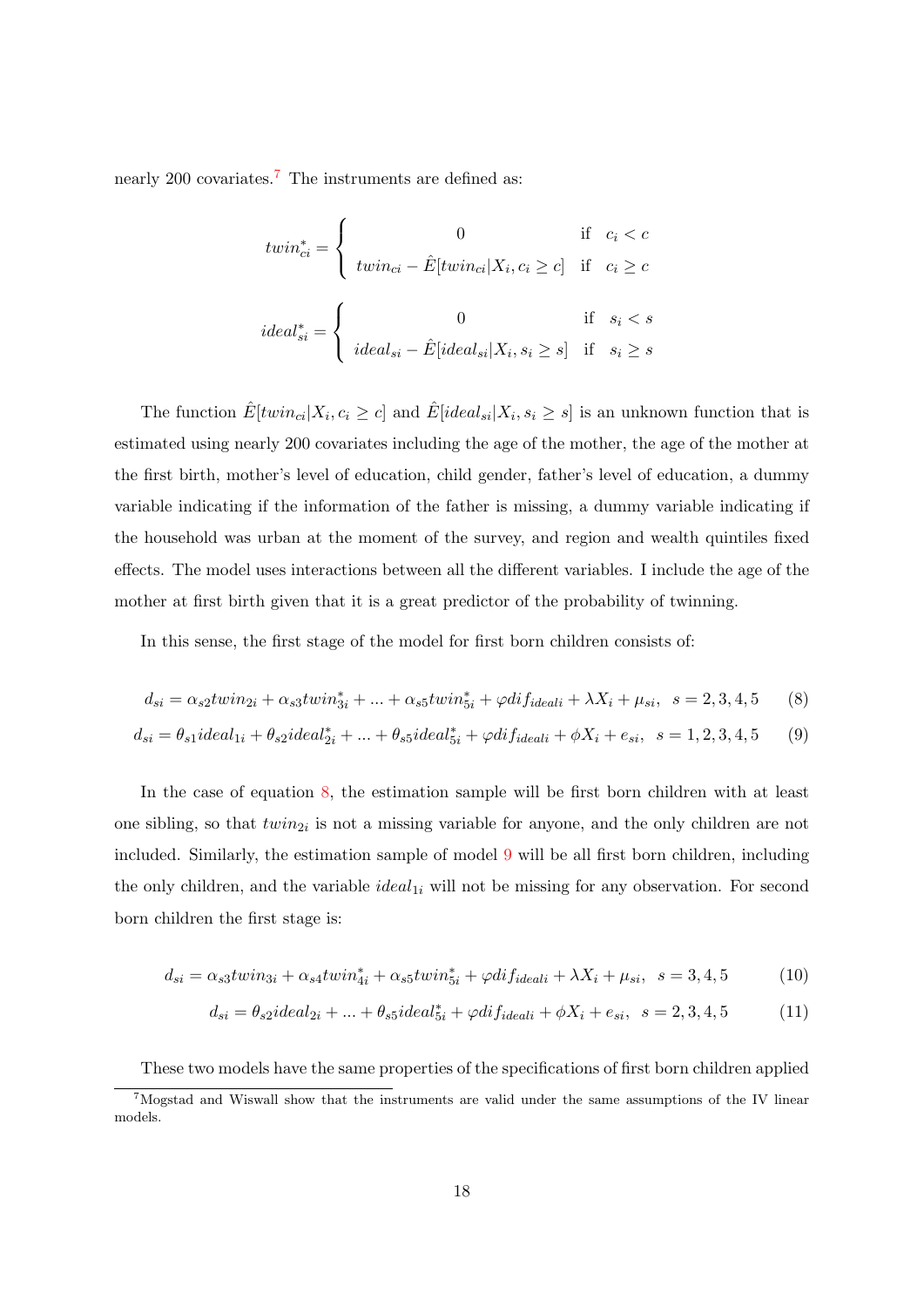nearly 200 covariates.[7] The instruments are defined as:

$$twin^*_{ci} = \begin{cases} 0 & \text{if} \quad c_i < c \\ twin_{ci} - \hat{E}[twin_{ci}|X_i, c_i \geq c] & \text{if} \quad c_i \geq c \end{cases}$$

$$ideal^*_{si} = \begin{cases} 0 & \text{if} \quad s_i < s \\ ideal_{si} - \hat{E}[ideal_{si}|X_i, s_i \geq s] & \text{if} \quad s_i \geq s \end{cases}$$

The function $\hat{E}[twin_{ci}|X_i, c_i \geq c]$ and $\hat{E}[ideal_{si}|X_i, s_i \geq s]$ is an unknown function that is estimated using nearly 200 covariates including the age of the mother, the age of the mother at the first birth, mother's level of education, child gender, father's level of education, a dummy variable indicating if the information of the father is missing, a dummy variable indicating if the household was urban at the moment of the survey, and region and wealth quintiles fixed effects. The model uses interactions between all the different variables. I include the age of the mother at first birth given that it is a great predictor of the probability of twinning.

In this sense, the first stage of the model for first born children consists of:

$$d_{si} = \alpha_{s2} twin_{2i} + \alpha_{s3} twin^*_{3i} + ... + \alpha_{s5} twin^*_{5i} + \varphi dif_{ideal i} + \lambda X_i + \mu_{si}, \;\; s = 2, 3, 4, 5 \qquad (8)$$

$$d_{si} = \theta_{s1} ideal_{1i} + \theta_{s2} ideal^*_{2i} + ... + \theta_{s5} ideal^*_{5i} + \varphi dif_{ideal i} + \phi X_i + e_{si}, \;\; s = 1, 2, 3, 4, 5 \qquad (9)$$

In the case of equation 8, the estimation sample will be first born children with at least one sibling, so that $twin_{2i}$ is not a missing variable for anyone, and the only children are not included. Similarly, the estimation sample of model 9 will be all first born children, including the only children, and the variable $ideal_{1i}$ will not be missing for any observation. For second born children the first stage is:

$$d_{si} = \alpha_{s3} twin_{3i} + \alpha_{s4} twin^*_{4i} + \alpha_{s5} twin^*_{5i} + \varphi dif_{ideal i} + \lambda X_i + \mu_{si}, \;\; s = 3, 4, 5 \qquad (10)$$

$$d_{si} = \theta_{s2} ideal_{2i} + ... + \theta_{s5} ideal^*_{5i} + \varphi dif_{ideal i} + \phi X_i + e_{si}, \;\; s = 2, 3, 4, 5 \qquad (11)$$

These two models have the same properties of the specifications of first born children applied

[7] Mogstad and Wiswall show that the instruments are valid under the same assumptions of the IV linear models.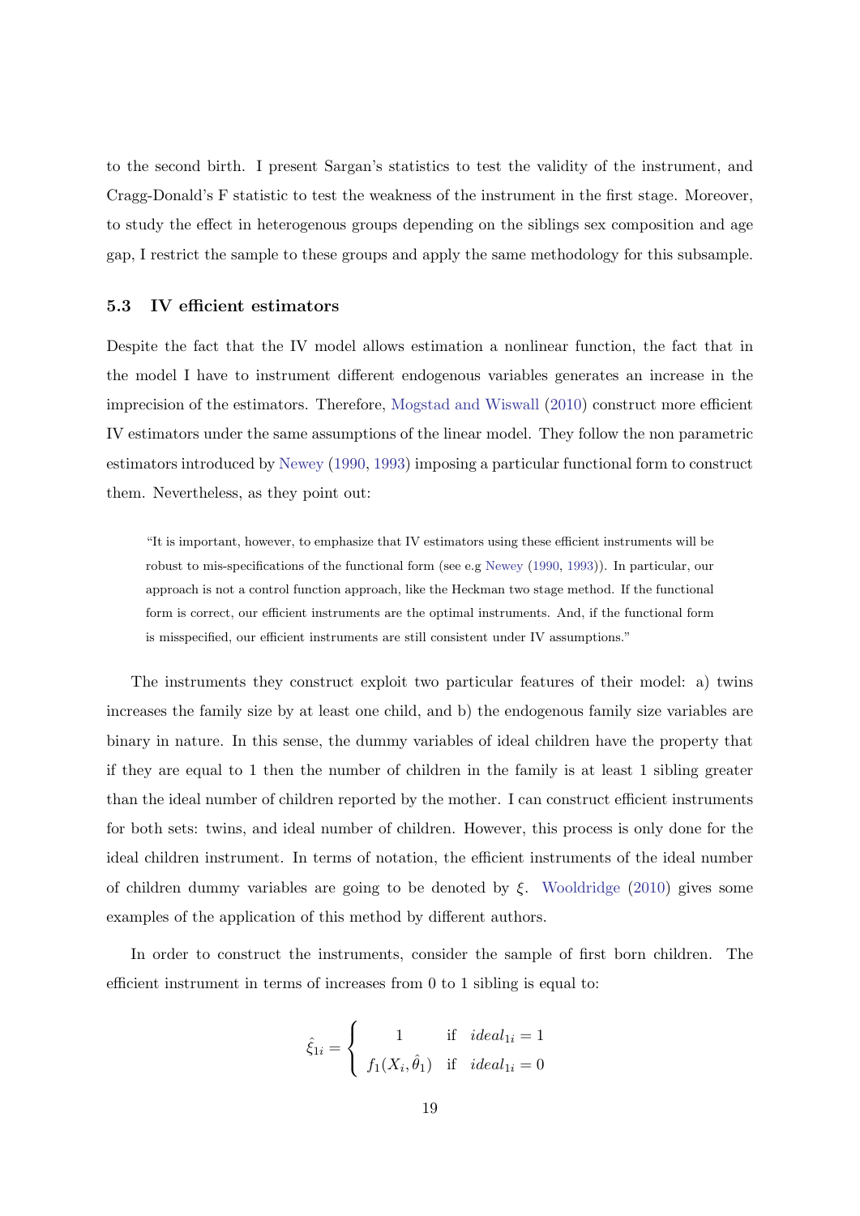to the second birth. I present Sargan's statistics to test the validity of the instrument, and Cragg-Donald's F statistic to test the weakness of the instrument in the first stage. Moreover, to study the effect in heterogenous groups depending on the siblings sex composition and age gap, I restrict the sample to these groups and apply the same methodology for this subsample.

### 5.3 IV efficient estimators

Despite the fact that the IV model allows estimation a nonlinear function, the fact that in the model I have to instrument different endogenous variables generates an increase in the imprecision of the estimators. Therefore, Mogstad and Wiswall (2010) construct more efficient IV estimators under the same assumptions of the linear model. They follow the non parametric estimators introduced by Newey (1990, 1993) imposing a particular functional form to construct them. Nevertheless, as they point out:

> "It is important, however, to emphasize that IV estimators using these efficient instruments will be robust to mis-specifications of the functional form (see e.g Newey (1990, 1993)). In particular, our approach is not a control function approach, like the Heckman two stage method. If the functional form is correct, our efficient instruments are the optimal instruments. And, if the functional form is misspecified, our efficient instruments are still consistent under IV assumptions."

The instruments they construct exploit two particular features of their model: a) twins increases the family size by at least one child, and b) the endogenous family size variables are binary in nature. In this sense, the dummy variables of ideal children have the property that if they are equal to 1 then the number of children in the family is at least 1 sibling greater than the ideal number of children reported by the mother. I can construct efficient instruments for both sets: twins, and ideal number of children. However, this process is only done for the ideal children instrument. In terms of notation, the efficient instruments of the ideal number of children dummy variables are going to be denoted by $\xi$. Wooldridge (2010) gives some examples of the application of this method by different authors.

In order to construct the instruments, consider the sample of first born children. The efficient instrument in terms of increases from 0 to 1 sibling is equal to:

$$\hat{\xi}_{1i} = \begin{cases} 1 & \text{if} \quad ideal_{1i} = 1 \\ f_1(X_i, \hat{\theta}_1) & \text{if} \quad ideal_{1i} = 0 \end{cases}$$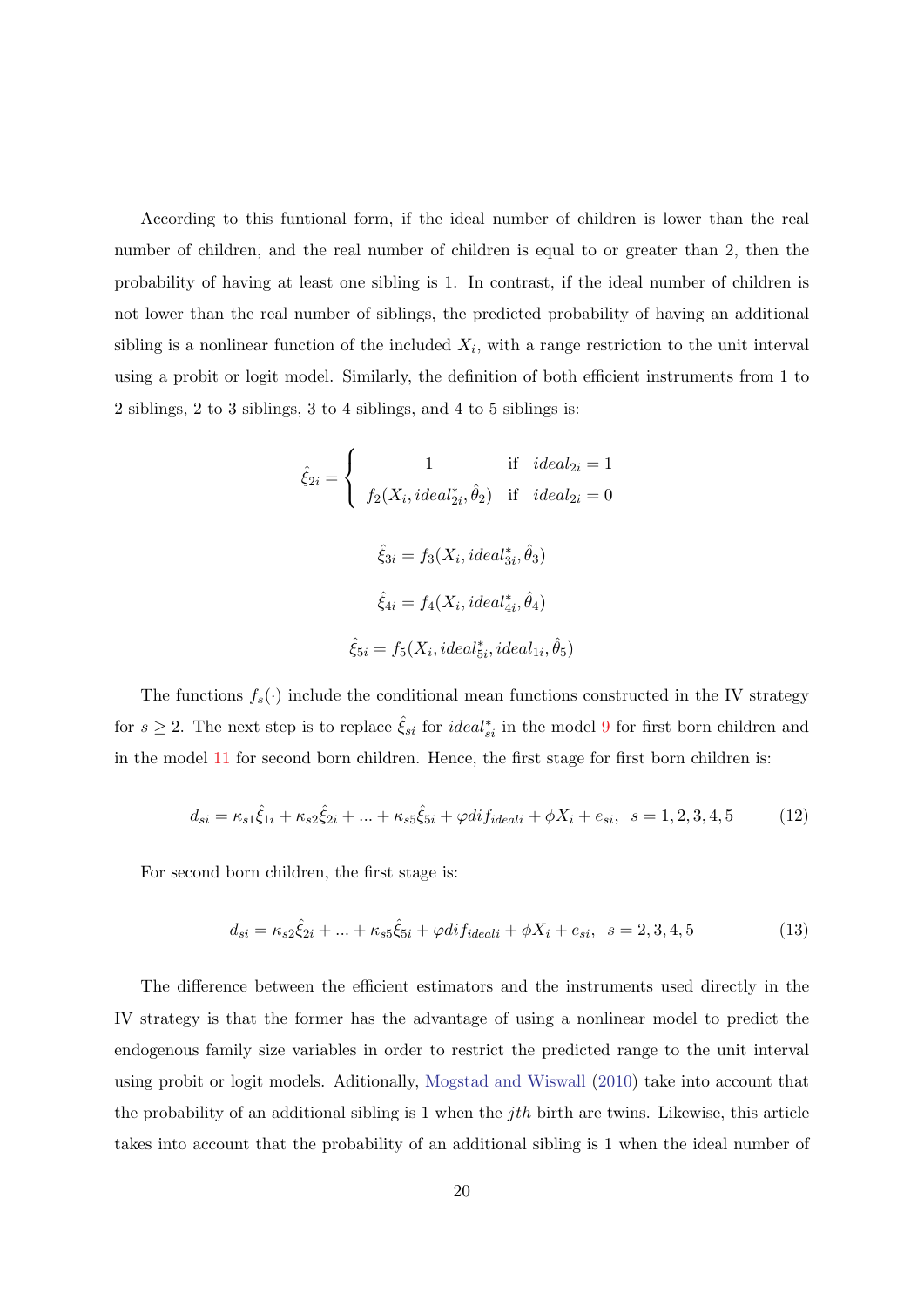According to this funtional form, if the ideal number of children is lower than the real number of children, and the real number of children is equal to or greater than 2, then the probability of having at least one sibling is 1. In contrast, if the ideal number of children is not lower than the real number of siblings, the predicted probability of having an additional sibling is a nonlinear function of the included $X_i$, with a range restriction to the unit interval using a probit or logit model. Similarly, the definition of both efficient instruments from 1 to 2 siblings, 2 to 3 siblings, 3 to 4 siblings, and 4 to 5 siblings is:

$$\hat{\xi}_{2i} = \begin{cases} 1 & \text{if} \quad ideal_{2i} = 1 \\ f_2(X_i, ideal^*_{2i}, \hat{\theta}_2) & \text{if} \quad ideal_{2i} = 0 \end{cases}$$

$$\hat{\xi}_{3i} = f_3(X_i, ideal^*_{3i}, \hat{\theta}_3)$$

$$\hat{\xi}_{4i} = f_4(X_i, ideal^*_{4i}, \hat{\theta}_4)$$

$$\hat{\xi}_{5i} = f_5(X_i, ideal^*_{5i}, ideal_{1i}, \hat{\theta}_5)$$

The functions $f_s(\cdot)$ include the conditional mean functions constructed in the IV strategy for $s \geq 2$. The next step is to replace $\hat{\xi}_{si}$ for $ideal^*_{si}$ in the model 9 for first born children and in the model 11 for second born children. Hence, the first stage for first born children is:

$$d_{si} = \kappa_{s1}\hat{\xi}_{1i} + \kappa_{s2}\hat{\xi}_{2i} + ... + \kappa_{s5}\hat{\xi}_{5i} + \varphi dif_{ideali} + \phi X_i + e_{si}, \quad s = 1, 2, 3, 4, 5 \tag{12}$$

For second born children, the first stage is:

$$d_{si} = \kappa_{s2}\hat{\xi}_{2i} + ... + \kappa_{s5}\hat{\xi}_{5i} + \varphi dif_{ideali} + \phi X_i + e_{si}, \quad s = 2, 3, 4, 5 \tag{13}$$

The difference between the efficient estimators and the instruments used directly in the IV strategy is that the former has the advantage of using a nonlinear model to predict the endogenous family size variables in order to restrict the predicted range to the unit interval using probit or logit models. Aditionally, Mogstad and Wiswall (2010) take into account that the probability of an additional sibling is 1 when the $jth$ birth are twins. Likewise, this article takes into account that the probability of an additional sibling is 1 when the ideal number of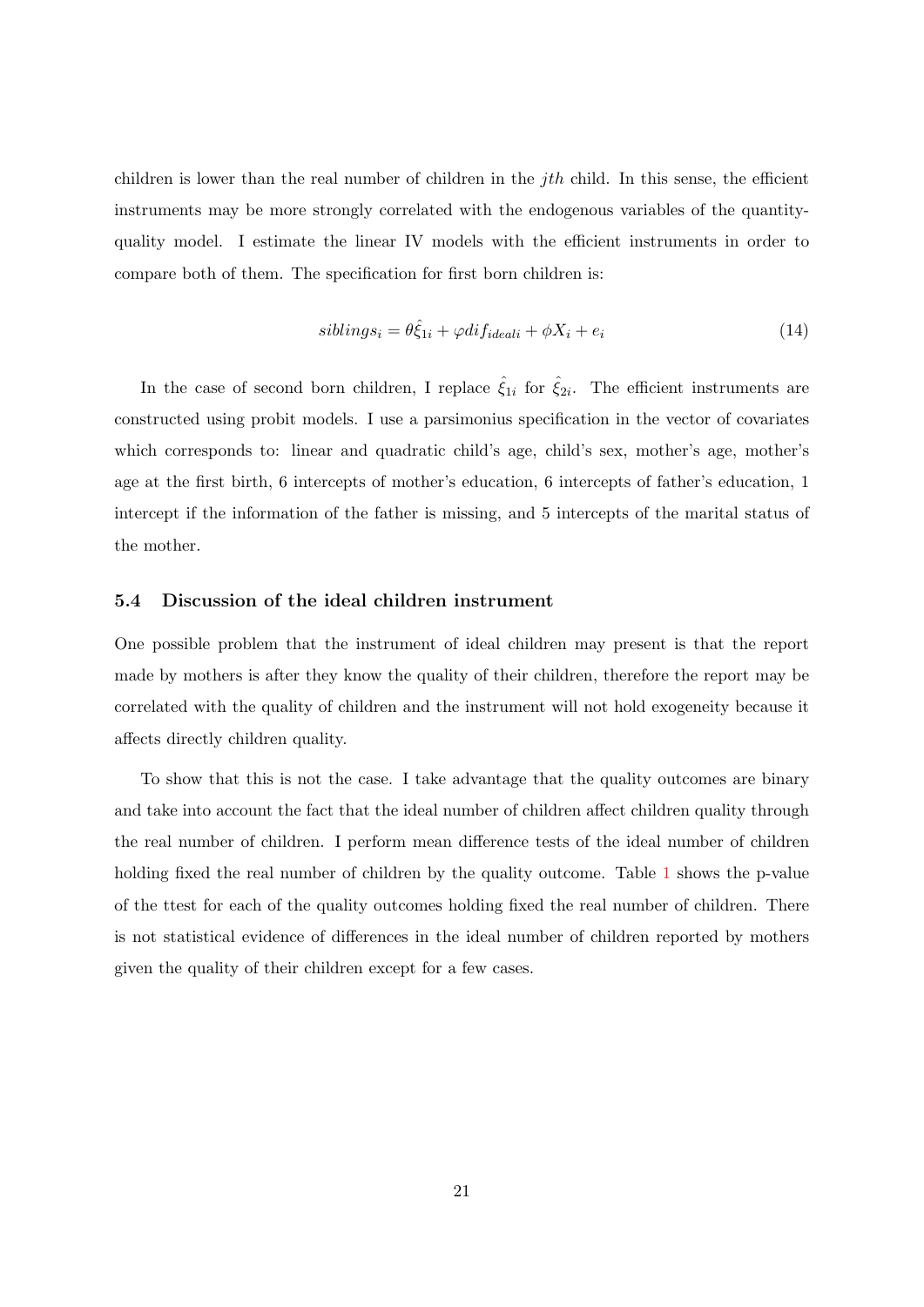children is lower than the real number of children in the $jth$ child. In this sense, the efficient instruments may be more strongly correlated with the endogenous variables of the quantity-quality model. I estimate the linear IV models with the efficient instruments in order to compare both of them. The specification for first born children is:

$$siblings_i = \theta\hat{\xi}_{1i} + \varphi dif_{ideali} + \phi X_i + e_i \tag{14}$$

In the case of second born children, I replace $\hat{\xi}_{1i}$ for $\hat{\xi}_{2i}$. The efficient instruments are constructed using probit models. I use a parsimonius specification in the vector of covariates which corresponds to: linear and quadratic child's age, child's sex, mother's age, mother's age at the first birth, 6 intercepts of mother's education, 6 intercepts of father's education, 1 intercept if the information of the father is missing, and 5 intercepts of the marital status of the mother.

### 5.4 Discussion of the ideal children instrument

One possible problem that the instrument of ideal children may present is that the report made by mothers is after they know the quality of their children, therefore the report may be correlated with the quality of children and the instrument will not hold exogeneity because it affects directly children quality.

To show that this is not the case. I take advantage that the quality outcomes are binary and take into account the fact that the ideal number of children affect children quality through the real number of children. I perform mean difference tests of the ideal number of children holding fixed the real number of children by the quality outcome. Table 1 shows the p-value of the ttest for each of the quality outcomes holding fixed the real number of children. There is not statistical evidence of differences in the ideal number of children reported by mothers given the quality of their children except for a few cases.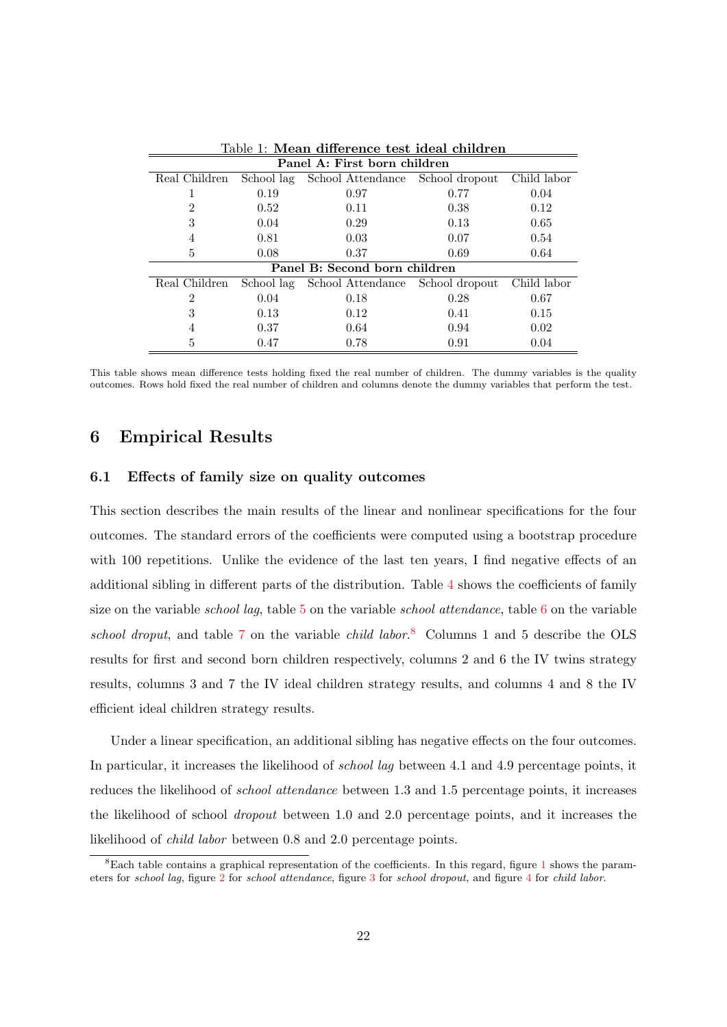Table 1: **Mean difference test ideal children**

| Real Children | School lag | School Attendance | School dropout | Child labor |
|---|---|---|---|---|
| **Panel A: First born children** | | | | |
| 1 | 0.19 | 0.97 | 0.77 | 0.04 |
| 2 | 0.52 | 0.11 | 0.38 | 0.12 |
| 3 | 0.04 | 0.29 | 0.13 | 0.65 |
| 4 | 0.81 | 0.03 | 0.07 | 0.54 |
| 5 | 0.08 | 0.37 | 0.69 | 0.64 |
| **Panel B: Second born children** | | | | |
| Real Children | School lag | School Attendance | School dropout | Child labor |
| 2 | 0.04 | 0.18 | 0.28 | 0.67 |
| 3 | 0.13 | 0.12 | 0.41 | 0.15 |
| 4 | 0.37 | 0.64 | 0.94 | 0.02 |
| 5 | 0.47 | 0.78 | 0.91 | 0.04 |

This table shows mean difference tests holding fixed the real number of children. The dummy variables is the quality outcomes. Rows hold fixed the real number of children and columns denote the dummy variables that perform the test.

# 6 Empirical Results

## 6.1 Effects of family size on quality outcomes

This section describes the main results of the linear and nonlinear specifications for the four outcomes. The standard errors of the coefficients were computed using a bootstrap procedure with 100 repetitions. Unlike the evidence of the last ten years, I find negative effects of an additional sibling in different parts of the distribution. Table 4 shows the coefficients of family size on the variable *school lag*, table 5 on the variable *school attendance*, table 6 on the variable *school droput*, and table 7 on the variable *child labor*.[8] Columns 1 and 5 describe the OLS results for first and second born children respectively, columns 2 and 6 the IV twins strategy results, columns 3 and 7 the IV ideal children strategy results, and columns 4 and 8 the IV efficient ideal children strategy results.

Under a linear specification, an additional sibling has negative effects on the four outcomes. In particular, it increases the likelihood of *school lag* between 4.1 and 4.9 percentage points, it reduces the likelihood of *school attendance* between 1.3 and 1.5 percentage points, it increases the likelihood of school *dropout* between 1.0 and 2.0 percentage points, and it increases the likelihood of *child labor* between 0.8 and 2.0 percentage points.

[8]Each table contains a graphical representation of the coefficients. In this regard, figure 1 shows the parameters for *school lag*, figure 2 for *school attendance*, figure 3 for *school dropout*, and figure 4 for *child labor*.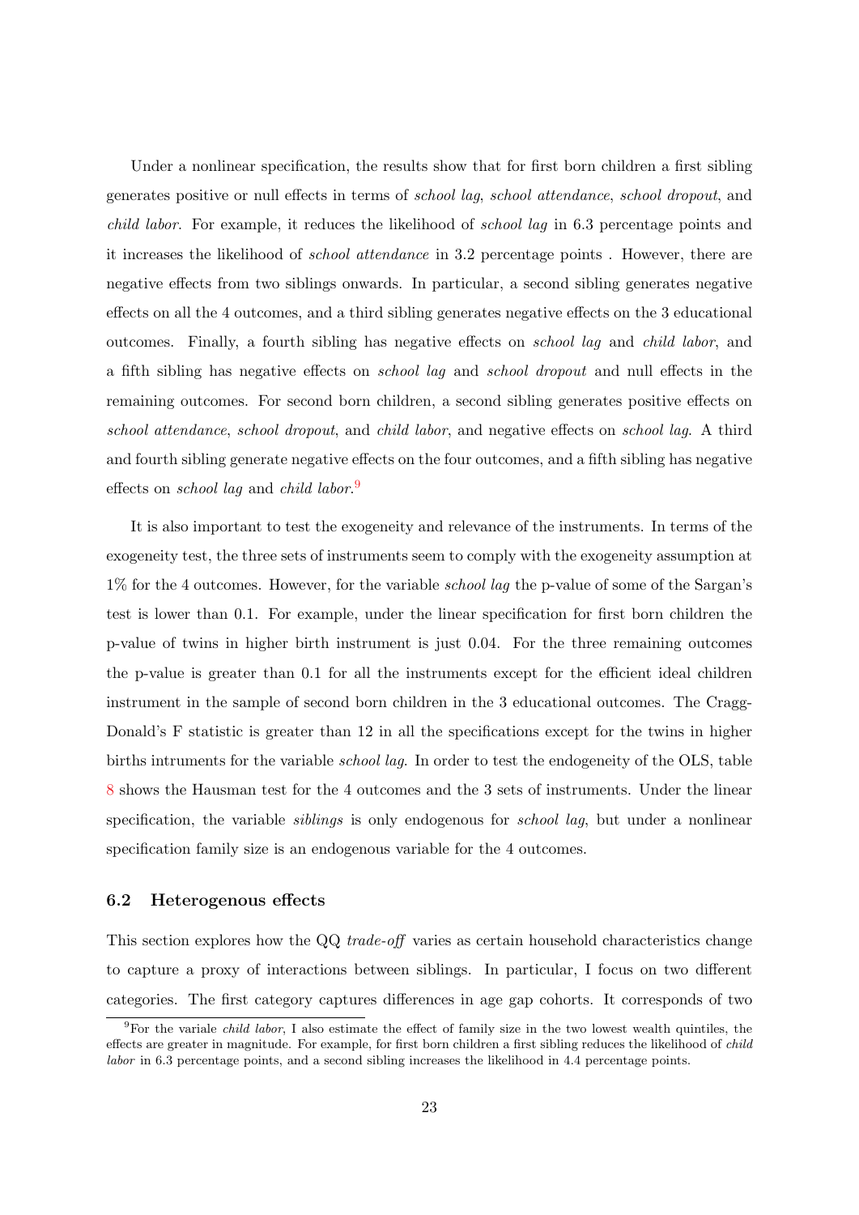Under a nonlinear specification, the results show that for first born children a first sibling generates positive or null effects in terms of *school lag*, *school attendance*, *school dropout*, and *child labor*. For example, it reduces the likelihood of *school lag* in 6.3 percentage points and it increases the likelihood of *school attendance* in 3.2 percentage points . However, there are negative effects from two siblings onwards. In particular, a second sibling generates negative effects on all the 4 outcomes, and a third sibling generates negative effects on the 3 educational outcomes. Finally, a fourth sibling has negative effects on *school lag* and *child labor*, and a fifth sibling has negative effects on *school lag* and *school dropout* and null effects in the remaining outcomes. For second born children, a second sibling generates positive effects on *school attendance*, *school dropout*, and *child labor*, and negative effects on *school lag*. A third and fourth sibling generate negative effects on the four outcomes, and a fifth sibling has negative effects on *school lag* and *child labor*.[9]

It is also important to test the exogeneity and relevance of the instruments. In terms of the exogeneity test, the three sets of instruments seem to comply with the exogeneity assumption at 1% for the 4 outcomes. However, for the variable *school lag* the p-value of some of the Sargan's test is lower than 0.1. For example, under the linear specification for first born children the p-value of twins in higher birth instrument is just 0.04. For the three remaining outcomes the p-value is greater than 0.1 for all the instruments except for the efficient ideal children instrument in the sample of second born children in the 3 educational outcomes. The Cragg-Donald's F statistic is greater than 12 in all the specifications except for the twins in higher births intruments for the variable *school lag*. In order to test the endogeneity of the OLS, table 8 shows the Hausman test for the 4 outcomes and the 3 sets of instruments. Under the linear specification, the variable *siblings* is only endogenous for *school lag*, but under a nonlinear specification family size is an endogenous variable for the 4 outcomes.

### 6.2 Heterogenous effects

This section explores how the QQ *trade-off* varies as certain household characteristics change to capture a proxy of interactions between siblings. In particular, I focus on two different categories. The first category captures differences in age gap cohorts. It corresponds of two

[9] For the variale *child labor*, I also estimate the effect of family size in the two lowest wealth quintiles, the effects are greater in magnitude. For example, for first born children a first sibling reduces the likelihood of *child labor* in 6.3 percentage points, and a second sibling increases the likelihood in 4.4 percentage points.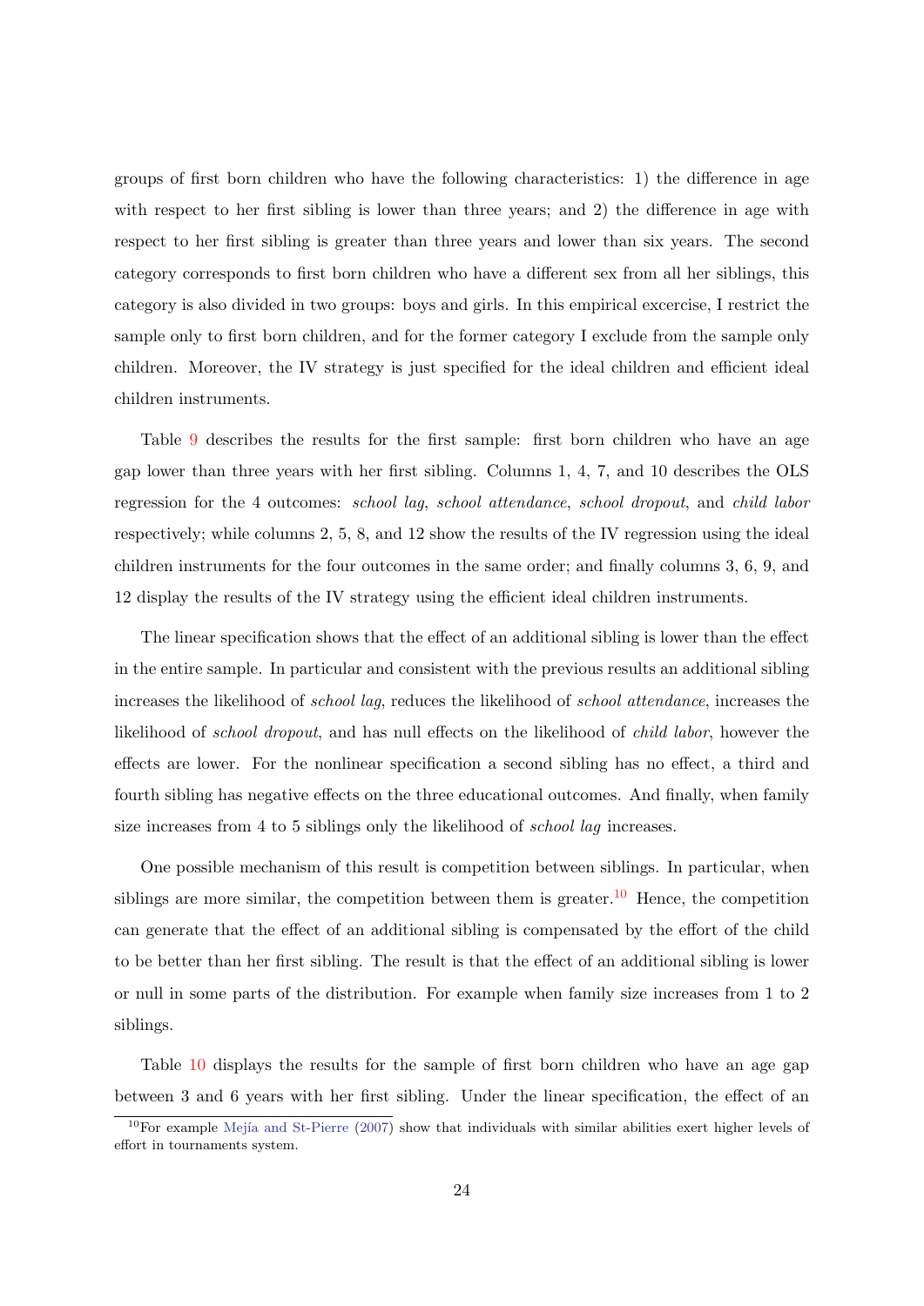groups of first born children who have the following characteristics: 1) the difference in age with respect to her first sibling is lower than three years; and 2) the difference in age with respect to her first sibling is greater than three years and lower than six years. The second category corresponds to first born children who have a different sex from all her siblings, this category is also divided in two groups: boys and girls. In this empirical excercise, I restrict the sample only to first born children, and for the former category I exclude from the sample only children. Moreover, the IV strategy is just specified for the ideal children and efficient ideal children instruments.

Table 9 describes the results for the first sample: first born children who have an age gap lower than three years with her first sibling. Columns 1, 4, 7, and 10 describes the OLS regression for the 4 outcomes: *school lag*, *school attendance*, *school dropout*, and *child labor* respectively; while columns 2, 5, 8, and 12 show the results of the IV regression using the ideal children instruments for the four outcomes in the same order; and finally columns 3, 6, 9, and 12 display the results of the IV strategy using the efficient ideal children instruments.

The linear specification shows that the effect of an additional sibling is lower than the effect in the entire sample. In particular and consistent with the previous results an additional sibling increases the likelihood of *school lag*, reduces the likelihood of *school attendance*, increases the likelihood of *school dropout*, and has null effects on the likelihood of *child labor*, however the effects are lower. For the nonlinear specification a second sibling has no effect, a third and fourth sibling has negative effects on the three educational outcomes. And finally, when family size increases from 4 to 5 siblings only the likelihood of *school lag* increases.

One possible mechanism of this result is competition between siblings. In particular, when siblings are more similar, the competition between them is greater.[10] Hence, the competition can generate that the effect of an additional sibling is compensated by the effort of the child to be better than her first sibling. The result is that the effect of an additional sibling is lower or null in some parts of the distribution. For example when family size increases from 1 to 2 siblings.

Table 10 displays the results for the sample of first born children who have an age gap between 3 and 6 years with her first sibling. Under the linear specification, the effect of an

[10] For example Mejía and St-Pierre (2007) show that individuals with similar abilities exert higher levels of effort in tournaments system.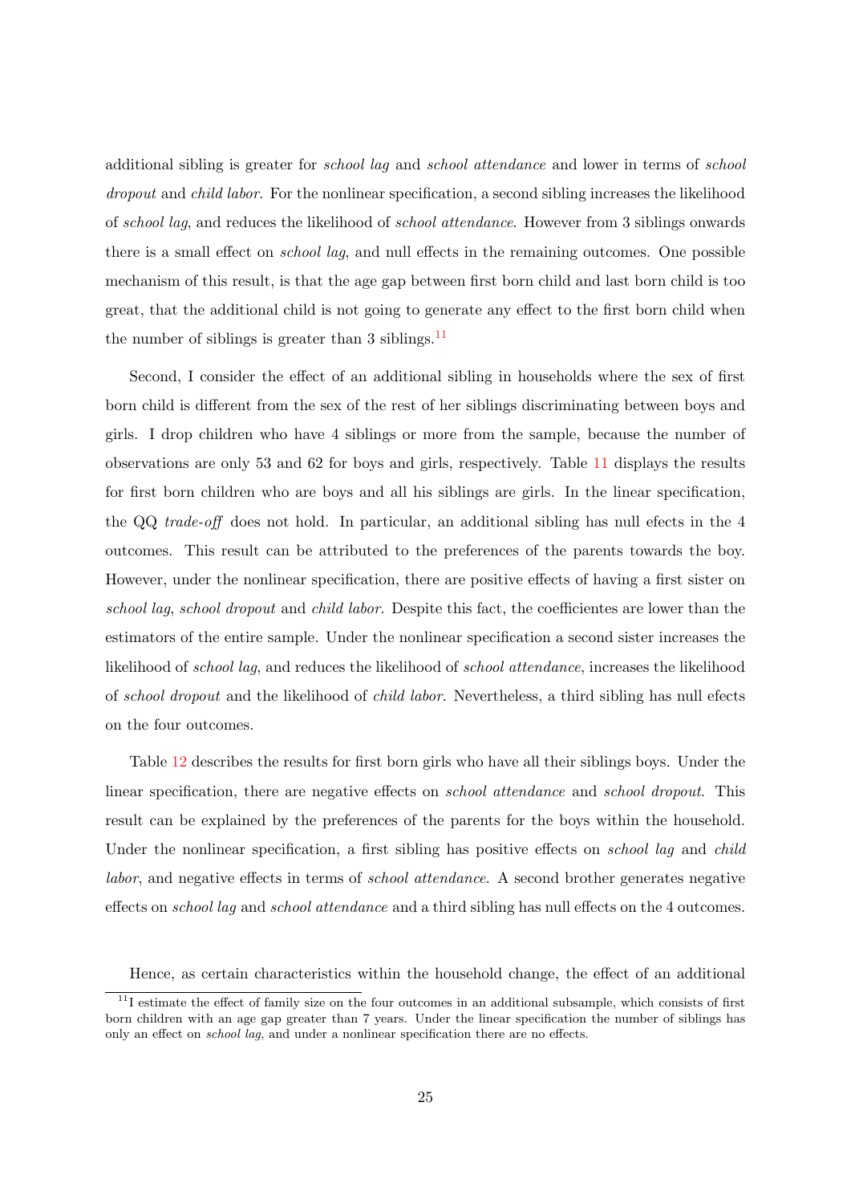additional sibling is greater for *school lag* and *school attendance* and lower in terms of *school dropout* and *child labor*. For the nonlinear specification, a second sibling increases the likelihood of *school lag*, and reduces the likelihood of *school attendance*. However from 3 siblings onwards there is a small effect on *school lag*, and null effects in the remaining outcomes. One possible mechanism of this result, is that the age gap between first born child and last born child is too great, that the additional child is not going to generate any effect to the first born child when the number of siblings is greater than 3 siblings.[11]

Second, I consider the effect of an additional sibling in households where the sex of first born child is different from the sex of the rest of her siblings discriminating between boys and girls. I drop children who have 4 siblings or more from the sample, because the number of observations are only 53 and 62 for boys and girls, respectively. Table 11 displays the results for first born children who are boys and all his siblings are girls. In the linear specification, the QQ *trade-off* does not hold. In particular, an additional sibling has null efects in the 4 outcomes. This result can be attributed to the preferences of the parents towards the boy. However, under the nonlinear specification, there are positive effects of having a first sister on *school lag*, *school dropout* and *child labor*. Despite this fact, the coefficientes are lower than the estimators of the entire sample. Under the nonlinear specification a second sister increases the likelihood of *school lag*, and reduces the likelihood of *school attendance*, increases the likelihood of *school dropout* and the likelihood of *child labor*. Nevertheless, a third sibling has null efects on the four outcomes.

Table 12 describes the results for first born girls who have all their siblings boys. Under the linear specification, there are negative effects on *school attendance* and *school dropout*. This result can be explained by the preferences of the parents for the boys within the household. Under the nonlinear specification, a first sibling has positive effects on *school lag* and *child labor*, and negative effects in terms of *school attendance*. A second brother generates negative effects on *school lag* and *school attendance* and a third sibling has null effects on the 4 outcomes.

Hence, as certain characteristics within the household change, the effect of an additional

[11] I estimate the effect of family size on the four outcomes in an additional subsample, which consists of first born children with an age gap greater than 7 years. Under the linear specification the number of siblings has only an effect on *school lag*, and under a nonlinear specification there are no effects.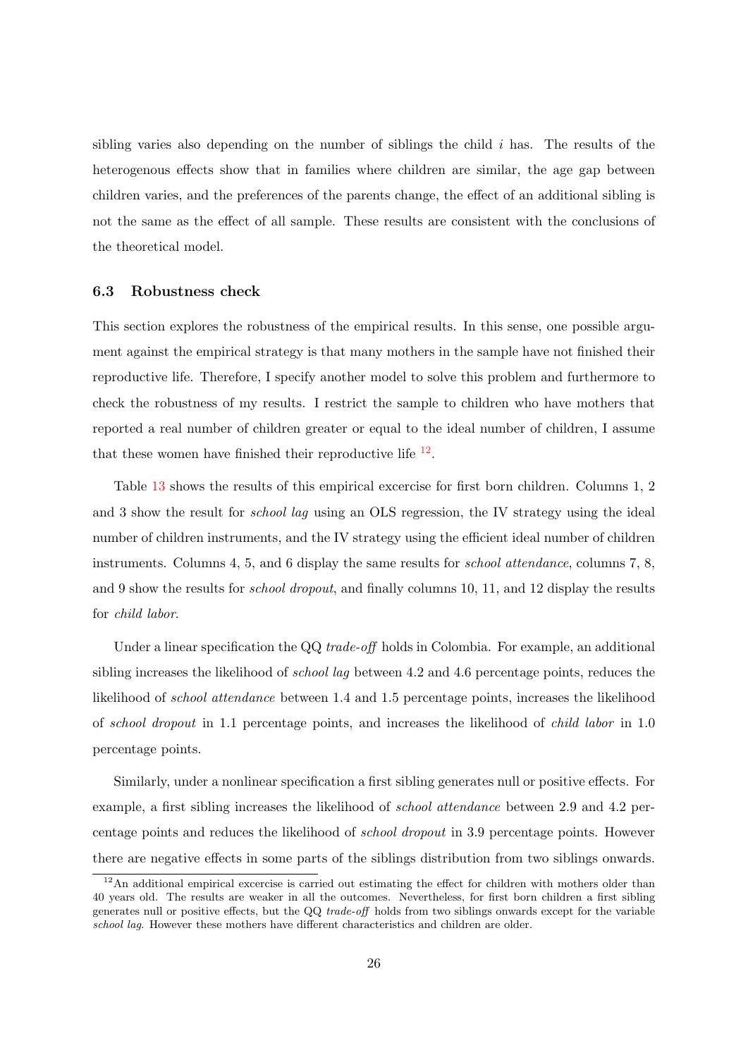sibling varies also depending on the number of siblings the child $i$ has. The results of the heterogenous effects show that in families where children are similar, the age gap between children varies, and the preferences of the parents change, the effect of an additional sibling is not the same as the effect of all sample. These results are consistent with the conclusions of the theoretical model.

### 6.3 Robustness check

This section explores the robustness of the empirical results. In this sense, one possible argument against the empirical strategy is that many mothers in the sample have not finished their reproductive life. Therefore, I specify another model to solve this problem and furthermore to check the robustness of my results. I restrict the sample to children who have mothers that reported a real number of children greater or equal to the ideal number of children, I assume that these women have finished their reproductive life [12].

Table 13 shows the results of this empirical excercise for first born children. Columns 1, 2 and 3 show the result for *school lag* using an OLS regression, the IV strategy using the ideal number of children instruments, and the IV strategy using the efficient ideal number of children instruments. Columns 4, 5, and 6 display the same results for *school attendance*, columns 7, 8, and 9 show the results for *school dropout*, and finally columns 10, 11, and 12 display the results for *child labor*.

Under a linear specification the QQ *trade-off* holds in Colombia. For example, an additional sibling increases the likelihood of *school lag* between 4.2 and 4.6 percentage points, reduces the likelihood of *school attendance* between 1.4 and 1.5 percentage points, increases the likelihood of *school dropout* in 1.1 percentage points, and increases the likelihood of *child labor* in 1.0 percentage points.

Similarly, under a nonlinear specification a first sibling generates null or positive effects. For example, a first sibling increases the likelihood of *school attendance* between 2.9 and 4.2 percentage points and reduces the likelihood of *school dropout* in 3.9 percentage points. However there are negative effects in some parts of the siblings distribution from two siblings onwards.

[12] An additional empirical excercise is carried out estimating the effect for children with mothers older than 40 years old. The results are weaker in all the outcomes. Nevertheless, for first born children a first sibling generates null or positive effects, but the QQ *trade-off* holds from two siblings onwards except for the variable *school lag*. However these mothers have different characteristics and children are older.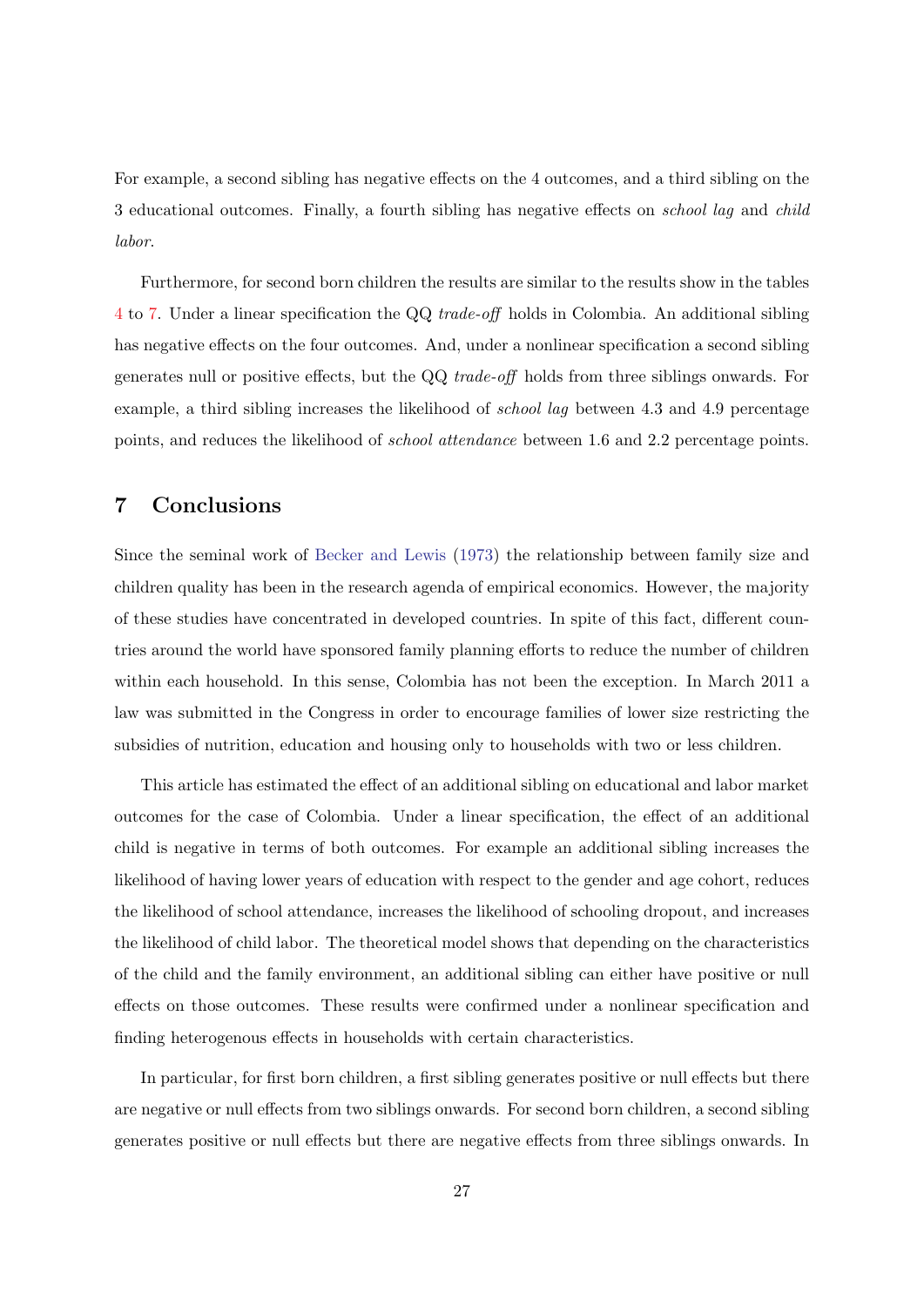For example, a second sibling has negative effects on the 4 outcomes, and a third sibling on the 3 educational outcomes. Finally, a fourth sibling has negative effects on *school lag* and *child labor*.

Furthermore, for second born children the results are similar to the results show in the tables 4 to 7. Under a linear specification the QQ *trade-off* holds in Colombia. An additional sibling has negative effects on the four outcomes. And, under a nonlinear specification a second sibling generates null or positive effects, but the QQ *trade-off* holds from three siblings onwards. For example, a third sibling increases the likelihood of *school lag* between 4.3 and 4.9 percentage points, and reduces the likelihood of *school attendance* between 1.6 and 2.2 percentage points.

## 7 Conclusions

Since the seminal work of Becker and Lewis (1973) the relationship between family size and children quality has been in the research agenda of empirical economics. However, the majority of these studies have concentrated in developed countries. In spite of this fact, different countries around the world have sponsored family planning efforts to reduce the number of children within each household. In this sense, Colombia has not been the exception. In March 2011 a law was submitted in the Congress in order to encourage families of lower size restricting the subsidies of nutrition, education and housing only to households with two or less children.

This article has estimated the effect of an additional sibling on educational and labor market outcomes for the case of Colombia. Under a linear specification, the effect of an additional child is negative in terms of both outcomes. For example an additional sibling increases the likelihood of having lower years of education with respect to the gender and age cohort, reduces the likelihood of school attendance, increases the likelihood of schooling dropout, and increases the likelihood of child labor. The theoretical model shows that depending on the characteristics of the child and the family environment, an additional sibling can either have positive or null effects on those outcomes. These results were confirmed under a nonlinear specification and finding heterogenous effects in households with certain characteristics.

In particular, for first born children, a first sibling generates positive or null effects but there are negative or null effects from two siblings onwards. For second born children, a second sibling generates positive or null effects but there are negative effects from three siblings onwards. In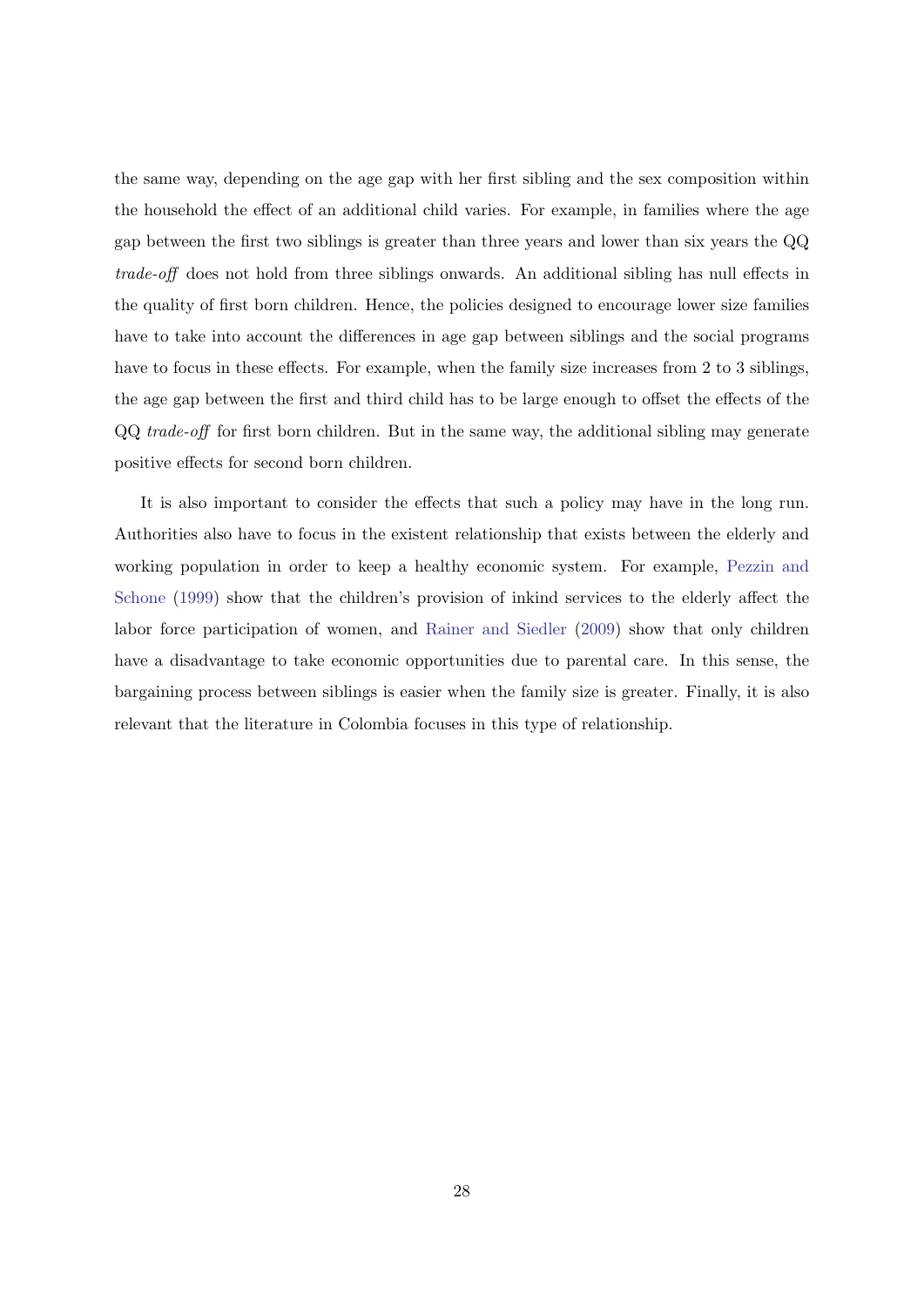the same way, depending on the age gap with her first sibling and the sex composition within the household the effect of an additional child varies. For example, in families where the age gap between the first two siblings is greater than three years and lower than six years the QQ *trade-off* does not hold from three siblings onwards. An additional sibling has null effects in the quality of first born children. Hence, the policies designed to encourage lower size families have to take into account the differences in age gap between siblings and the social programs have to focus in these effects. For example, when the family size increases from 2 to 3 siblings, the age gap between the first and third child has to be large enough to offset the effects of the QQ *trade-off* for first born children. But in the same way, the additional sibling may generate positive effects for second born children.

It is also important to consider the effects that such a policy may have in the long run. Authorities also have to focus in the existent relationship that exists between the elderly and working population in order to keep a healthy economic system. For example, Pezzin and Schone (1999) show that the children's provision of inkind services to the elderly affect the labor force participation of women, and Rainer and Siedler (2009) show that only children have a disadvantage to take economic opportunities due to parental care. In this sense, the bargaining process between siblings is easier when the family size is greater. Finally, it is also relevant that the literature in Colombia focuses in this type of relationship.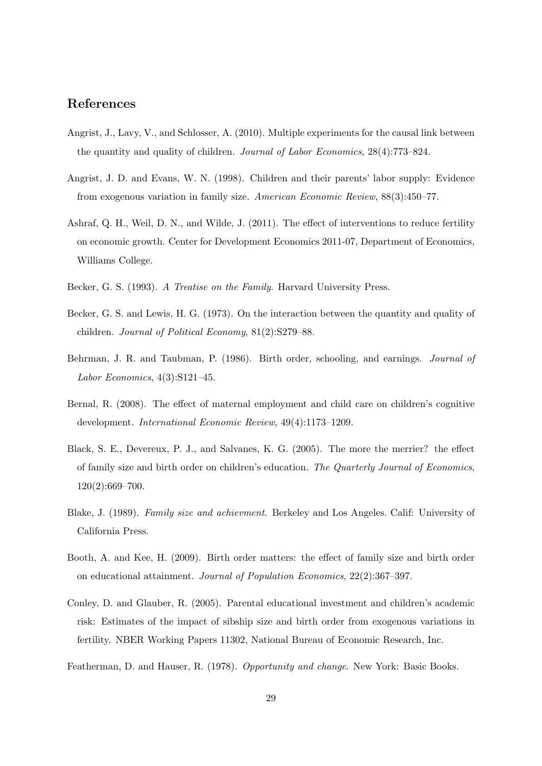## References

Angrist, J., Lavy, V., and Schlosser, A. (2010). Multiple experiments for the causal link between the quantity and quality of children. *Journal of Labor Economics*, 28(4):773–824.

Angrist, J. D. and Evans, W. N. (1998). Children and their parents' labor supply: Evidence from exogenous variation in family size. *American Economic Review*, 88(3):450–77.

Ashraf, Q. H., Weil, D. N., and Wilde, J. (2011). The effect of interventions to reduce fertility on economic growth. Center for Development Economics 2011-07, Department of Economics, Williams College.

Becker, G. S. (1993). *A Treatise on the Family*. Harvard University Press.

Becker, G. S. and Lewis, H. G. (1973). On the interaction between the quantity and quality of children. *Journal of Political Economy*, 81(2):S279–88.

Behrman, J. R. and Taubman, P. (1986). Birth order, schooling, and earnings. *Journal of Labor Economics*, 4(3):S121–45.

Bernal, R. (2008). The effect of maternal employment and child care on children's cognitive development. *International Economic Review*, 49(4):1173–1209.

Black, S. E., Devereux, P. J., and Salvanes, K. G. (2005). The more the merrier? the effect of family size and birth order on children's education. *The Quarterly Journal of Economics*, 120(2):669–700.

Blake, J. (1989). *Family size and achievment*. Berkeley and Los Angeles. Calif: University of California Press.

Booth, A. and Kee, H. (2009). Birth order matters: the effect of family size and birth order on educational attainment. *Journal of Population Economics*, 22(2):367–397.

Conley, D. and Glauber, R. (2005). Parental educational investment and children's academic risk: Estimates of the impact of sibship size and birth order from exogenous variations in fertility. NBER Working Papers 11302, National Bureau of Economic Research, Inc.

Featherman, D. and Hauser, R. (1978). *Opportunity and change*. New York: Basic Books.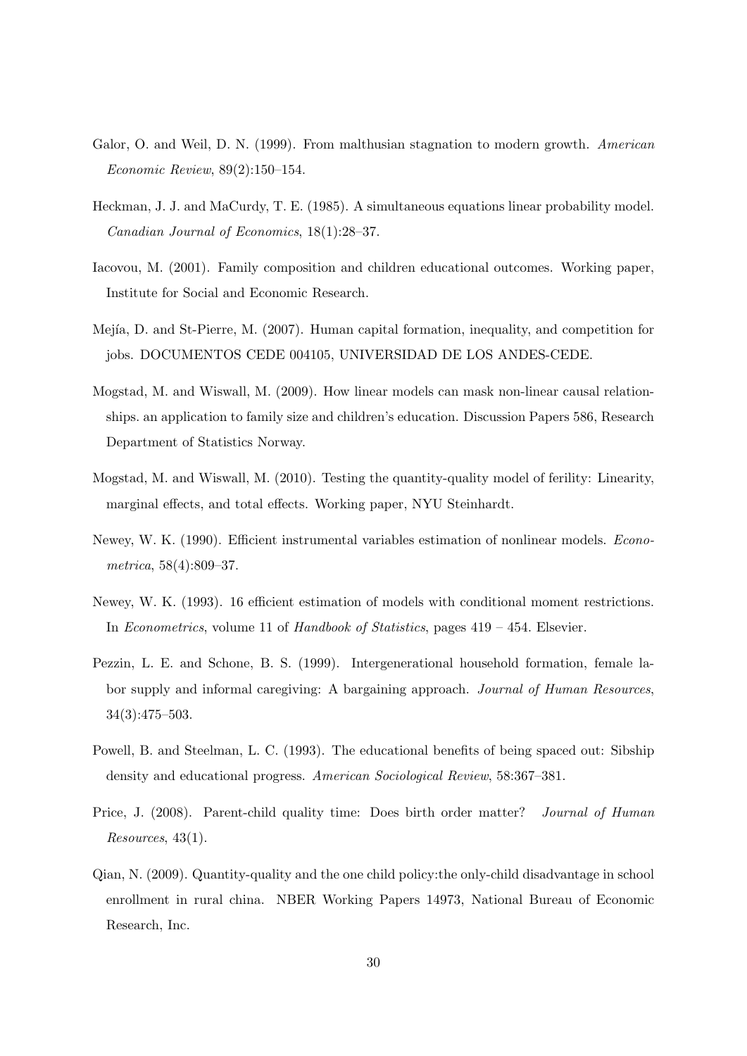Galor, O. and Weil, D. N. (1999). From malthusian stagnation to modern growth. *American Economic Review*, 89(2):150–154.

Heckman, J. J. and MaCurdy, T. E. (1985). A simultaneous equations linear probability model. *Canadian Journal of Economics*, 18(1):28–37.

Iacovou, M. (2001). Family composition and children educational outcomes. Working paper, Institute for Social and Economic Research.

Mejía, D. and St-Pierre, M. (2007). Human capital formation, inequality, and competition for jobs. DOCUMENTOS CEDE 004105, UNIVERSIDAD DE LOS ANDES-CEDE.

Mogstad, M. and Wiswall, M. (2009). How linear models can mask non-linear causal relationships. an application to family size and children's education. Discussion Papers 586, Research Department of Statistics Norway.

Mogstad, M. and Wiswall, M. (2010). Testing the quantity-quality model of ferility: Linearity, marginal effects, and total effects. Working paper, NYU Steinhardt.

Newey, W. K. (1990). Efficient instrumental variables estimation of nonlinear models. *Econometrica*, 58(4):809–37.

Newey, W. K. (1993). 16 efficient estimation of models with conditional moment restrictions. In *Econometrics*, volume 11 of *Handbook of Statistics*, pages 419 – 454. Elsevier.

Pezzin, L. E. and Schone, B. S. (1999). Intergenerational household formation, female labor supply and informal caregiving: A bargaining approach. *Journal of Human Resources*, 34(3):475–503.

Powell, B. and Steelman, L. C. (1993). The educational benefits of being spaced out: Sibship density and educational progress. *American Sociological Review*, 58:367–381.

Price, J. (2008). Parent-child quality time: Does birth order matter? *Journal of Human Resources*, 43(1).

Qian, N. (2009). Quantity-quality and the one child policy:the only-child disadvantage in school enrollment in rural china. NBER Working Papers 14973, National Bureau of Economic Research, Inc.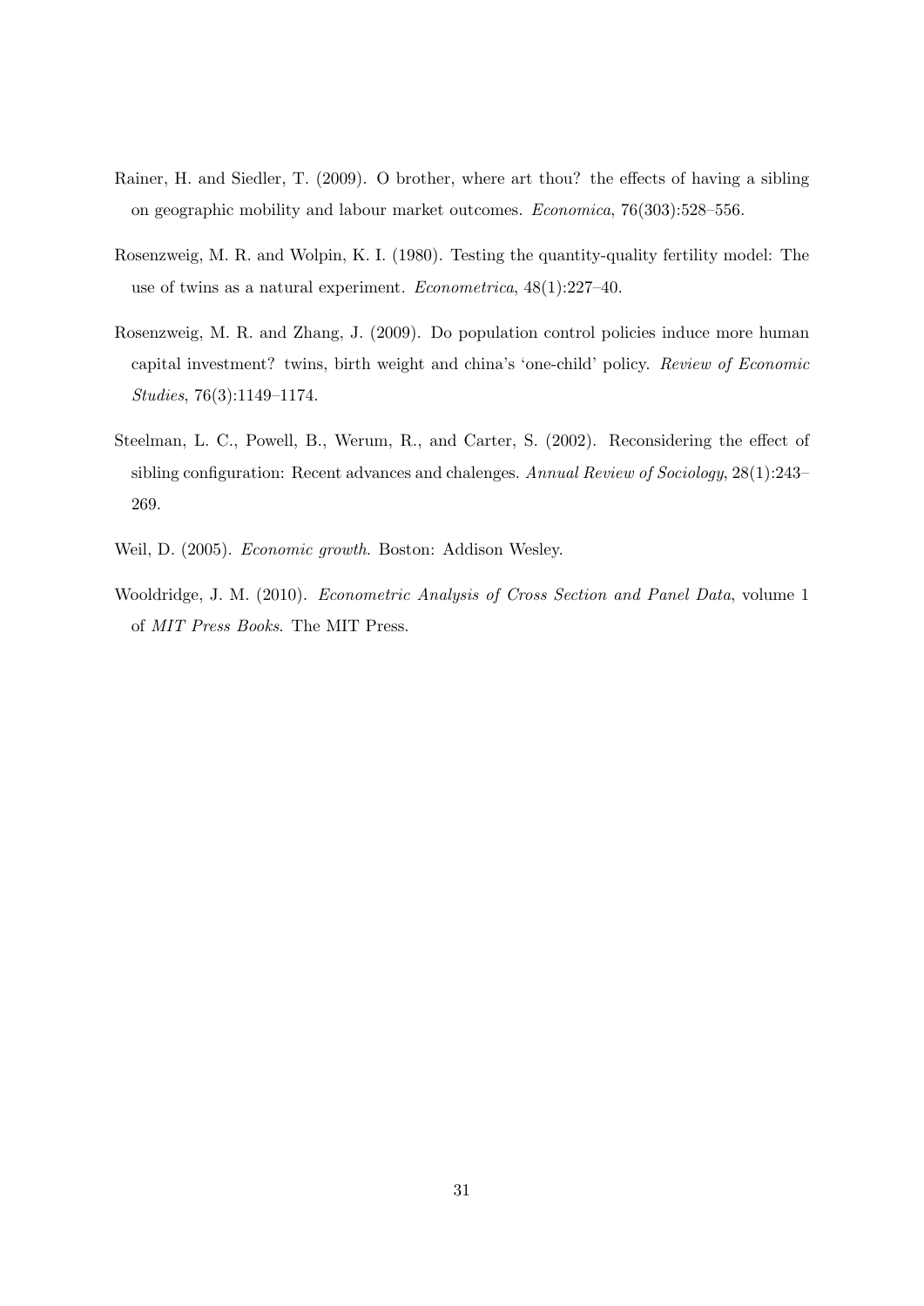Rainer, H. and Siedler, T. (2009). O brother, where art thou? the effects of having a sibling on geographic mobility and labour market outcomes. *Economica*, 76(303):528–556.

Rosenzweig, M. R. and Wolpin, K. I. (1980). Testing the quantity-quality fertility model: The use of twins as a natural experiment. *Econometrica*, 48(1):227–40.

Rosenzweig, M. R. and Zhang, J. (2009). Do population control policies induce more human capital investment? twins, birth weight and china's 'one-child' policy. *Review of Economic Studies*, 76(3):1149–1174.

Steelman, L. C., Powell, B., Werum, R., and Carter, S. (2002). Reconsidering the effect of sibling configuration: Recent advances and chalenges. *Annual Review of Sociology*, 28(1):243–269.

Weil, D. (2005). *Economic growth*. Boston: Addison Wesley.

Wooldridge, J. M. (2010). *Econometric Analysis of Cross Section and Panel Data*, volume 1 of *MIT Press Books*. The MIT Press.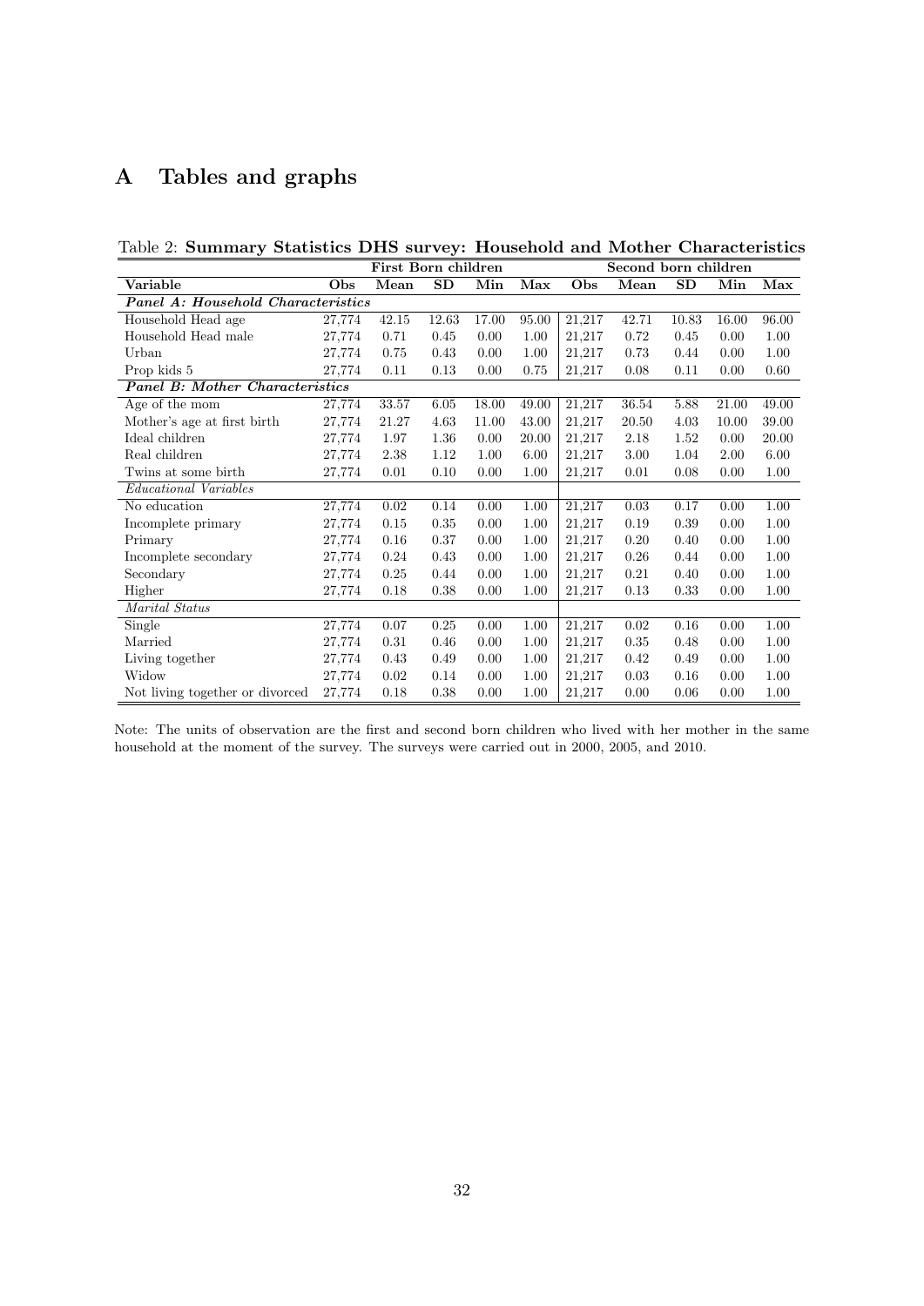# A Tables and graphs

Table 2: **Summary Statistics DHS survey: Household and Mother Characteristics**

| | First Born children | | | | | Second born children | | | | |
|---|---|---|---|---|---|---|---|---|---|---|
| **Variable** | **Obs** | **Mean** | **SD** | **Min** | **Max** | **Obs** | **Mean** | **SD** | **Min** | **Max** |
| ***Panel A: Household Characteristics*** | | | | | | | | | | |
| Household Head age | 27,774 | 42.15 | 12.63 | 17.00 | 95.00 | 21,217 | 42.71 | 10.83 | 16.00 | 96.00 |
| Household Head male | 27,774 | 0.71 | 0.45 | 0.00 | 1.00 | 21,217 | 0.72 | 0.45 | 0.00 | 1.00 |
| Urban | 27,774 | 0.75 | 0.43 | 0.00 | 1.00 | 21,217 | 0.73 | 0.44 | 0.00 | 1.00 |
| Prop kids 5 | 27,774 | 0.11 | 0.13 | 0.00 | 0.75 | 21,217 | 0.08 | 0.11 | 0.00 | 0.60 |
| ***Panel B: Mother Characteristics*** | | | | | | | | | | |
| Age of the mom | 27,774 | 33.57 | 6.05 | 18.00 | 49.00 | 21,217 | 36.54 | 5.88 | 21.00 | 49.00 |
| Mother's age at first birth | 27,774 | 21.27 | 4.63 | 11.00 | 43.00 | 21,217 | 20.50 | 4.03 | 10.00 | 39.00 |
| Ideal children | 27,774 | 1.97 | 1.36 | 0.00 | 20.00 | 21,217 | 2.18 | 1.52 | 0.00 | 20.00 |
| Real children | 27,774 | 2.38 | 1.12 | 1.00 | 6.00 | 21,217 | 3.00 | 1.04 | 2.00 | 6.00 |
| Twins at some birth | 27,774 | 0.01 | 0.10 | 0.00 | 1.00 | 21,217 | 0.01 | 0.08 | 0.00 | 1.00 |
| *Educational Variables* | | | | | | | | | | |
| No education | 27,774 | 0.02 | 0.14 | 0.00 | 1.00 | 21,217 | 0.03 | 0.17 | 0.00 | 1.00 |
| Incomplete primary | 27,774 | 0.15 | 0.35 | 0.00 | 1.00 | 21,217 | 0.19 | 0.39 | 0.00 | 1.00 |
| Primary | 27,774 | 0.16 | 0.37 | 0.00 | 1.00 | 21,217 | 0.20 | 0.40 | 0.00 | 1.00 |
| Incomplete secondary | 27,774 | 0.24 | 0.43 | 0.00 | 1.00 | 21,217 | 0.26 | 0.44 | 0.00 | 1.00 |
| Secondary | 27,774 | 0.25 | 0.44 | 0.00 | 1.00 | 21,217 | 0.21 | 0.40 | 0.00 | 1.00 |
| Higher | 27,774 | 0.18 | 0.38 | 0.00 | 1.00 | 21,217 | 0.13 | 0.33 | 0.00 | 1.00 |
| *Marital Status* | | | | | | | | | | |
| Single | 27,774 | 0.07 | 0.25 | 0.00 | 1.00 | 21,217 | 0.02 | 0.16 | 0.00 | 1.00 |
| Married | 27,774 | 0.31 | 0.46 | 0.00 | 1.00 | 21,217 | 0.35 | 0.48 | 0.00 | 1.00 |
| Living together | 27,774 | 0.43 | 0.49 | 0.00 | 1.00 | 21,217 | 0.42 | 0.49 | 0.00 | 1.00 |
| Widow | 27,774 | 0.02 | 0.14 | 0.00 | 1.00 | 21,217 | 0.03 | 0.16 | 0.00 | 1.00 |
| Not living together or divorced | 27,774 | 0.18 | 0.38 | 0.00 | 1.00 | 21,217 | 0.00 | 0.06 | 0.00 | 1.00 |

Note: The units of observation are the first and second born children who lived with her mother in the same household at the moment of the survey. The surveys were carried out in 2000, 2005, and 2010.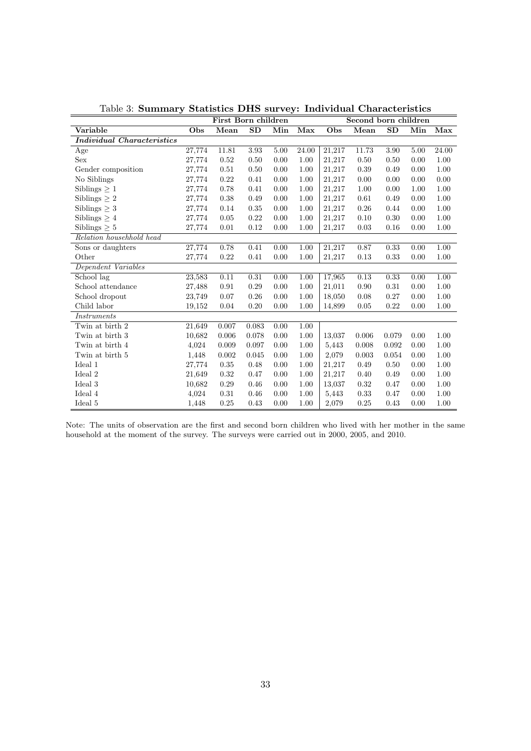Table 3: **Summary Statistics DHS survey: Individual Characteristics**

| | First Born children | | | | | Second born children | | | | |
|---|---|---|---|---|---|---|---|---|---|---|
| **Variable** | **Obs** | **Mean** | **SD** | **Min** | **Max** | **Obs** | **Mean** | **SD** | **Min** | **Max** |
| ***Individual Characteristics*** | | | | | | | | | | |
| Age | 27,774 | 11.81 | 3.93 | 5.00 | 24.00 | 21,217 | 11.73 | 3.90 | 5.00 | 24.00 |
| Sex | 27,774 | 0.52 | 0.50 | 0.00 | 1.00 | 21,217 | 0.50 | 0.50 | 0.00 | 1.00 |
| Gender composition | 27,774 | 0.51 | 0.50 | 0.00 | 1.00 | 21,217 | 0.39 | 0.49 | 0.00 | 1.00 |
| No Siblings | 27,774 | 0.22 | 0.41 | 0.00 | 1.00 | 21,217 | 0.00 | 0.00 | 0.00 | 0.00 |
| Siblings $\geq 1$ | 27,774 | 0.78 | 0.41 | 0.00 | 1.00 | 21,217 | 1.00 | 0.00 | 1.00 | 1.00 |
| Siblings $\geq 2$ | 27,774 | 0.38 | 0.49 | 0.00 | 1.00 | 21,217 | 0.61 | 0.49 | 0.00 | 1.00 |
| Siblings $\geq 3$ | 27,774 | 0.14 | 0.35 | 0.00 | 1.00 | 21,217 | 0.26 | 0.44 | 0.00 | 1.00 |
| Siblings $\geq 4$ | 27,774 | 0.05 | 0.22 | 0.00 | 1.00 | 21,217 | 0.10 | 0.30 | 0.00 | 1.00 |
| Siblings $\geq 5$ | 27,774 | 0.01 | 0.12 | 0.00 | 1.00 | 21,217 | 0.03 | 0.16 | 0.00 | 1.00 |
| *Relation househhold head* | | | | | | | | | | |
| Sons or daughters | 27,774 | 0.78 | 0.41 | 0.00 | 1.00 | 21,217 | 0.87 | 0.33 | 0.00 | 1.00 |
| Other | 27,774 | 0.22 | 0.41 | 0.00 | 1.00 | 21,217 | 0.13 | 0.33 | 0.00 | 1.00 |
| *Dependent Variables* | | | | | | | | | | |
| School lag | 23,583 | 0.11 | 0.31 | 0.00 | 1.00 | 17,965 | 0.13 | 0.33 | 0.00 | 1.00 |
| School attendance | 27,488 | 0.91 | 0.29 | 0.00 | 1.00 | 21,011 | 0.90 | 0.31 | 0.00 | 1.00 |
| School dropout | 23,749 | 0.07 | 0.26 | 0.00 | 1.00 | 18,050 | 0.08 | 0.27 | 0.00 | 1.00 |
| Child labor | 19,152 | 0.04 | 0.20 | 0.00 | 1.00 | 14,899 | 0.05 | 0.22 | 0.00 | 1.00 |
| *Instruments* | | | | | | | | | | |
| Twin at birth 2 | 21,649 | 0.007 | 0.083 | 0.00 | 1.00 | | | | | |
| Twin at birth 3 | 10,682 | 0.006 | 0.078 | 0.00 | 1.00 | 13,037 | 0.006 | 0.079 | 0.00 | 1.00 |
| Twin at birth 4 | 4,024 | 0.009 | 0.097 | 0.00 | 1.00 | 5,443 | 0.008 | 0.092 | 0.00 | 1.00 |
| Twin at birth 5 | 1,448 | 0.002 | 0.045 | 0.00 | 1.00 | 2,079 | 0.003 | 0.054 | 0.00 | 1.00 |
| Ideal 1 | 27,774 | 0.35 | 0.48 | 0.00 | 1.00 | 21,217 | 0.49 | 0.50 | 0.00 | 1.00 |
| Ideal 2 | 21,649 | 0.32 | 0.47 | 0.00 | 1.00 | 21,217 | 0.40 | 0.49 | 0.00 | 1.00 |
| Ideal 3 | 10,682 | 0.29 | 0.46 | 0.00 | 1.00 | 13,037 | 0.32 | 0.47 | 0.00 | 1.00 |
| Ideal 4 | 4,024 | 0.31 | 0.46 | 0.00 | 1.00 | 5,443 | 0.33 | 0.47 | 0.00 | 1.00 |
| Ideal 5 | 1,448 | 0.25 | 0.43 | 0.00 | 1.00 | 2,079 | 0.25 | 0.43 | 0.00 | 1.00 |

Note: The units of observation are the first and second born children who lived with her mother in the same household at the moment of the survey. The surveys were carried out in 2000, 2005, and 2010.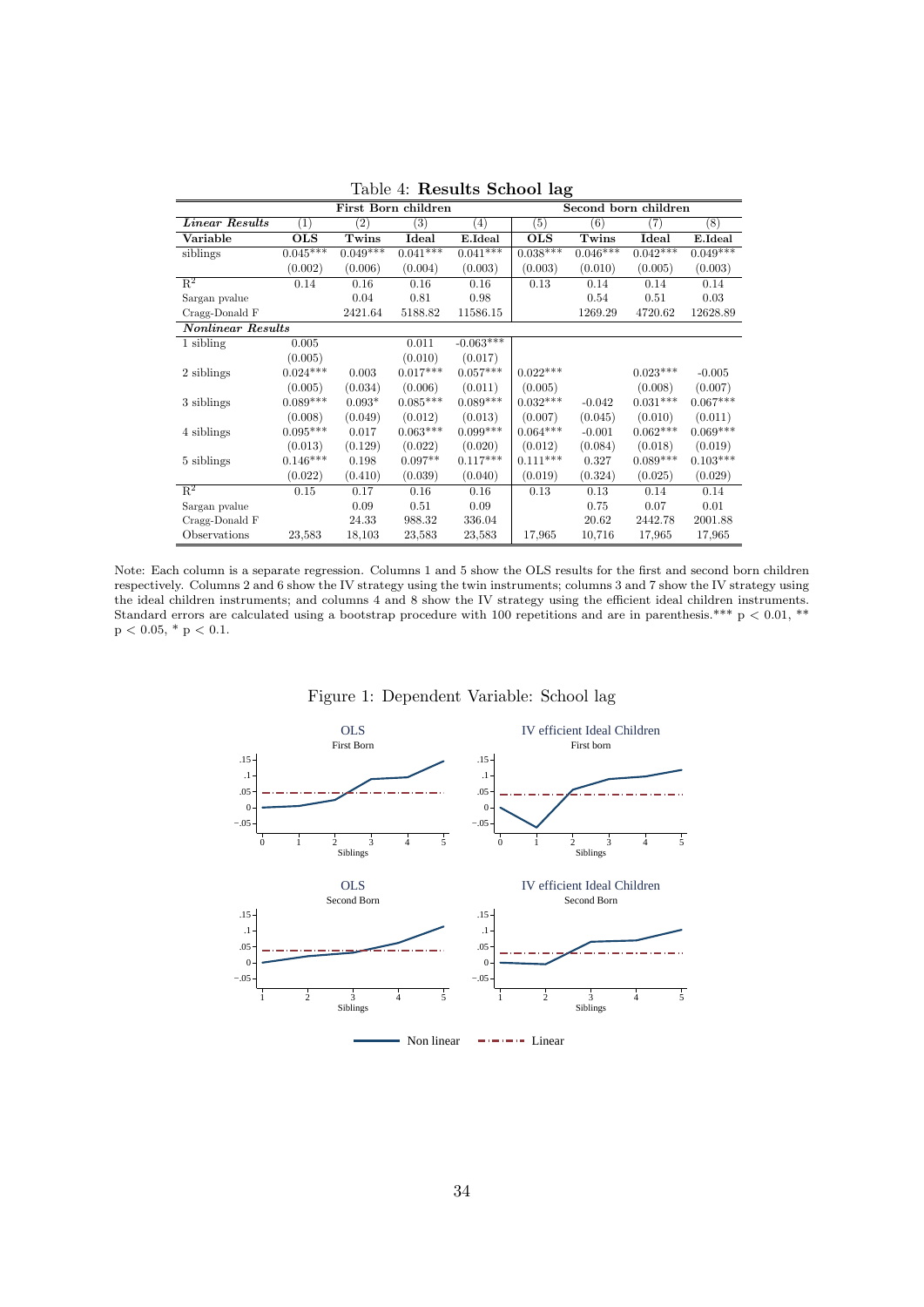Table 4: **Results School lag**

| | First Born children | | | | Second born children | | | |
|---|---|---|---|---|---|---|---|---|
| ***Linear Results*** | (1) | (2) | (3) | (4) | (5) | (6) | (7) | (8) |
| **Variable** | **OLS** | **Twins** | **Ideal** | **E.Ideal** | **OLS** | **Twins** | **Ideal** | **E.Ideal** |
| siblings | 0.045*** | 0.049*** | 0.041*** | 0.041*** | 0.038*** | 0.046*** | 0.042*** | 0.049*** |
| | (0.002) | (0.006) | (0.004) | (0.003) | (0.003) | (0.010) | (0.005) | (0.003) |
| $R^2$ | 0.14 | 0.16 | 0.16 | 0.16 | 0.13 | 0.14 | 0.14 | 0.14 |
| Sargan pvalue | | 0.04 | 0.81 | 0.98 | | 0.54 | 0.51 | 0.03 |
| Cragg-Donald F | | 2421.64 | 5188.82 | 11586.15 | | 1269.29 | 4720.62 | 12628.89 |
| ***Nonlinear Results*** | | | | | | | | |
| 1 sibling | 0.005 | | 0.011 | -0.063*** | | | | |
| | (0.005) | | (0.010) | (0.017) | | | | |
| 2 siblings | 0.024*** | 0.003 | 0.017*** | 0.057*** | 0.022*** | | 0.023*** | -0.005 |
| | (0.005) | (0.034) | (0.006) | (0.011) | (0.005) | | (0.008) | (0.007) |
| 3 siblings | 0.089*** | 0.093* | 0.085*** | 0.089*** | 0.032*** | -0.042 | 0.031*** | 0.067*** |
| | (0.008) | (0.049) | (0.012) | (0.013) | (0.007) | (0.045) | (0.010) | (0.011) |
| 4 siblings | 0.095*** | 0.017 | 0.063*** | 0.099*** | 0.064*** | -0.001 | 0.062*** | 0.069*** |
| | (0.013) | (0.129) | (0.022) | (0.020) | (0.012) | (0.084) | (0.018) | (0.019) |
| 5 siblings | 0.146*** | 0.198 | 0.097** | 0.117*** | 0.111*** | 0.327 | 0.089*** | 0.103*** |
| | (0.022) | (0.410) | (0.039) | (0.040) | (0.019) | (0.324) | (0.025) | (0.029) |
| $R^2$ | 0.15 | 0.17 | 0.16 | 0.16 | 0.13 | 0.13 | 0.14 | 0.14 |
| Sargan pvalue | | 0.09 | 0.51 | 0.09 | | 0.75 | 0.07 | 0.01 |
| Cragg-Donald F | | 24.33 | 988.32 | 336.04 | | 20.62 | 2442.78 | 2001.88 |
| Observations | 23,583 | 18,103 | 23,583 | 23,583 | 17,965 | 10,716 | 17,965 | 17,965 |

Note: Each column is a separate regression. Columns 1 and 5 show the OLS results for the first and second born children respectively. Columns 2 and 6 show the IV strategy using the twin instruments; columns 3 and 7 show the IV strategy using the ideal children instruments; and columns 4 and 8 show the IV strategy using the efficient ideal children instruments. Standard errors are calculated using a bootstrap procedure with 100 repetitions and are in parenthesis.*** $p < 0.01$, ** $p < 0.05$, * $p < 0.1$.

Figure 1: Dependent Variable: School lag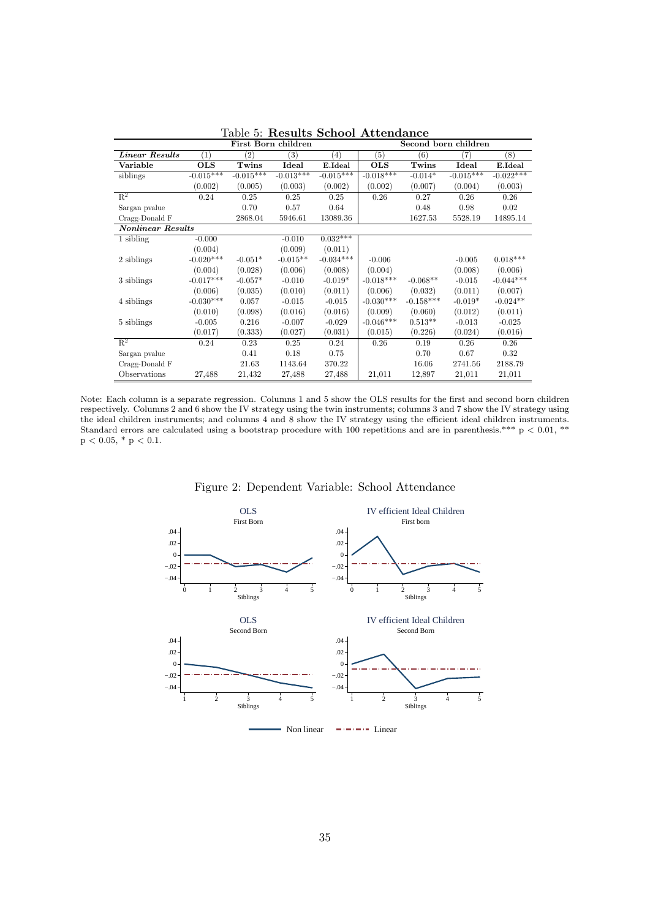Table 5: **Results School Attendance**

| | First Born children | | | | Second born children | | | |
|---|---|---|---|---|---|---|---|---|
| ***Linear Results*** | (1) | (2) | (3) | (4) | (5) | (6) | (7) | (8) |
| **Variable** | **OLS** | **Twins** | **Ideal** | **E.Ideal** | **OLS** | **Twins** | **Ideal** | **E.Ideal** |
| siblings | -0.015*** | -0.015*** | -0.013*** | -0.015*** | -0.018*** | -0.014* | -0.015*** | -0.022*** |
| | (0.002) | (0.005) | (0.003) | (0.002) | (0.002) | (0.007) | (0.004) | (0.003) |
| $R^2$ | 0.24 | 0.25 | 0.25 | 0.25 | 0.26 | 0.27 | 0.26 | 0.26 |
| Sargan pvalue | | 0.70 | 0.57 | 0.64 | | 0.48 | 0.98 | 0.02 |
| Cragg-Donald F | | 2868.04 | 5946.61 | 13089.36 | | 1627.53 | 5528.19 | 14895.14 |
| ***Nonlinear Results*** | | | | | | | | |
| 1 sibling | -0.000 | | -0.010 | 0.032*** | | | | |
| | (0.004) | | (0.009) | (0.011) | | | | |
| 2 siblings | -0.020*** | -0.051* | -0.015** | -0.034*** | -0.006 | | -0.005 | 0.018*** |
| | (0.004) | (0.028) | (0.006) | (0.008) | (0.004) | | (0.008) | (0.006) |
| 3 siblings | -0.017*** | -0.057* | -0.010 | -0.019* | -0.018*** | -0.068** | -0.015 | -0.044*** |
| | (0.006) | (0.035) | (0.010) | (0.011) | (0.006) | (0.032) | (0.011) | (0.007) |
| 4 siblings | -0.030*** | 0.057 | -0.015 | -0.015 | -0.030*** | -0.158*** | -0.019* | -0.024** |
| | (0.010) | (0.098) | (0.016) | (0.016) | (0.009) | (0.060) | (0.012) | (0.011) |
| 5 siblings | -0.005 | 0.216 | -0.007 | -0.029 | -0.046*** | 0.513** | -0.013 | -0.025 |
| | (0.017) | (0.333) | (0.027) | (0.031) | (0.015) | (0.226) | (0.024) | (0.016) |
| $R^2$ | 0.24 | 0.23 | 0.25 | 0.24 | 0.26 | 0.19 | 0.26 | 0.26 |
| Sargan pvalue | | 0.41 | 0.18 | 0.75 | | 0.70 | 0.67 | 0.32 |
| Cragg-Donald F | | 21.63 | 1143.64 | 370.22 | | 16.06 | 2741.56 | 2188.79 |
| Observations | 27,488 | 21,432 | 27,488 | 27,488 | 21,011 | 12,897 | 21,011 | 21,011 |

Note: Each column is a separate regression. Columns 1 and 5 show the OLS results for the first and second born children respectively. Columns 2 and 6 show the IV strategy using the twin instruments; columns 3 and 7 show the IV strategy using the ideal children instruments; and columns 4 and 8 show the IV strategy using the efficient ideal children instruments. Standard errors are calculated using a bootstrap procedure with 100 repetitions and are in parenthesis.*** $p < 0.01$, ** $p < 0.05$, * $p < 0.1$.

Figure 2: Dependent Variable: School Attendance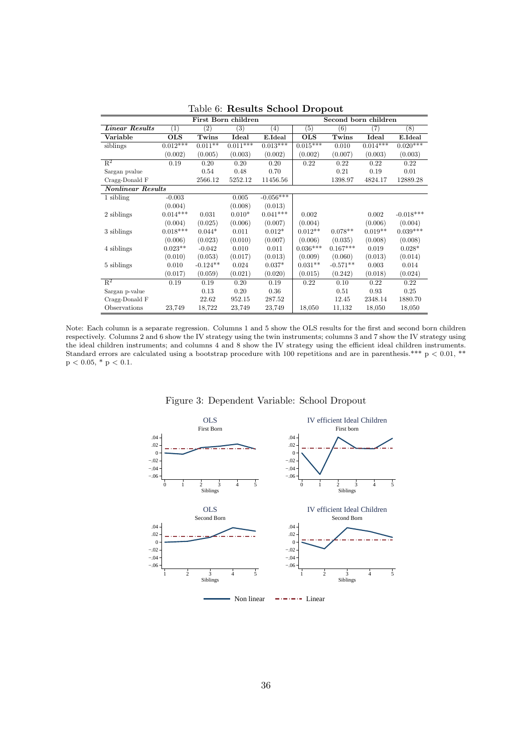Table 6: **Results School Dropout**

| | First Born children | | | | Second born children | | | |
|---|---|---|---|---|---|---|---|---|
| ***Linear Results*** | (1) | (2) | (3) | (4) | (5) | (6) | (7) | (8) |
| **Variable** | **OLS** | **Twins** | **Ideal** | **E.Ideal** | **OLS** | **Twins** | **Ideal** | **E.Ideal** |
| siblings | 0.012*** | 0.011** | 0.011*** | 0.013*** | 0.015*** | 0.010 | 0.014*** | 0.020*** |
| | (0.002) | (0.005) | (0.003) | (0.002) | (0.002) | (0.007) | (0.003) | (0.003) |
| $R^2$ | 0.19 | 0.20 | 0.20 | 0.20 | 0.22 | 0.22 | 0.22 | 0.22 |
| Sargan pvalue | | 0.54 | 0.48 | 0.70 | | 0.21 | 0.19 | 0.01 |
| Cragg-Donald F | | 2566.12 | 5252.12 | 11456.56 | | 1398.97 | 4824.17 | 12889.28 |
| ***Nonlinear Results*** | | | | | | | | |
| 1 sibling | -0.003 | | 0.005 | -0.056*** | | | | |
| | (0.004) | | (0.008) | (0.013) | | | | |
| 2 siblings | 0.014*** | 0.031 | 0.010* | 0.041*** | 0.002 | | 0.002 | -0.018*** |
| | (0.004) | (0.025) | (0.006) | (0.007) | (0.004) | | (0.006) | (0.004) |
| 3 siblings | 0.018*** | 0.044* | 0.011 | 0.012* | 0.012** | 0.078** | 0.019** | 0.039*** |
| | (0.006) | (0.023) | (0.010) | (0.007) | (0.006) | (0.035) | (0.008) | (0.008) |
| 4 siblings | 0.023** | -0.042 | 0.010 | 0.011 | 0.036*** | 0.167*** | 0.019 | 0.028* |
| | (0.010) | (0.053) | (0.017) | (0.013) | (0.009) | (0.060) | (0.013) | (0.014) |
| 5 siblings | 0.010 | -0.124** | 0.024 | 0.037* | 0.031** | -0.571** | 0.003 | 0.014 |
| | (0.017) | (0.059) | (0.021) | (0.020) | (0.015) | (0.242) | (0.018) | (0.024) |
| $R^2$ | 0.19 | 0.19 | 0.20 | 0.19 | 0.22 | 0.10 | 0.22 | 0.22 |
| Sargan p-value | | 0.13 | 0.20 | 0.36 | | 0.51 | 0.93 | 0.25 |
| Cragg-Donald F | | 22.62 | 952.15 | 287.52 | | 12.45 | 2348.14 | 1880.70 |
| Observations | 23,749 | 18,722 | 23,749 | 23,749 | 18,050 | 11,132 | 18,050 | 18,050 |

Note: Each column is a separate regression. Columns 1 and 5 show the OLS results for the first and second born children respectively. Columns 2 and 6 show the IV strategy using the twin instruments; columns 3 and 7 show the IV strategy using the ideal children instruments; and columns 4 and 8 show the IV strategy using the efficient ideal children instruments. Standard errors are calculated using a bootstrap procedure with 100 repetitions and are in parenthesis.*** $p < 0.01$, ** $p < 0.05$, * $p < 0.1$.

Figure 3: Dependent Variable: School Dropout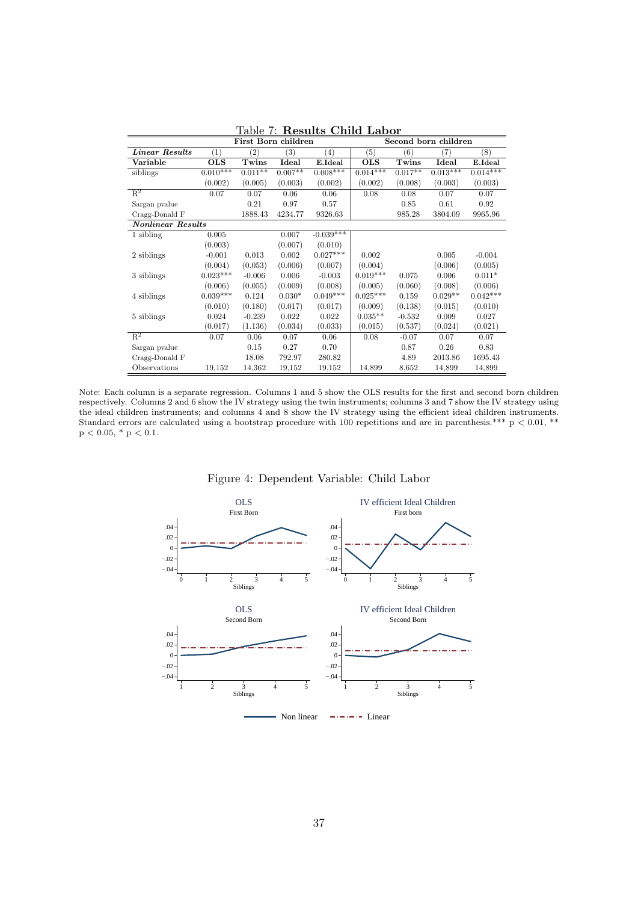Table 7: **Results Child Labor**

| | First Born children | | | | Second born children | | | |
|---|---|---|---|---|---|---|---|---|
| ***Linear Results*** | (1) | (2) | (3) | (4) | (5) | (6) | (7) | (8) |
| **Variable** | **OLS** | **Twins** | **Ideal** | **E.Ideal** | **OLS** | **Twins** | **Ideal** | **E.Ideal** |
| siblings | 0.010*** | 0.011** | 0.007** | 0.008*** | 0.014*** | 0.017** | 0.013*** | 0.014*** |
| | (0.002) | (0.005) | (0.003) | (0.002) | (0.002) | (0.008) | (0.003) | (0.003) |
| $R^2$ | 0.07 | 0.07 | 0.06 | 0.06 | 0.08 | 0.08 | 0.07 | 0.07 |
| Sargan pvalue | | 0.21 | 0.97 | 0.57 | | 0.85 | 0.61 | 0.92 |
| Cragg-Donald F | | 1888.43 | 4234.77 | 9326.63 | | 985.28 | 3804.09 | 9965.96 |
| ***Nonlinear Results*** | | | | | | | | |
| 1 sibling | 0.005 | | 0.007 | -0.039*** | | | | |
| | (0.003) | | (0.007) | (0.010) | | | | |
| 2 siblings | -0.001 | 0.013 | 0.002 | 0.027*** | 0.002 | | 0.005 | -0.004 |
| | (0.004) | (0.053) | (0.006) | (0.007) | (0.004) | | (0.006) | (0.005) |
| 3 siblings | 0.023*** | -0.006 | 0.006 | -0.003 | 0.019*** | 0.075 | 0.006 | 0.011* |
| | (0.006) | (0.055) | (0.009) | (0.008) | (0.005) | (0.060) | (0.008) | (0.006) |
| 4 siblings | 0.039*** | 0.124 | 0.030* | 0.049*** | 0.025*** | 0.159 | 0.029** | 0.042*** |
| | (0.010) | (0.180) | (0.017) | (0.017) | (0.009) | (0.138) | (0.015) | (0.010) |
| 5 siblings | 0.024 | -0.239 | 0.022 | 0.022 | 0.035** | -0.532 | 0.009 | 0.027 |
| | (0.017) | (1.136) | (0.034) | (0.033) | (0.015) | (0.537) | (0.024) | (0.021) |
| $R^2$ | 0.07 | 0.06 | 0.07 | 0.06 | 0.08 | -0.07 | 0.07 | 0.07 |
| Sargan pvalue | | 0.15 | 0.27 | 0.70 | | 0.87 | 0.26 | 0.83 |
| Cragg-Donald F | | 18.08 | 792.97 | 280.82 | | 4.89 | 2013.86 | 1695.43 |
| Observations | 19,152 | 14,362 | 19,152 | 19,152 | 14,899 | 8,652 | 14,899 | 14,899 |

Note: Each column is a separate regression. Columns 1 and 5 show the OLS results for the first and second born children respectively. Columns 2 and 6 show the IV strategy using the twin instruments; columns 3 and 7 show the IV strategy using the ideal children instruments; and columns 4 and 8 show the IV strategy using the efficient ideal children instruments. Standard errors are calculated using a bootstrap procedure with 100 repetitions and are in parenthesis.*** $p < 0.01$, ** $p < 0.05$, * $p < 0.1$.

Figure 4: Dependent Variable: Child Labor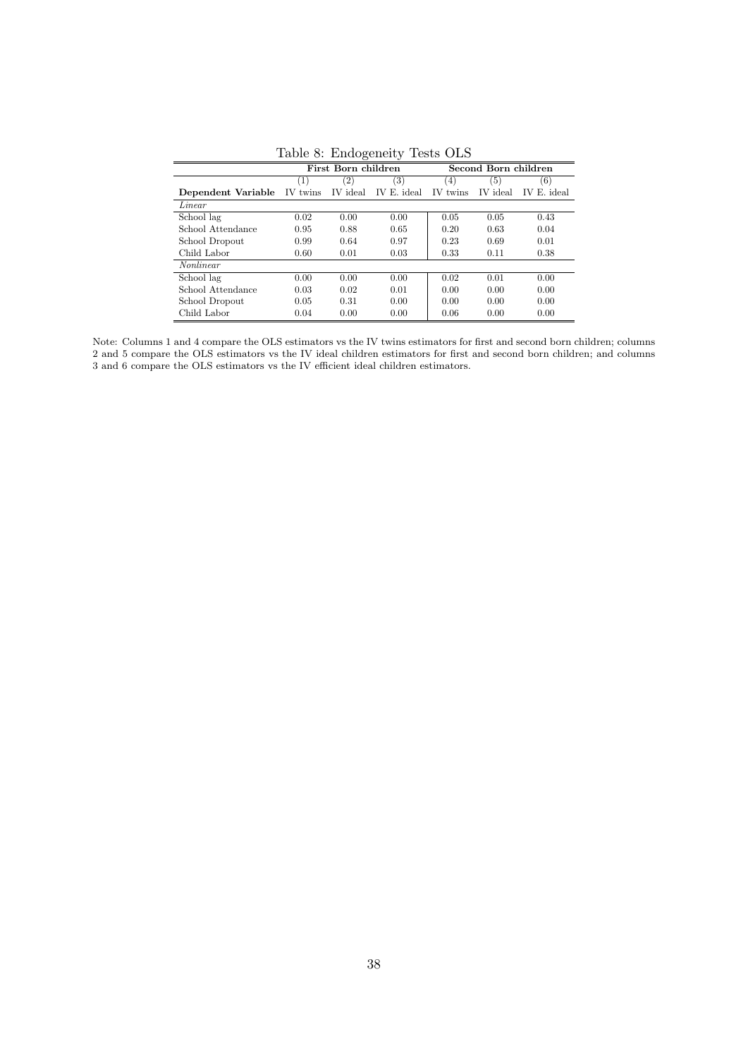Table 8: Endogeneity Tests OLS

| | First Born children | | | Second Born children | | |
|---|---|---|---|---|---|---|
| | (1) | (2) | (3) | (4) | (5) | (6) |
| **Dependent Variable** | IV twins | IV ideal | IV E. ideal | IV twins | IV ideal | IV E. ideal |
| *Linear* | | | | | | |
| School lag | 0.02 | 0.00 | 0.00 | 0.05 | 0.05 | 0.43 |
| School Attendance | 0.95 | 0.88 | 0.65 | 0.20 | 0.63 | 0.04 |
| School Dropout | 0.99 | 0.64 | 0.97 | 0.23 | 0.69 | 0.01 |
| Child Labor | 0.60 | 0.01 | 0.03 | 0.33 | 0.11 | 0.38 |
| *Nonlinear* | | | | | | |
| School lag | 0.00 | 0.00 | 0.00 | 0.02 | 0.01 | 0.00 |
| School Attendance | 0.03 | 0.02 | 0.01 | 0.00 | 0.00 | 0.00 |
| School Dropout | 0.05 | 0.31 | 0.00 | 0.00 | 0.00 | 0.00 |
| Child Labor | 0.04 | 0.00 | 0.00 | 0.06 | 0.00 | 0.00 |

Note: Columns 1 and 4 compare the OLS estimators vs the IV twins estimators for first and second born children; columns 2 and 5 compare the OLS estimators vs the IV ideal children estimators for first and second born children; and columns 3 and 6 compare the OLS estimators vs the IV efficient ideal children estimators.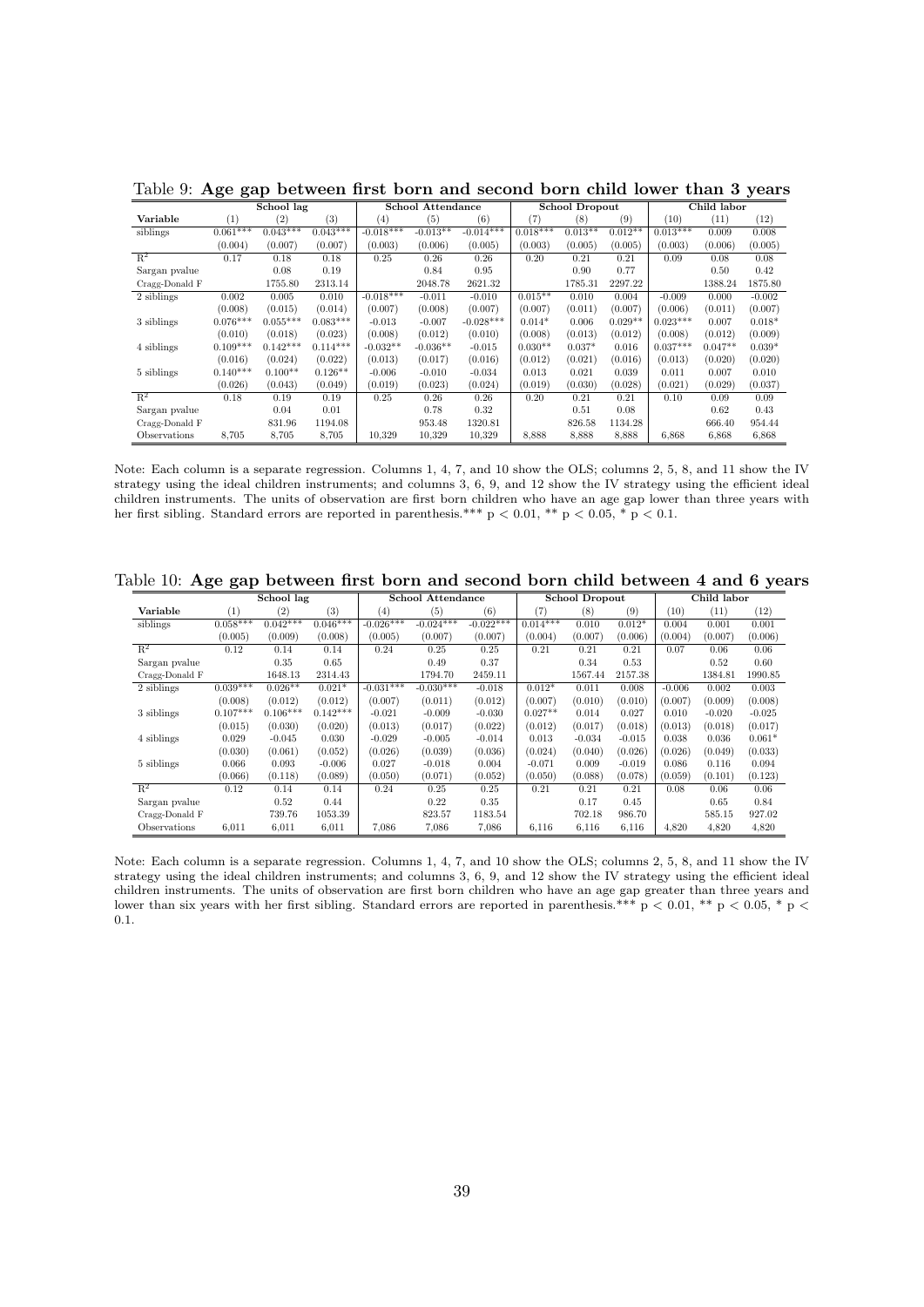Table 9: **Age gap between first born and second born child lower than 3 years**

| | School lag | | | School Attendance | | | School Dropout | | | Child labor | | |
|---|---|---|---|---|---|---|---|---|---|---|---|---|
| **Variable** | (1) | (2) | (3) | (4) | (5) | (6) | (7) | (8) | (9) | (10) | (11) | (12) |
| siblings | 0.061*** | 0.043*** | 0.043*** | -0.018*** | -0.013** | -0.014*** | 0.018*** | 0.013** | 0.012** | 0.013*** | 0.009 | 0.008 |
| | (0.004) | (0.007) | (0.007) | (0.003) | (0.006) | (0.005) | (0.003) | (0.005) | (0.005) | (0.003) | (0.006) | (0.005) |
| $R^2$ | 0.17 | 0.18 | 0.18 | 0.25 | 0.26 | 0.26 | 0.20 | 0.21 | 0.21 | 0.09 | 0.08 | 0.08 |
| Sargan pvalue | | 0.08 | 0.19 | | 0.84 | 0.95 | | 0.90 | 0.77 | | 0.50 | 0.42 |
| Cragg-Donald F | | 1755.80 | 2313.14 | | 2048.78 | 2621.32 | | 1785.31 | 2297.22 | | 1388.24 | 1875.80 |
| 2 siblings | 0.002 | 0.005 | 0.010 | -0.018*** | -0.011 | -0.010 | 0.015** | 0.010 | 0.004 | -0.009 | 0.000 | -0.002 |
| | (0.008) | (0.015) | (0.014) | (0.007) | (0.008) | (0.007) | (0.007) | (0.011) | (0.007) | (0.006) | (0.011) | (0.007) |
| 3 siblings | 0.076*** | 0.055*** | 0.083*** | -0.013 | -0.007 | -0.028*** | 0.014* | 0.006 | 0.029** | 0.023*** | 0.007 | 0.018* |
| | (0.010) | (0.018) | (0.023) | (0.008) | (0.012) | (0.010) | (0.008) | (0.013) | (0.012) | (0.008) | (0.012) | (0.009) |
| 4 siblings | 0.109*** | 0.142*** | 0.114*** | -0.032** | -0.036** | -0.015 | 0.030** | 0.037* | 0.016 | 0.037*** | 0.047** | 0.039* |
| | (0.016) | (0.024) | (0.022) | (0.013) | (0.017) | (0.016) | (0.012) | (0.021) | (0.016) | (0.013) | (0.020) | (0.020) |
| 5 siblings | 0.140*** | 0.100** | 0.126** | -0.006 | -0.010 | -0.034 | 0.013 | 0.021 | 0.039 | 0.011 | 0.007 | 0.010 |
| | (0.026) | (0.043) | (0.049) | (0.019) | (0.023) | (0.024) | (0.019) | (0.030) | (0.028) | (0.021) | (0.029) | (0.037) |
| $R^2$ | 0.18 | 0.19 | 0.19 | 0.25 | 0.26 | 0.26 | 0.20 | 0.21 | 0.21 | 0.10 | 0.09 | 0.09 |
| Sargan pvalue | | 0.04 | 0.01 | | 0.78 | 0.32 | | 0.51 | 0.08 | | 0.62 | 0.43 |
| Cragg-Donald F | | 831.96 | 1194.08 | | 953.48 | 1320.81 | | 826.58 | 1134.28 | | 666.40 | 954.44 |
| Observations | 8,705 | 8,705 | 8,705 | 10,329 | 10,329 | 10,329 | 8,888 | 8,888 | 8,888 | 6,868 | 6,868 | 6,868 |

Note: Each column is a separate regression. Columns 1, 4, 7, and 10 show the OLS; columns 2, 5, 8, and 11 show the IV strategy using the ideal children instruments; and columns 3, 6, 9, and 12 show the IV strategy using the efficient ideal children instruments. The units of observation are first born children who have an age gap lower than three years with her first sibling. Standard errors are reported in parenthesis.*** p < 0.01, ** p < 0.05, * p < 0.1.

Table 10: **Age gap between first born and second born child between 4 and 6 years**

| | School lag | | | School Attendance | | | School Dropout | | | Child labor | | |
|---|---|---|---|---|---|---|---|---|---|---|---|---|
| **Variable** | (1) | (2) | (3) | (4) | (5) | (6) | (7) | (8) | (9) | (10) | (11) | (12) |
| siblings | 0.058*** | 0.042*** | 0.046*** | -0.026*** | -0.024*** | -0.022*** | 0.014*** | 0.010 | 0.012* | 0.004 | 0.001 | 0.001 |
| | (0.005) | (0.009) | (0.008) | (0.005) | (0.007) | (0.007) | (0.004) | (0.007) | (0.006) | (0.004) | (0.007) | (0.006) |
| $R^2$ | 0.12 | 0.14 | 0.14 | 0.24 | 0.25 | 0.25 | 0.21 | 0.21 | 0.21 | 0.07 | 0.06 | 0.06 |
| Sargan pvalue | | 0.35 | 0.65 | | 0.49 | 0.37 | | 0.34 | 0.53 | | 0.52 | 0.60 |
| Cragg-Donald F | | 1648.13 | 2314.43 | | 1794.70 | 2459.11 | | 1567.44 | 2157.38 | | 1384.81 | 1990.85 |
| 2 siblings | 0.039*** | 0.026** | 0.021* | -0.031*** | -0.030*** | -0.018 | 0.012* | 0.011 | 0.008 | -0.006 | 0.002 | 0.003 |
| | (0.008) | (0.012) | (0.012) | (0.007) | (0.011) | (0.012) | (0.007) | (0.010) | (0.010) | (0.007) | (0.009) | (0.008) |
| 3 siblings | 0.107*** | 0.106*** | 0.142*** | -0.021 | -0.009 | -0.030 | 0.027** | 0.014 | 0.027 | 0.010 | -0.020 | -0.025 |
| | (0.015) | (0.030) | (0.020) | (0.013) | (0.017) | (0.022) | (0.012) | (0.017) | (0.018) | (0.013) | (0.018) | (0.017) |
| 4 siblings | 0.029 | -0.045 | 0.030 | -0.029 | -0.005 | -0.014 | 0.013 | -0.034 | -0.015 | 0.038 | 0.036 | 0.061* |
| | (0.030) | (0.061) | (0.052) | (0.026) | (0.039) | (0.036) | (0.024) | (0.040) | (0.026) | (0.026) | (0.049) | (0.033) |
| 5 siblings | 0.066 | 0.093 | -0.006 | 0.027 | -0.018 | 0.004 | -0.071 | 0.009 | -0.019 | 0.086 | 0.116 | 0.094 |
| | (0.066) | (0.118) | (0.089) | (0.050) | (0.071) | (0.052) | (0.050) | (0.088) | (0.078) | (0.059) | (0.101) | (0.123) |
| $R^2$ | 0.12 | 0.14 | 0.14 | 0.24 | 0.25 | 0.25 | 0.21 | 0.21 | 0.21 | 0.08 | 0.06 | 0.06 |
| Sargan pvalue | | 0.52 | 0.44 | | 0.22 | 0.35 | | 0.17 | 0.45 | | 0.65 | 0.84 |
| Cragg-Donald F | | 739.76 | 1053.39 | | 823.57 | 1183.54 | | 702.18 | 986.70 | | 585.15 | 927.02 |
| Observations | 6,011 | 6,011 | 6,011 | 7,086 | 7,086 | 7,086 | 6,116 | 6,116 | 6,116 | 4,820 | 4,820 | 4,820 |

Note: Each column is a separate regression. Columns 1, 4, 7, and 10 show the OLS; columns 2, 5, 8, and 11 show the IV strategy using the ideal children instruments; and columns 3, 6, 9, and 12 show the IV strategy using the efficient ideal children instruments. The units of observation are first born children who have an age gap greater than three years and lower than six years with her first sibling. Standard errors are reported in parenthesis.*** p < 0.01, ** p < 0.05, * p < 0.1.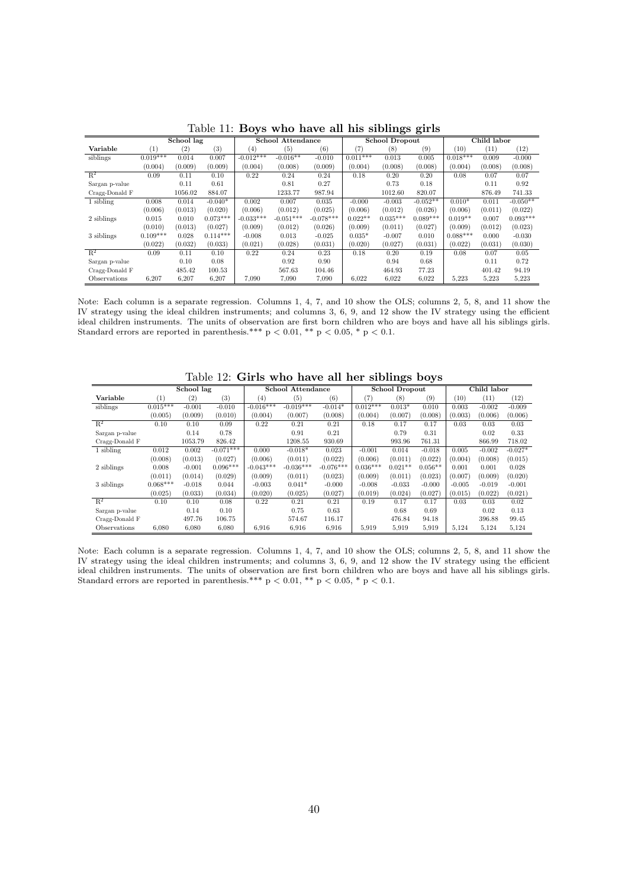Table 11: **Boys who have all his siblings girls**

| | School lag | | | School Attendance | | | School Dropout | | | Child labor | | |
|---|---|---|---|---|---|---|---|---|---|---|---|---|
| **Variable** | (1) | (2) | (3) | (4) | (5) | (6) | (7) | (8) | (9) | (10) | (11) | (12) |
| siblings | 0.019*** | 0.014 | 0.007 | -0.012*** | -0.016** | -0.010 | 0.011*** | 0.013 | 0.005 | 0.018*** | 0.009 | -0.000 |
| | (0.004) | (0.009) | (0.009) | (0.004) | (0.008) | (0.009) | (0.004) | (0.008) | (0.008) | (0.004) | (0.008) | (0.008) |
| $R^2$ | 0.09 | 0.11 | 0.10 | 0.22 | 0.24 | 0.24 | 0.18 | 0.20 | 0.20 | 0.08 | 0.07 | 0.07 |
| Sargan p-value | | 0.11 | 0.61 | | 0.81 | 0.27 | | 0.73 | 0.18 | | 0.11 | 0.92 |
| Cragg-Donald F | | 1056.02 | 884.07 | | 1233.77 | 987.94 | | 1012.60 | 820.07 | | 876.49 | 741.33 |
| 1 sibling | 0.008 | 0.014 | -0.040* | 0.002 | 0.007 | 0.035 | -0.000 | -0.003 | -0.052** | 0.010* | 0.011 | -0.050** |
| | (0.006) | (0.013) | (0.020) | (0.006) | (0.012) | (0.025) | (0.006) | (0.012) | (0.026) | (0.006) | (0.011) | (0.022) |
| 2 siblings | 0.015 | 0.010 | 0.073*** | -0.033*** | -0.051*** | -0.078*** | 0.022** | 0.035*** | 0.089*** | 0.019** | 0.007 | 0.093*** |
| | (0.010) | (0.013) | (0.027) | (0.009) | (0.012) | (0.026) | (0.009) | (0.011) | (0.027) | (0.009) | (0.012) | (0.023) |
| 3 siblings | 0.109*** | 0.028 | 0.114*** | -0.008 | 0.013 | -0.025 | 0.035* | -0.007 | 0.010 | 0.088*** | 0.000 | -0.030 |
| | (0.022) | (0.032) | (0.033) | (0.021) | (0.028) | (0.031) | (0.020) | (0.027) | (0.031) | (0.022) | (0.031) | (0.030) |
| $R^2$ | 0.09 | 0.11 | 0.10 | 0.22 | 0.24 | 0.23 | 0.18 | 0.20 | 0.19 | 0.08 | 0.07 | 0.05 |
| Sargan p-value | | 0.10 | 0.08 | | 0.92 | 0.90 | | 0.94 | 0.68 | | 0.11 | 0.72 |
| Cragg-Donald F | | 485.42 | 100.53 | | 567.63 | 104.46 | | 464.93 | 77.23 | | 401.42 | 94.19 |
| Observations | 6,207 | 6,207 | 6,207 | 7,090 | 7,090 | 7,090 | 6,022 | 6,022 | 6,022 | 5,223 | 5,223 | 5,223 |

Note: Each column is a separate regression. Columns 1, 4, 7, and 10 show the OLS; columns 2, 5, 8, and 11 show the IV strategy using the ideal children instruments; and columns 3, 6, 9, and 12 show the IV strategy using the efficient ideal children instruments. The units of observation are first born children who are boys and have all his siblings girls. Standard errors are reported in parenthesis.*** $p < 0.01$, ** $p < 0.05$, * $p < 0.1$.

Table 12: **Girls who have all her siblings boys**

| | School lag | | | School Attendance | | | School Dropout | | | Child labor | | |
|---|---|---|---|---|---|---|---|---|---|---|---|---|
| **Variable** | (1) | (2) | (3) | (4) | (5) | (6) | (7) | (8) | (9) | (10) | (11) | (12) |
| siblings | 0.015*** | -0.001 | -0.010 | -0.016*** | -0.019*** | -0.014* | 0.012*** | 0.013* | 0.010 | 0.003 | -0.002 | -0.009 |
| | (0.005) | (0.009) | (0.010) | (0.004) | (0.007) | (0.008) | (0.004) | (0.007) | (0.008) | (0.003) | (0.006) | (0.006) |
| $R^2$ | 0.10 | 0.10 | 0.09 | 0.22 | 0.21 | 0.21 | 0.18 | 0.17 | 0.17 | 0.03 | 0.03 | 0.03 |
| Sargan p-value | | 0.14 | 0.78 | | 0.91 | 0.21 | | 0.79 | 0.31 | | 0.02 | 0.33 |
| Cragg-Donald F | | 1053.79 | 826.42 | | 1208.55 | 930.69 | | 993.96 | 761.31 | | 866.99 | 718.02 |
| 1 sibling | 0.012 | 0.002 | -0.071*** | 0.000 | -0.018* | 0.023 | -0.001 | 0.014 | -0.018 | 0.005 | -0.002 | -0.027* |
| | (0.008) | (0.013) | (0.027) | (0.006) | (0.011) | (0.022) | (0.006) | (0.011) | (0.022) | (0.004) | (0.008) | (0.015) |
| 2 siblings | 0.008 | -0.001 | 0.096*** | -0.043*** | -0.036*** | -0.076*** | 0.036*** | 0.021** | 0.056** | 0.001 | 0.001 | 0.028 |
| | (0.011) | (0.014) | (0.029) | (0.009) | (0.011) | (0.023) | (0.009) | (0.011) | (0.023) | (0.007) | (0.009) | (0.020) |
| 3 siblings | 0.068*** | -0.018 | 0.044 | -0.003 | 0.041* | -0.000 | -0.008 | -0.033 | -0.000 | -0.005 | -0.019 | -0.001 |
| | (0.025) | (0.033) | (0.034) | (0.020) | (0.025) | (0.027) | (0.019) | (0.024) | (0.027) | (0.015) | (0.022) | (0.021) |
| $R^2$ | 0.10 | 0.10 | 0.08 | 0.22 | 0.21 | 0.21 | 0.19 | 0.17 | 0.17 | 0.03 | 0.03 | 0.02 |
| Sargan p-value | | 0.14 | 0.10 | | 0.75 | 0.63 | | 0.68 | 0.69 | | 0.02 | 0.13 |
| Cragg-Donald F | | 497.76 | 106.75 | | 574.67 | 116.17 | | 476.84 | 94.18 | | 396.88 | 99.45 |
| Observations | 6,080 | 6,080 | 6,080 | 6,916 | 6,916 | 6,916 | 5,919 | 5,919 | 5,919 | 5,124 | 5,124 | 5,124 |

Note: Each column is a separate regression. Columns 1, 4, 7, and 10 show the OLS; columns 2, 5, 8, and 11 show the IV strategy using the ideal children instruments; and columns 3, 6, 9, and 12 show the IV strategy using the efficient ideal children instruments. The units of observation are first born children who are boys and have all his siblings girls. Standard errors are reported in parenthesis.*** $p < 0.01$, ** $p < 0.05$, * $p < 0.1$.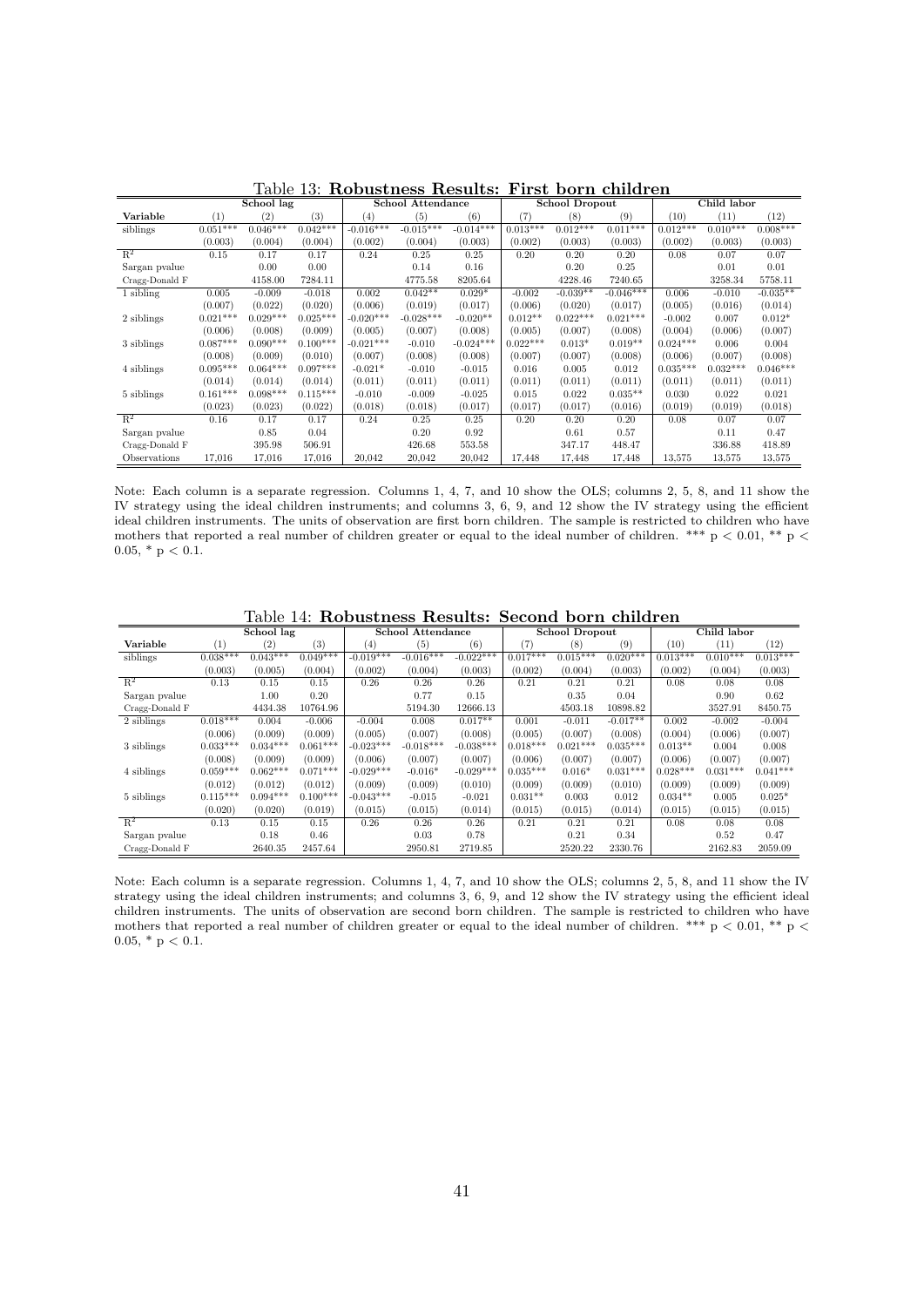Table 13: **Robustness Results: First born children**

| | School lag | | | School Attendance | | | School Dropout | | | Child labor | | |
|---|---|---|---|---|---|---|---|---|---|---|---|---|
| **Variable** | (1) | (2) | (3) | (4) | (5) | (6) | (7) | (8) | (9) | (10) | (11) | (12) |
| siblings | 0.051*** | 0.046*** | 0.042*** | -0.016*** | -0.015*** | -0.014*** | 0.013*** | 0.012*** | 0.011*** | 0.012*** | 0.010*** | 0.008*** |
| | (0.003) | (0.004) | (0.004) | (0.002) | (0.004) | (0.003) | (0.002) | (0.003) | (0.003) | (0.002) | (0.003) | (0.003) |
| $R^2$ | 0.15 | 0.17 | 0.17 | 0.24 | 0.25 | 0.25 | 0.20 | 0.20 | 0.20 | 0.08 | 0.07 | 0.07 |
| Sargan pvalue | | 0.00 | 0.00 | | 0.14 | 0.16 | | 0.20 | 0.25 | | 0.01 | 0.01 |
| Cragg-Donald F | | 4158.00 | 7284.11 | | 4775.58 | 8205.64 | | 4228.46 | 7240.65 | | 3258.34 | 5758.11 |
| 1 sibling | 0.005 | -0.009 | -0.018 | 0.002 | 0.042** | 0.029* | -0.002 | -0.039** | -0.046*** | 0.006 | -0.010 | -0.035** |
| | (0.007) | (0.022) | (0.020) | (0.006) | (0.019) | (0.017) | (0.006) | (0.020) | (0.017) | (0.005) | (0.016) | (0.014) |
| 2 siblings | 0.021*** | 0.029*** | 0.025*** | -0.020*** | -0.028*** | -0.020** | 0.012** | 0.022*** | 0.021*** | -0.002 | 0.007 | 0.012* |
| | (0.006) | (0.008) | (0.009) | (0.005) | (0.007) | (0.008) | (0.005) | (0.007) | (0.008) | (0.004) | (0.006) | (0.007) |
| 3 siblings | 0.087*** | 0.090*** | 0.100*** | -0.021*** | -0.010 | -0.024*** | 0.022*** | 0.013* | 0.019** | 0.024*** | 0.006 | 0.004 |
| | (0.008) | (0.009) | (0.010) | (0.007) | (0.008) | (0.008) | (0.007) | (0.007) | (0.008) | (0.006) | (0.007) | (0.008) |
| 4 siblings | 0.095*** | 0.064*** | 0.097*** | -0.021* | -0.010 | -0.015 | 0.016 | 0.005 | 0.012 | 0.035*** | 0.032*** | 0.046*** |
| | (0.014) | (0.014) | (0.014) | (0.011) | (0.011) | (0.011) | (0.011) | (0.011) | (0.011) | (0.011) | (0.011) | (0.011) |
| 5 siblings | 0.161*** | 0.098*** | 0.115*** | -0.010 | -0.009 | -0.025 | 0.015 | 0.022 | 0.035** | 0.030 | 0.022 | 0.021 |
| | (0.023) | (0.023) | (0.022) | (0.018) | (0.018) | (0.017) | (0.017) | (0.017) | (0.016) | (0.019) | (0.019) | (0.018) |
| $R^2$ | 0.16 | 0.17 | 0.17 | 0.24 | 0.25 | 0.25 | 0.20 | 0.20 | 0.20 | 0.08 | 0.07 | 0.07 |
| Sargan pvalue | | 0.85 | 0.04 | | 0.20 | 0.92 | | 0.61 | 0.57 | | 0.11 | 0.47 |
| Cragg-Donald F | | 395.98 | 506.91 | | 426.68 | 553.58 | | 347.17 | 448.47 | | 336.88 | 418.89 |
| Observations | 17,016 | 17,016 | 17,016 | 20,042 | 20,042 | 20,042 | 17,448 | 17,448 | 17,448 | 13,575 | 13,575 | 13,575 |

Note: Each column is a separate regression. Columns 1, 4, 7, and 10 show the OLS; columns 2, 5, 8, and 11 show the IV strategy using the ideal children instruments; and columns 3, 6, 9, and 12 show the IV strategy using the efficient ideal children instruments. The units of observation are first born children. The sample is restricted to children who have mothers that reported a real number of children greater or equal to the ideal number of children. *** p < 0.01, ** p < 0.05, * p < 0.1.

Table 14: **Robustness Results: Second born children**

| | School lag | | | School Attendance | | | School Dropout | | | Child labor | | |
|---|---|---|---|---|---|---|---|---|---|---|---|---|
| **Variable** | (1) | (2) | (3) | (4) | (5) | (6) | (7) | (8) | (9) | (10) | (11) | (12) |
| siblings | 0.038*** | 0.043*** | 0.049*** | -0.019*** | -0.016*** | -0.022*** | 0.017*** | 0.015*** | 0.020*** | 0.013*** | 0.010*** | 0.013*** |
| | (0.003) | (0.005) | (0.004) | (0.002) | (0.004) | (0.003) | (0.002) | (0.004) | (0.003) | (0.002) | (0.004) | (0.003) |
| $R^2$ | 0.13 | 0.15 | 0.15 | 0.26 | 0.26 | 0.26 | 0.21 | 0.21 | 0.21 | 0.08 | 0.08 | 0.08 |
| Sargan pvalue | | 1.00 | 0.20 | | 0.77 | 0.15 | | 0.35 | 0.04 | | 0.90 | 0.62 |
| Cragg-Donald F | | 4434.38 | 10764.96 | | 5194.30 | 12666.13 | | 4503.18 | 10898.82 | | 3527.91 | 8450.75 |
| 2 siblings | 0.018*** | 0.004 | -0.006 | -0.004 | 0.008 | 0.017** | 0.001 | -0.011 | -0.017** | 0.002 | -0.002 | -0.004 |
| | (0.006) | (0.009) | (0.009) | (0.005) | (0.007) | (0.008) | (0.005) | (0.007) | (0.008) | (0.004) | (0.006) | (0.007) |
| 3 siblings | 0.033*** | 0.034*** | 0.061*** | -0.023*** | -0.018*** | -0.038*** | 0.018*** | 0.021*** | 0.035*** | 0.013** | 0.004 | 0.008 |
| | (0.008) | (0.009) | (0.009) | (0.006) | (0.007) | (0.007) | (0.006) | (0.007) | (0.007) | (0.006) | (0.007) | (0.007) |
| 4 siblings | 0.059*** | 0.062*** | 0.071*** | -0.029*** | -0.016* | -0.029*** | 0.035*** | 0.016* | 0.031*** | 0.028*** | 0.031*** | 0.041*** |
| | (0.012) | (0.012) | (0.012) | (0.009) | (0.009) | (0.010) | (0.009) | (0.009) | (0.010) | (0.009) | (0.009) | (0.009) |
| 5 siblings | 0.115*** | 0.094*** | 0.100*** | -0.043*** | -0.015 | -0.021 | 0.031** | 0.003 | 0.012 | 0.034** | 0.005 | 0.025* |
| | (0.020) | (0.020) | (0.019) | (0.015) | (0.015) | (0.014) | (0.015) | (0.015) | (0.014) | (0.015) | (0.015) | (0.015) |
| $R^2$ | 0.13 | 0.15 | 0.15 | 0.26 | 0.26 | 0.26 | 0.21 | 0.21 | 0.21 | 0.08 | 0.08 | 0.08 |
| Sargan pvalue | | 0.18 | 0.46 | | 0.03 | 0.78 | | 0.21 | 0.34 | | 0.52 | 0.47 |
| Cragg-Donald F | | 2640.35 | 2457.64 | | 2950.81 | 2719.85 | | 2520.22 | 2330.76 | | 2162.83 | 2059.09 |

Note: Each column is a separate regression. Columns 1, 4, 7, and 10 show the OLS; columns 2, 5, 8, and 11 show the IV strategy using the ideal children instruments; and columns 3, 6, 9, and 12 show the IV strategy using the efficient ideal children instruments. The units of observation are second born children. The sample is restricted to children who have mothers that reported a real number of children greater or equal to the ideal number of children. *** p < 0.01, ** p < 0.05, * p < 0.1.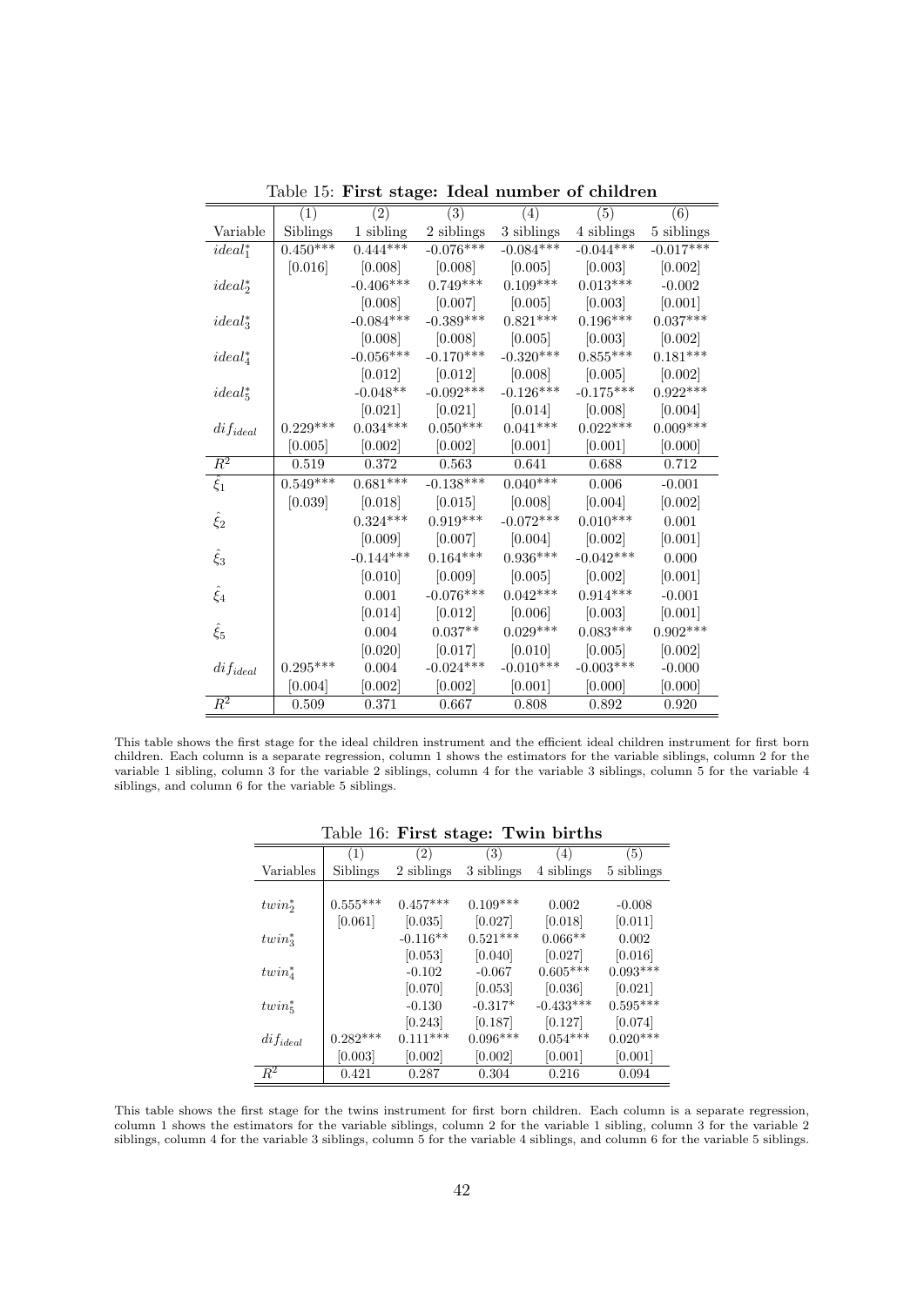Table 15: **First stage: Ideal number of children**

| | (1) | (2) | (3) | (4) | (5) | (6) |
|---|---|---|---|---|---|---|
| Variable | Siblings | 1 sibling | 2 siblings | 3 siblings | 4 siblings | 5 siblings |
| $ideal_1^*$ | 0.450*** | 0.444*** | -0.076*** | -0.084*** | -0.044*** | -0.017*** |
| | [0.016] | [0.008] | [0.008] | [0.005] | [0.003] | [0.002] |
| $ideal_2^*$ | | -0.406*** | 0.749*** | 0.109*** | 0.013*** | -0.002 |
| | | [0.008] | [0.007] | [0.005] | [0.003] | [0.001] |
| $ideal_3^*$ | | -0.084*** | -0.389*** | 0.821*** | 0.196*** | 0.037*** |
| | | [0.008] | [0.008] | [0.005] | [0.003] | [0.002] |
| $ideal_4^*$ | | -0.056*** | -0.170*** | -0.320*** | 0.855*** | 0.181*** |
| | | [0.012] | [0.012] | [0.008] | [0.005] | [0.002] |
| $ideal_5^*$ | | -0.048** | -0.092*** | -0.126*** | -0.175*** | 0.922*** |
| | | [0.021] | [0.021] | [0.014] | [0.008] | [0.004] |
| $dif_{ideal}$ | 0.229*** | 0.034*** | 0.050*** | 0.041*** | 0.022*** | 0.009*** |
| | [0.005] | [0.002] | [0.002] | [0.001] | [0.001] | [0.000] |
| $R^2$ | 0.519 | 0.372 | 0.563 | 0.641 | 0.688 | 0.712 |
| $\hat{\xi}_1$ | 0.549*** | 0.681*** | -0.138*** | 0.040*** | 0.006 | -0.001 |
| | [0.039] | [0.018] | [0.015] | [0.008] | [0.004] | [0.002] |
| $\hat{\xi}_2$ | | 0.324*** | 0.919*** | -0.072*** | 0.010*** | 0.001 |
| | | [0.009] | [0.007] | [0.004] | [0.002] | [0.001] |
| $\hat{\xi}_3$ | | -0.144*** | 0.164*** | 0.936*** | -0.042*** | 0.000 |
| | | [0.010] | [0.009] | [0.005] | [0.002] | [0.001] |
| $\hat{\xi}_4$ | | 0.001 | -0.076*** | 0.042*** | 0.914*** | -0.001 |
| | | [0.014] | [0.012] | [0.006] | [0.003] | [0.001] |
| $\hat{\xi}_5$ | | 0.004 | 0.037** | 0.029*** | 0.083*** | 0.902*** |
| | | [0.020] | [0.017] | [0.010] | [0.005] | [0.002] |
| $dif_{ideal}$ | 0.295*** | 0.004 | -0.024*** | -0.010*** | -0.003*** | -0.000 |
| | [0.004] | [0.002] | [0.002] | [0.001] | [0.000] | [0.000] |
| $R^2$ | 0.509 | 0.371 | 0.667 | 0.808 | 0.892 | 0.920 |

This table shows the first stage for the ideal children instrument and the efficient ideal children instrument for first born children. Each column is a separate regression, column 1 shows the estimators for the variable siblings, column 2 for the variable 1 sibling, column 3 for the variable 2 siblings, column 4 for the variable 3 siblings, column 5 for the variable 4 siblings, and column 6 for the variable 5 siblings.

Table 16: **First stage: Twin births**

| | (1) | (2) | (3) | (4) | (5) |
|---|---|---|---|---|---|
| Variables | Siblings | 2 siblings | 3 siblings | 4 siblings | 5 siblings |
| $twin_2^*$ | 0.555*** | 0.457*** | 0.109*** | 0.002 | -0.008 |
| | [0.061] | [0.035] | [0.027] | [0.018] | [0.011] |
| $twin_3^*$ | | -0.116** | 0.521*** | 0.066** | 0.002 |
| | | [0.053] | [0.040] | [0.027] | [0.016] |
| $twin_4^*$ | | -0.102 | -0.067 | 0.605*** | 0.093*** |
| | | [0.070] | [0.053] | [0.036] | [0.021] |
| $twin_5^*$ | | -0.130 | -0.317* | -0.433*** | 0.595*** |
| | | [0.243] | [0.187] | [0.127] | [0.074] |
| $dif_{ideal}$ | 0.282*** | 0.111*** | 0.096*** | 0.054*** | 0.020*** |
| | [0.003] | [0.002] | [0.002] | [0.001] | [0.001] |
| $R^2$ | 0.421 | 0.287 | 0.304 | 0.216 | 0.094 |

This table shows the first stage for the twins instrument for first born children. Each column is a separate regression, column 1 shows the estimators for the variable siblings, column 2 for the variable 1 sibling, column 3 for the variable 2 siblings, column 4 for the variable 3 siblings, column 5 for the variable 4 siblings, and column 6 for the variable 5 siblings.